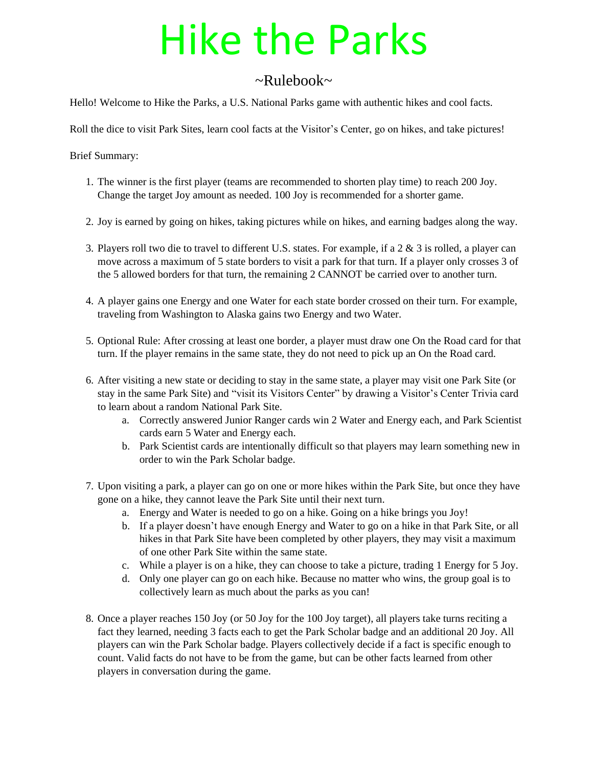# Hike the Parks

## ~Rulebook~

Hello! Welcome to Hike the Parks, a U.S. National Parks game with authentic hikes and cool facts.

Roll the dice to visit Park Sites, learn cool facts at the Visitor's Center, go on hikes, and take pictures!

Brief Summary:

1. The winner is the first player (teams are recommended to shorten play time) to reach 200 Joy. Change the target Joy amount as needed. 100 Joy is recommended for a shorter game.

2. Joy is earned by going on hikes, taking pictures while on hikes, and earning badges along the way.

3. Players roll two die to travel to different U.S. states. For example, if a 2 & 3 is rolled, a player can move across a maximum of 5 state borders to visit a park for that turn. If a player only crosses 3 of the 5 allowed borders for that turn, the remaining 2 CANNOT be carried over to another turn.

4. A player gains one Energy and one Water for each state border crossed on their turn. For example, traveling from Washington to Alaska gains two Energy and two Water.

5. Optional Rule: After crossing at least one border, a player must draw one On the Road card for that turn. If the player remains in the same state, they do not need to pick up an On the Road card.

6. After visiting a new state or deciding to stay in the same state, a player may visit one Park Site (or stay in the same Park Site) and "visit its Visitors Center" by drawing a Visitor's Center Trivia card to learn about a random National Park Site.
   a. Correctly answered Junior Ranger cards win 2 Water and Energy each, and Park Scientist cards earn 5 Water and Energy each.
   b. Park Scientist cards are intentionally difficult so that players may learn something new in order to win the Park Scholar badge.

7. Upon visiting a park, a player can go on one or more hikes within the Park Site, but once they have gone on a hike, they cannot leave the Park Site until their next turn.
   a. Energy and Water is needed to go on a hike. Going on a hike brings you Joy!
   b. If a player doesn't have enough Energy and Water to go on a hike in that Park Site, or all hikes in that Park Site have been completed by other players, they may visit a maximum of one other Park Site within the same state.
   c. While a player is on a hike, they can choose to take a picture, trading 1 Energy for 5 Joy.
   d. Only one player can go on each hike. Because no matter who wins, the group goal is to collectively learn as much about the parks as you can!

8. Once a player reaches 150 Joy (or 50 Joy for the 100 Joy target), all players take turns reciting a fact they learned, needing 3 facts each to get the Park Scholar badge and an additional 20 Joy. All players can win the Park Scholar badge. Players collectively decide if a fact is specific enough to count. Valid facts do not have to be from the game, but can be other facts learned from other players in conversation during the game.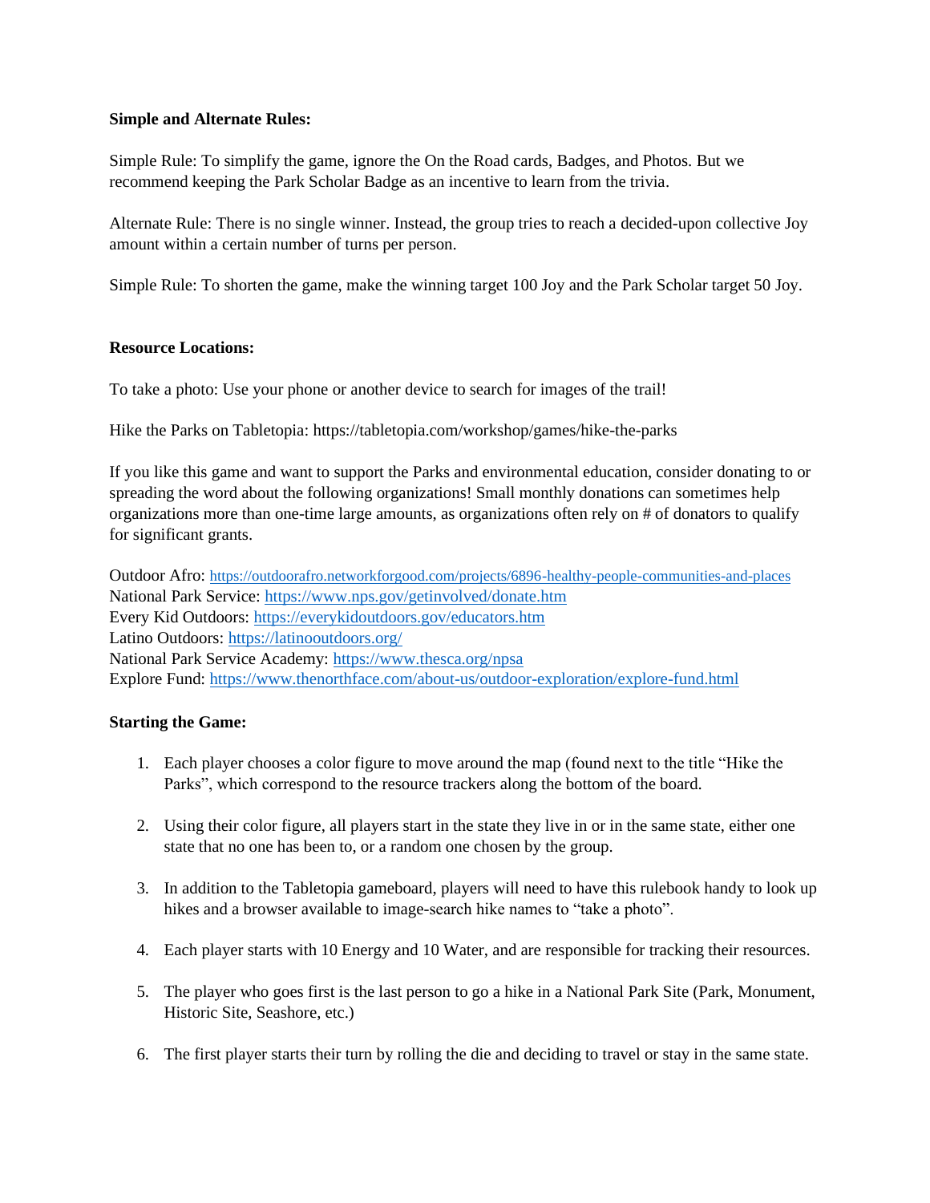**Simple and Alternate Rules:**

Simple Rule: To simplify the game, ignore the On the Road cards, Badges, and Photos. But we recommend keeping the Park Scholar Badge as an incentive to learn from the trivia.

Alternate Rule: There is no single winner. Instead, the group tries to reach a decided-upon collective Joy amount within a certain number of turns per person.

Simple Rule: To shorten the game, make the winning target 100 Joy and the Park Scholar target 50 Joy.

**Resource Locations:**

To take a photo: Use your phone or another device to search for images of the trail!

Hike the Parks on Tabletopia: https://tabletopia.com/workshop/games/hike-the-parks

If you like this game and want to support the Parks and environmental education, consider donating to or spreading the word about the following organizations! Small monthly donations can sometimes help organizations more than one-time large amounts, as organizations often rely on # of donators to qualify for significant grants.

Outdoor Afro: https://outdoorafro.networkforgood.com/projects/6896-healthy-people-communities-and-places
National Park Service: https://www.nps.gov/getinvolved/donate.htm
Every Kid Outdoors: https://everykidoutdoors.gov/educators.htm
Latino Outdoors: https://latinooutdoors.org/
National Park Service Academy: https://www.thesca.org/npsa
Explore Fund: https://www.thenorthface.com/about-us/outdoor-exploration/explore-fund.html

**Starting the Game:**

1. Each player chooses a color figure to move around the map (found next to the title "Hike the Parks", which correspond to the resource trackers along the bottom of the board.

2. Using their color figure, all players start in the state they live in or in the same state, either one state that no one has been to, or a random one chosen by the group.

3. In addition to the Tabletopia gameboard, players will need to have this rulebook handy to look up hikes and a browser available to image-search hike names to "take a photo".

4. Each player starts with 10 Energy and 10 Water, and are responsible for tracking their resources.

5. The player who goes first is the last person to go a hike in a National Park Site (Park, Monument, Historic Site, Seashore, etc.)

6. The first player starts their turn by rolling the die and deciding to travel or stay in the same state.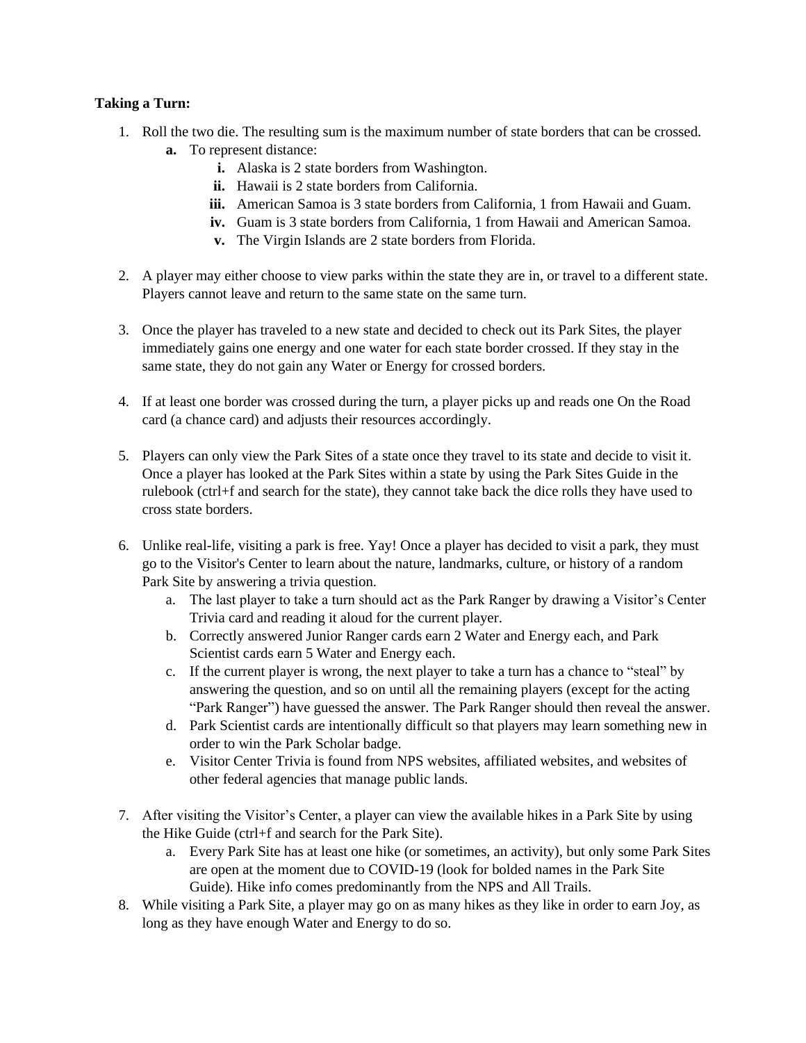**Taking a Turn:**

1. Roll the two die. The resulting sum is the maximum number of state borders that can be crossed.
    a. To represent distance:
        i. Alaska is 2 state borders from Washington.
        ii. Hawaii is 2 state borders from California.
        iii. American Samoa is 3 state borders from California, 1 from Hawaii and Guam.
        iv. Guam is 3 state borders from California, 1 from Hawaii and American Samoa.
        v. The Virgin Islands are 2 state borders from Florida.

2. A player may either choose to view parks within the state they are in, or travel to a different state. Players cannot leave and return to the same state on the same turn.

3. Once the player has traveled to a new state and decided to check out its Park Sites, the player immediately gains one energy and one water for each state border crossed. If they stay in the same state, they do not gain any Water or Energy for crossed borders.

4. If at least one border was crossed during the turn, a player picks up and reads one On the Road card (a chance card) and adjusts their resources accordingly.

5. Players can only view the Park Sites of a state once they travel to its state and decide to visit it. Once a player has looked at the Park Sites within a state by using the Park Sites Guide in the rulebook (ctrl+f and search for the state), they cannot take back the dice rolls they have used to cross state borders.

6. Unlike real-life, visiting a park is free. Yay! Once a player has decided to visit a park, they must go to the Visitor's Center to learn about the nature, landmarks, culture, or history of a random Park Site by answering a trivia question.
    a. The last player to take a turn should act as the Park Ranger by drawing a Visitor's Center Trivia card and reading it aloud for the current player.
    b. Correctly answered Junior Ranger cards earn 2 Water and Energy each, and Park Scientist cards earn 5 Water and Energy each.
    c. If the current player is wrong, the next player to take a turn has a chance to "steal" by answering the question, and so on until all the remaining players (except for the acting "Park Ranger") have guessed the answer. The Park Ranger should then reveal the answer.
    d. Park Scientist cards are intentionally difficult so that players may learn something new in order to win the Park Scholar badge.
    e. Visitor Center Trivia is found from NPS websites, affiliated websites, and websites of other federal agencies that manage public lands.

7. After visiting the Visitor's Center, a player can view the available hikes in a Park Site by using the Hike Guide (ctrl+f and search for the Park Site).
    a. Every Park Site has at least one hike (or sometimes, an activity), but only some Park Sites are open at the moment due to COVID-19 (look for bolded names in the Park Site Guide). Hike info comes predominantly from the NPS and All Trails.
8. While visiting a Park Site, a player may go on as many hikes as they like in order to earn Joy, as long as they have enough Water and Energy to do so.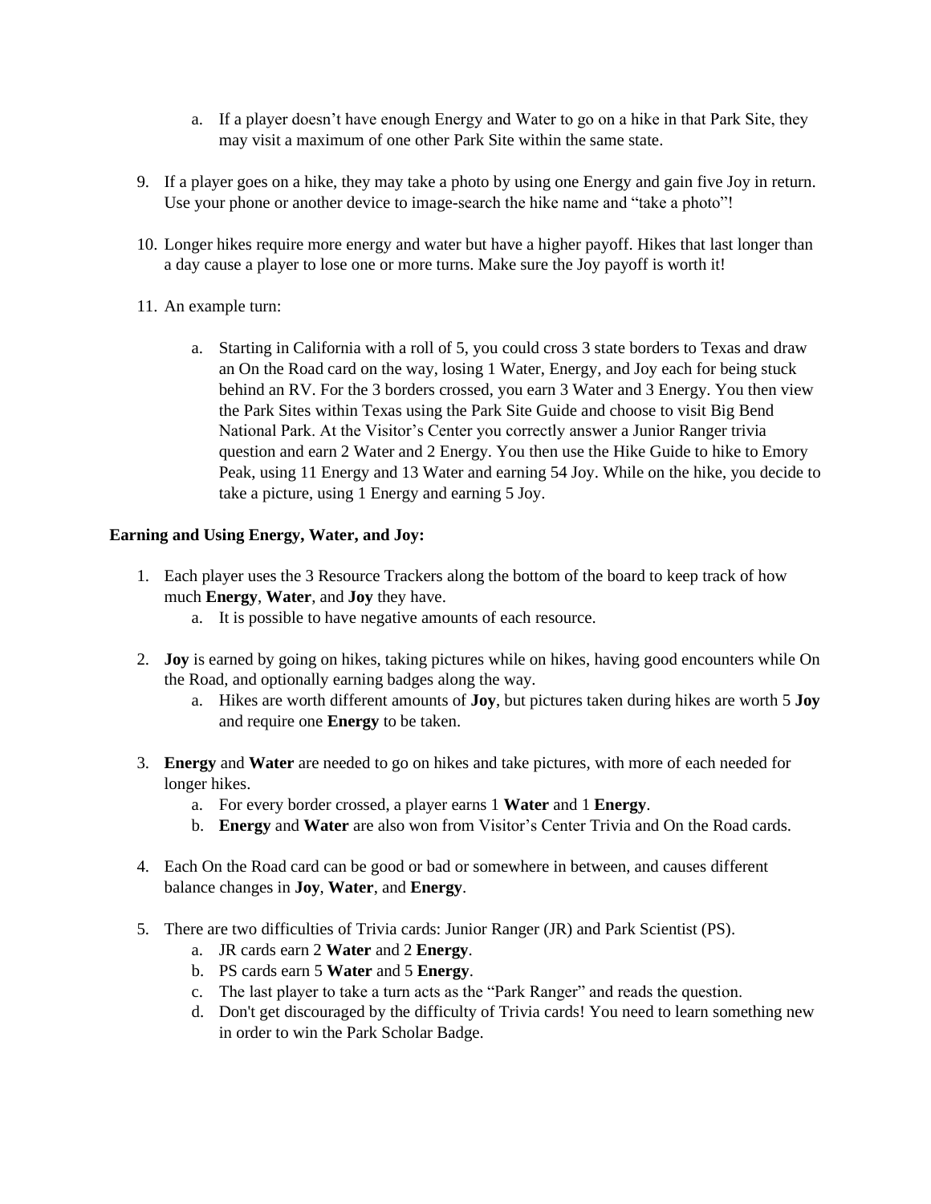a. If a player doesn't have enough Energy and Water to go on a hike in that Park Site, they may visit a maximum of one other Park Site within the same state.

9. If a player goes on a hike, they may take a photo by using one Energy and gain five Joy in return. Use your phone or another device to image-search the hike name and "take a photo"!

10. Longer hikes require more energy and water but have a higher payoff. Hikes that last longer than a day cause a player to lose one or more turns. Make sure the Joy payoff is worth it!

11. An example turn:

    a. Starting in California with a roll of 5, you could cross 3 state borders to Texas and draw an On the Road card on the way, losing 1 Water, Energy, and Joy each for being stuck behind an RV. For the 3 borders crossed, you earn 3 Water and 3 Energy. You then view the Park Sites within Texas using the Park Site Guide and choose to visit Big Bend National Park. At the Visitor's Center you correctly answer a Junior Ranger trivia question and earn 2 Water and 2 Energy. You then use the Hike Guide to hike to Emory Peak, using 11 Energy and 13 Water and earning 54 Joy. While on the hike, you decide to take a picture, using 1 Energy and earning 5 Joy.

**Earning and Using Energy, Water, and Joy:**

1. Each player uses the 3 Resource Trackers along the bottom of the board to keep track of how much **Energy**, **Water**, and **Joy** they have.
   a. It is possible to have negative amounts of each resource.

2. **Joy** is earned by going on hikes, taking pictures while on hikes, having good encounters while On the Road, and optionally earning badges along the way.
   a. Hikes are worth different amounts of **Joy**, but pictures taken during hikes are worth 5 **Joy** and require one **Energy** to be taken.

3. **Energy** and **Water** are needed to go on hikes and take pictures, with more of each needed for longer hikes.
   a. For every border crossed, a player earns 1 **Water** and 1 **Energy**.
   b. **Energy** and **Water** are also won from Visitor's Center Trivia and On the Road cards.

4. Each On the Road card can be good or bad or somewhere in between, and causes different balance changes in **Joy**, **Water**, and **Energy**.

5. There are two difficulties of Trivia cards: Junior Ranger (JR) and Park Scientist (PS).
   a. JR cards earn 2 **Water** and 2 **Energy**.
   b. PS cards earn 5 **Water** and 5 **Energy**.
   c. The last player to take a turn acts as the "Park Ranger" and reads the question.
   d. Don't get discouraged by the difficulty of Trivia cards! You need to learn something new in order to win the Park Scholar Badge.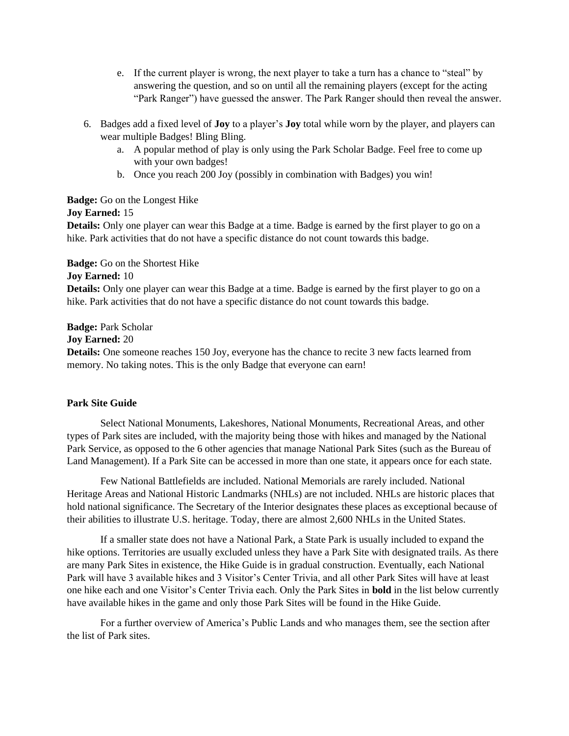e. If the current player is wrong, the next player to take a turn has a chance to "steal" by answering the question, and so on until all the remaining players (except for the acting "Park Ranger") have guessed the answer. The Park Ranger should then reveal the answer.

6. Badges add a fixed level of **Joy** to a player's **Joy** total while worn by the player, and players can wear multiple Badges! Bling Bling.
   a. A popular method of play is only using the Park Scholar Badge. Feel free to come up with your own badges!
   b. Once you reach 200 Joy (possibly in combination with Badges) you win!

**Badge:** Go on the Longest Hike
**Joy Earned:** 15
**Details:** Only one player can wear this Badge at a time. Badge is earned by the first player to go on a hike. Park activities that do not have a specific distance do not count towards this badge.

**Badge:** Go on the Shortest Hike
**Joy Earned:** 10
**Details:** Only one player can wear this Badge at a time. Badge is earned by the first player to go on a hike. Park activities that do not have a specific distance do not count towards this badge.

**Badge:** Park Scholar
**Joy Earned:** 20
**Details:** One someone reaches 150 Joy, everyone has the chance to recite 3 new facts learned from memory. No taking notes. This is the only Badge that everyone can earn!

**Park Site Guide**

Select National Monuments, Lakeshores, National Monuments, Recreational Areas, and other types of Park sites are included, with the majority being those with hikes and managed by the National Park Service, as opposed to the 6 other agencies that manage National Park Sites (such as the Bureau of Land Management). If a Park Site can be accessed in more than one state, it appears once for each state.

Few National Battlefields are included. National Memorials are rarely included. National Heritage Areas and National Historic Landmarks (NHLs) are not included. NHLs are historic places that hold national significance. The Secretary of the Interior designates these places as exceptional because of their abilities to illustrate U.S. heritage. Today, there are almost 2,600 NHLs in the United States.

If a smaller state does not have a National Park, a State Park is usually included to expand the hike options. Territories are usually excluded unless they have a Park Site with designated trails. As there are many Park Sites in existence, the Hike Guide is in gradual construction. Eventually, each National Park will have 3 available hikes and 3 Visitor's Center Trivia, and all other Park Sites will have at least one hike each and one Visitor's Center Trivia each. Only the Park Sites in **bold** in the list below currently have available hikes in the game and only those Park Sites will be found in the Hike Guide.

For a further overview of America's Public Lands and who manages them, see the section after the list of Park sites.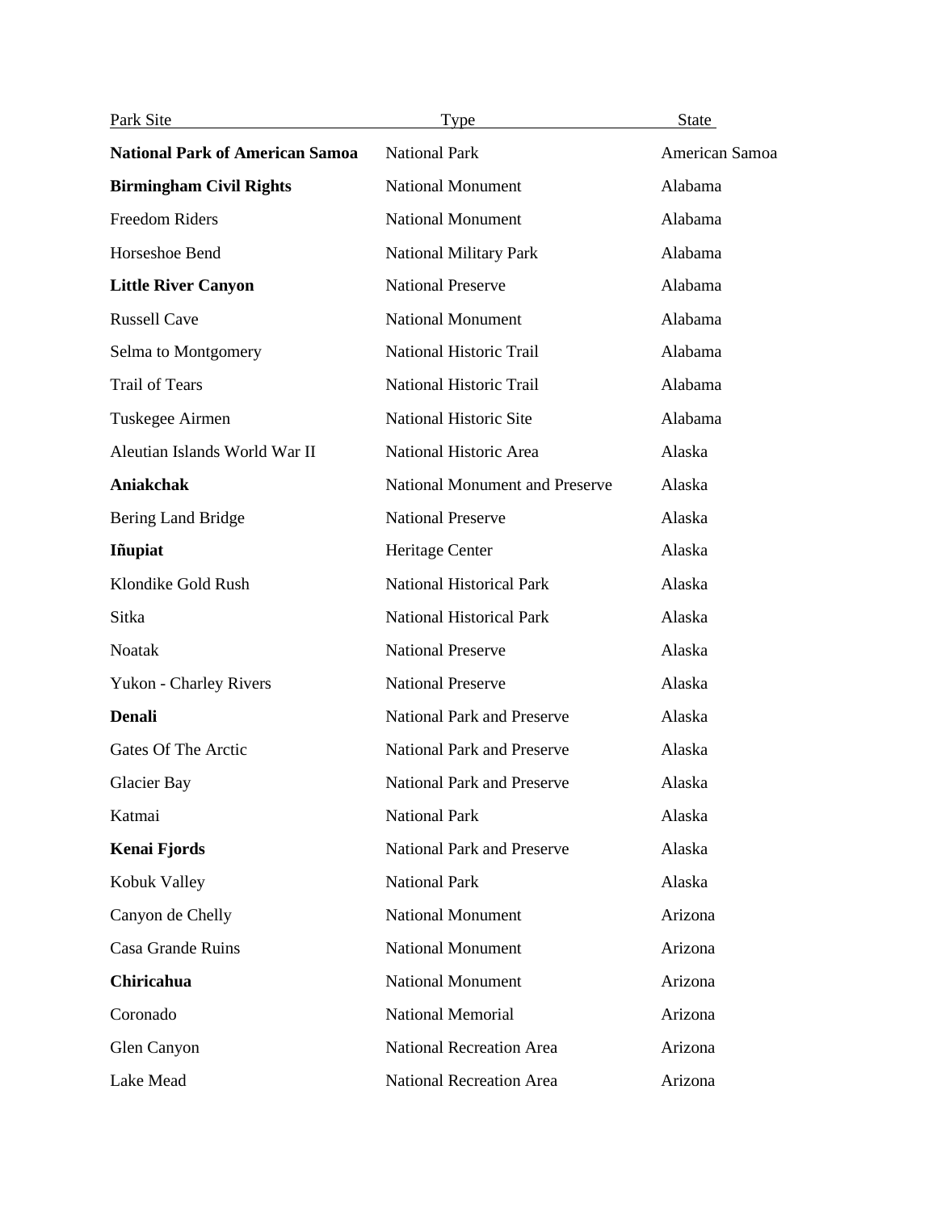| Park Site | Type | State |
| --- | --- | --- |
| **National Park of American Samoa** | National Park | American Samoa |
| **Birmingham Civil Rights** | National Monument | Alabama |
| Freedom Riders | National Monument | Alabama |
| Horseshoe Bend | National Military Park | Alabama |
| **Little River Canyon** | National Preserve | Alabama |
| Russell Cave | National Monument | Alabama |
| Selma to Montgomery | National Historic Trail | Alabama |
| Trail of Tears | National Historic Trail | Alabama |
| Tuskegee Airmen | National Historic Site | Alabama |
| Aleutian Islands World War II | National Historic Area | Alaska |
| **Aniakchak** | National Monument and Preserve | Alaska |
| Bering Land Bridge | National Preserve | Alaska |
| **Iñupiat** | Heritage Center | Alaska |
| Klondike Gold Rush | National Historical Park | Alaska |
| Sitka | National Historical Park | Alaska |
| Noatak | National Preserve | Alaska |
| Yukon - Charley Rivers | National Preserve | Alaska |
| **Denali** | National Park and Preserve | Alaska |
| Gates Of The Arctic | National Park and Preserve | Alaska |
| Glacier Bay | National Park and Preserve | Alaska |
| Katmai | National Park | Alaska |
| **Kenai Fjords** | National Park and Preserve | Alaska |
| Kobuk Valley | National Park | Alaska |
| Canyon de Chelly | National Monument | Arizona |
| Casa Grande Ruins | National Monument | Arizona |
| **Chiricahua** | National Monument | Arizona |
| Coronado | National Memorial | Arizona |
| Glen Canyon | National Recreation Area | Arizona |
| Lake Mead | National Recreation Area | Arizona |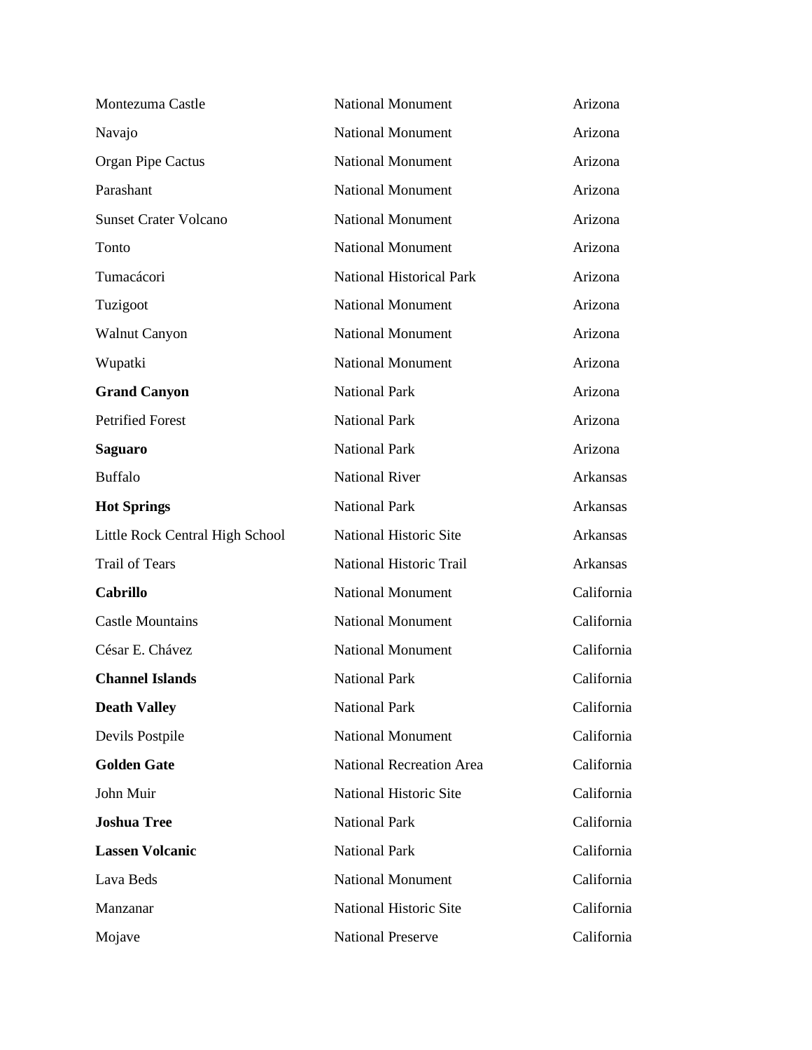| | | |
|---|---|---|
| Montezuma Castle | National Monument | Arizona |
| Navajo | National Monument | Arizona |
| Organ Pipe Cactus | National Monument | Arizona |
| Parashant | National Monument | Arizona |
| Sunset Crater Volcano | National Monument | Arizona |
| Tonto | National Monument | Arizona |
| Tumacácori | National Historical Park | Arizona |
| Tuzigoot | National Monument | Arizona |
| Walnut Canyon | National Monument | Arizona |
| Wupatki | National Monument | Arizona |
| **Grand Canyon** | National Park | Arizona |
| Petrified Forest | National Park | Arizona |
| **Saguaro** | National Park | Arizona |
| Buffalo | National River | Arkansas |
| **Hot Springs** | National Park | Arkansas |
| Little Rock Central High School | National Historic Site | Arkansas |
| Trail of Tears | National Historic Trail | Arkansas |
| **Cabrillo** | National Monument | California |
| Castle Mountains | National Monument | California |
| César E. Chávez | National Monument | California |
| **Channel Islands** | National Park | California |
| **Death Valley** | National Park | California |
| Devils Postpile | National Monument | California |
| **Golden Gate** | National Recreation Area | California |
| John Muir | National Historic Site | California |
| **Joshua Tree** | National Park | California |
| **Lassen Volcanic** | National Park | California |
| Lava Beds | National Monument | California |
| Manzanar | National Historic Site | California |
| Mojave | National Preserve | California |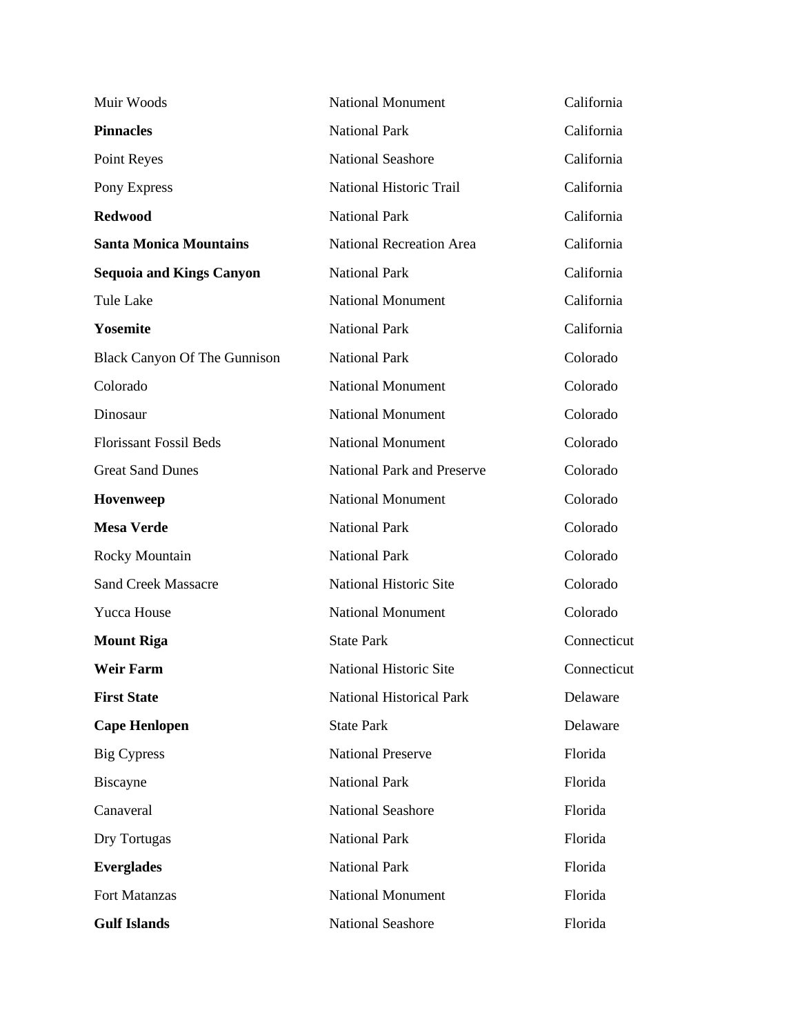| | | |
|---|---|---|
| Muir Woods | National Monument | California |
| **Pinnacles** | National Park | California |
| Point Reyes | National Seashore | California |
| Pony Express | National Historic Trail | California |
| **Redwood** | National Park | California |
| **Santa Monica Mountains** | National Recreation Area | California |
| **Sequoia and Kings Canyon** | National Park | California |
| Tule Lake | National Monument | California |
| **Yosemite** | National Park | California |
| Black Canyon Of The Gunnison | National Park | Colorado |
| Colorado | National Monument | Colorado |
| Dinosaur | National Monument | Colorado |
| Florissant Fossil Beds | National Monument | Colorado |
| Great Sand Dunes | National Park and Preserve | Colorado |
| **Hovenweep** | National Monument | Colorado |
| **Mesa Verde** | National Park | Colorado |
| Rocky Mountain | National Park | Colorado |
| Sand Creek Massacre | National Historic Site | Colorado |
| Yucca House | National Monument | Colorado |
| **Mount Riga** | State Park | Connecticut |
| **Weir Farm** | National Historic Site | Connecticut |
| **First State** | National Historical Park | Delaware |
| **Cape Henlopen** | State Park | Delaware |
| Big Cypress | National Preserve | Florida |
| Biscayne | National Park | Florida |
| Canaveral | National Seashore | Florida |
| Dry Tortugas | National Park | Florida |
| **Everglades** | National Park | Florida |
| Fort Matanzas | National Monument | Florida |
| **Gulf Islands** | National Seashore | Florida |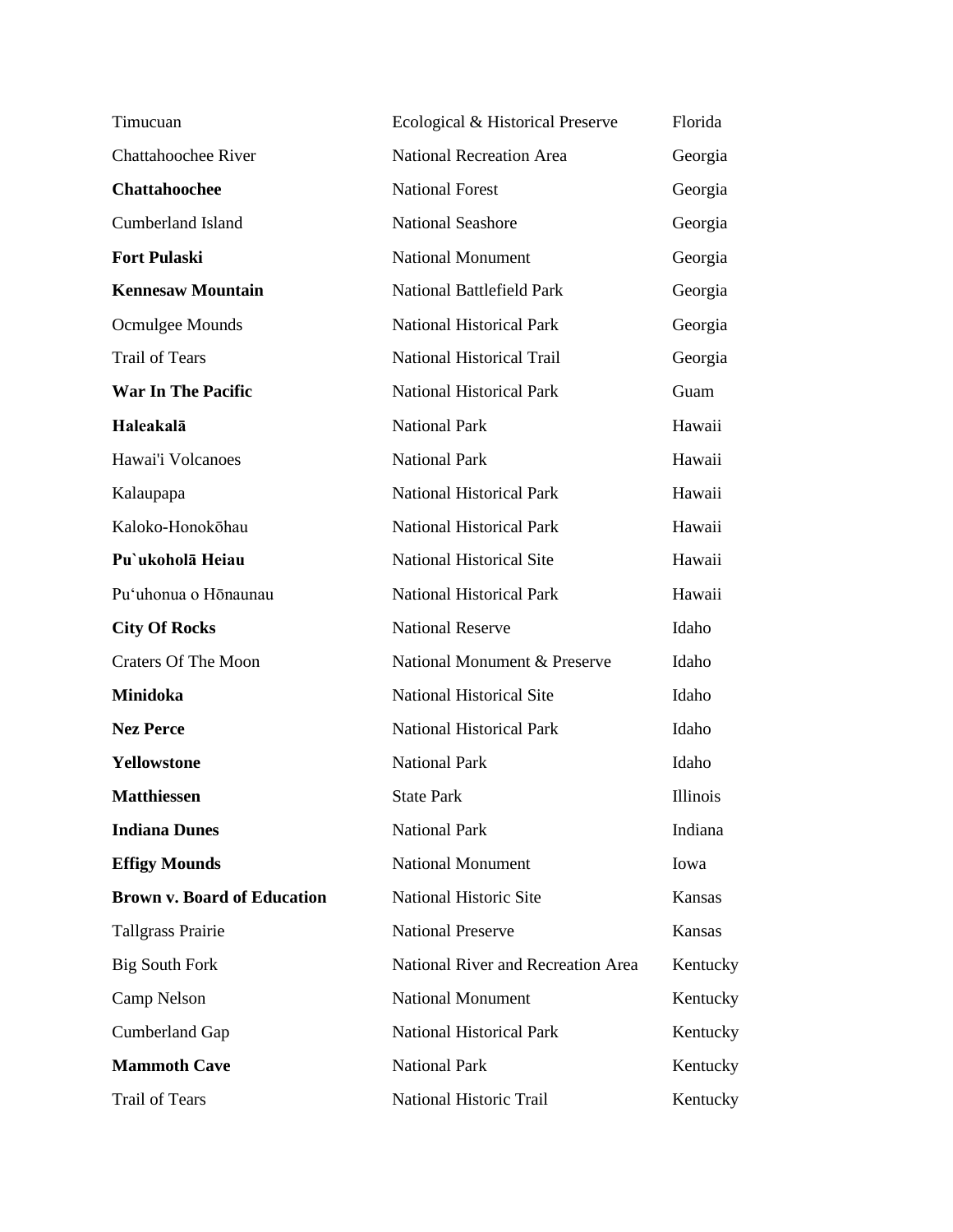| | | |
|---|---|---|
| Timucuan | Ecological & Historical Preserve | Florida |
| Chattahoochee River | National Recreation Area | Georgia |
| **Chattahoochee** | National Forest | Georgia |
| Cumberland Island | National Seashore | Georgia |
| **Fort Pulaski** | National Monument | Georgia |
| **Kennesaw Mountain** | National Battlefield Park | Georgia |
| Ocmulgee Mounds | National Historical Park | Georgia |
| Trail of Tears | National Historical Trail | Georgia |
| **War In The Pacific** | National Historical Park | Guam |
| **Haleakalā** | National Park | Hawaii |
| Hawai'i Volcanoes | National Park | Hawaii |
| Kalaupapa | National Historical Park | Hawaii |
| Kaloko-Honokōhau | National Historical Park | Hawaii |
| **Pu`ukoholā Heiau** | National Historical Site | Hawaii |
| Pu'uhonua o Hōnaunau | National Historical Park | Hawaii |
| **City Of Rocks** | National Reserve | Idaho |
| Craters Of The Moon | National Monument & Preserve | Idaho |
| **Minidoka** | National Historical Site | Idaho |
| **Nez Perce** | National Historical Park | Idaho |
| **Yellowstone** | National Park | Idaho |
| **Matthiessen** | State Park | Illinois |
| **Indiana Dunes** | National Park | Indiana |
| **Effigy Mounds** | National Monument | Iowa |
| **Brown v. Board of Education** | National Historic Site | Kansas |
| Tallgrass Prairie | National Preserve | Kansas |
| Big South Fork | National River and Recreation Area | Kentucky |
| Camp Nelson | National Monument | Kentucky |
| Cumberland Gap | National Historical Park | Kentucky |
| **Mammoth Cave** | National Park | Kentucky |
| Trail of Tears | National Historic Trail | Kentucky |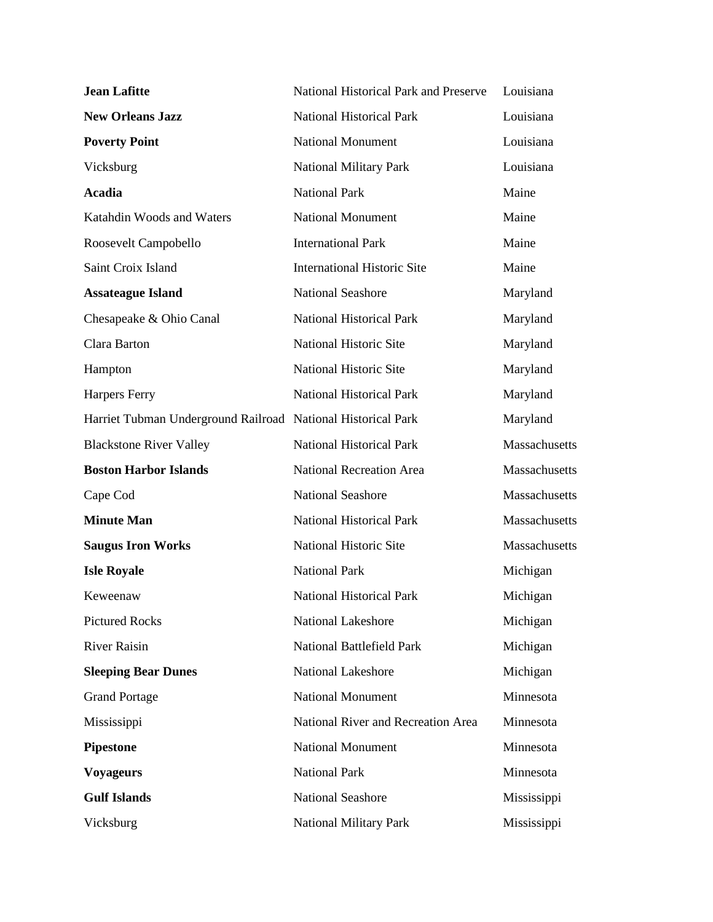| | | |
|---|---|---|
| **Jean Lafitte** | National Historical Park and Preserve | Louisiana |
| **New Orleans Jazz** | National Historical Park | Louisiana |
| **Poverty Point** | National Monument | Louisiana |
| Vicksburg | National Military Park | Louisiana |
| **Acadia** | National Park | Maine |
| Katahdin Woods and Waters | National Monument | Maine |
| Roosevelt Campobello | International Park | Maine |
| Saint Croix Island | International Historic Site | Maine |
| **Assateague Island** | National Seashore | Maryland |
| Chesapeake & Ohio Canal | National Historical Park | Maryland |
| Clara Barton | National Historic Site | Maryland |
| Hampton | National Historic Site | Maryland |
| Harpers Ferry | National Historical Park | Maryland |
| Harriet Tubman Underground Railroad | National Historical Park | Maryland |
| Blackstone River Valley | National Historical Park | Massachusetts |
| **Boston Harbor Islands** | National Recreation Area | Massachusetts |
| Cape Cod | National Seashore | Massachusetts |
| **Minute Man** | National Historical Park | Massachusetts |
| **Saugus Iron Works** | National Historic Site | Massachusetts |
| **Isle Royale** | National Park | Michigan |
| Keweenaw | National Historical Park | Michigan |
| Pictured Rocks | National Lakeshore | Michigan |
| River Raisin | National Battlefield Park | Michigan |
| **Sleeping Bear Dunes** | National Lakeshore | Michigan |
| Grand Portage | National Monument | Minnesota |
| Mississippi | National River and Recreation Area | Minnesota |
| **Pipestone** | National Monument | Minnesota |
| **Voyageurs** | National Park | Minnesota |
| **Gulf Islands** | National Seashore | Mississippi |
| Vicksburg | National Military Park | Mississippi |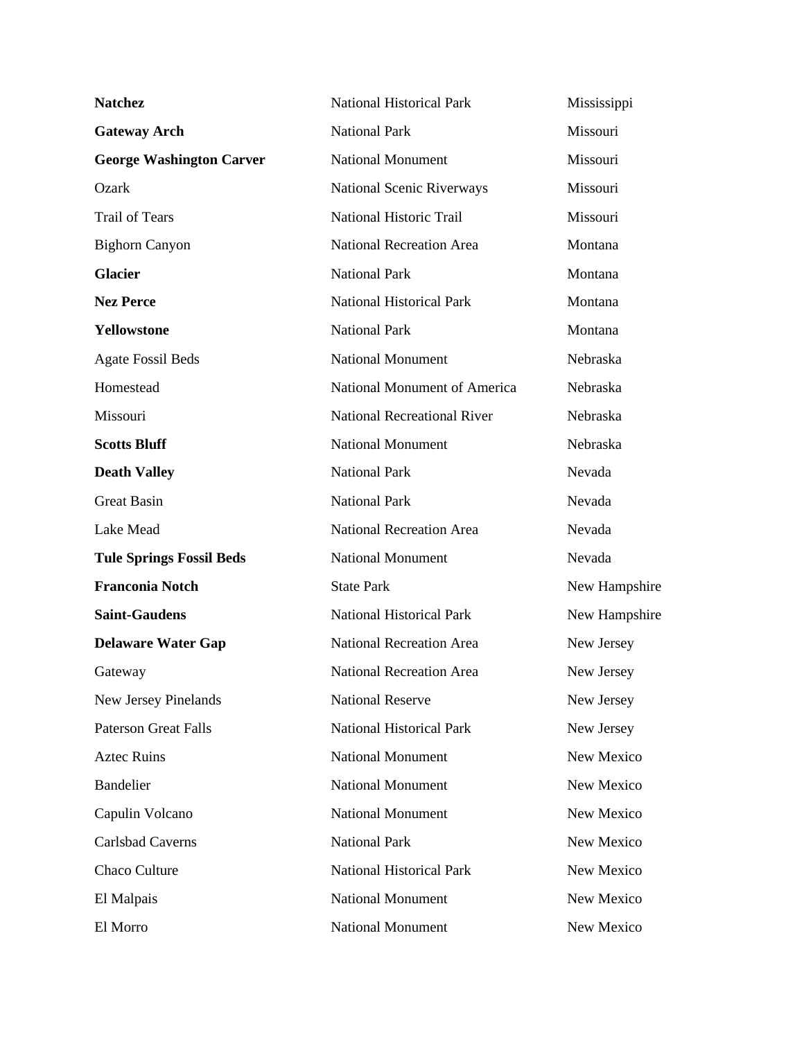| | | |
|---|---|---|
| **Natchez** | National Historical Park | Mississippi |
| **Gateway Arch** | National Park | Missouri |
| **George Washington Carver** | National Monument | Missouri |
| Ozark | National Scenic Riverways | Missouri |
| Trail of Tears | National Historic Trail | Missouri |
| Bighorn Canyon | National Recreation Area | Montana |
| **Glacier** | National Park | Montana |
| **Nez Perce** | National Historical Park | Montana |
| **Yellowstone** | National Park | Montana |
| Agate Fossil Beds | National Monument | Nebraska |
| Homestead | National Monument of America | Nebraska |
| Missouri | National Recreational River | Nebraska |
| **Scotts Bluff** | National Monument | Nebraska |
| **Death Valley** | National Park | Nevada |
| Great Basin | National Park | Nevada |
| Lake Mead | National Recreation Area | Nevada |
| **Tule Springs Fossil Beds** | National Monument | Nevada |
| **Franconia Notch** | State Park | New Hampshire |
| **Saint-Gaudens** | National Historical Park | New Hampshire |
| **Delaware Water Gap** | National Recreation Area | New Jersey |
| Gateway | National Recreation Area | New Jersey |
| New Jersey Pinelands | National Reserve | New Jersey |
| Paterson Great Falls | National Historical Park | New Jersey |
| Aztec Ruins | National Monument | New Mexico |
| Bandelier | National Monument | New Mexico |
| Capulin Volcano | National Monument | New Mexico |
| Carlsbad Caverns | National Park | New Mexico |
| Chaco Culture | National Historical Park | New Mexico |
| El Malpais | National Monument | New Mexico |
| El Morro | National Monument | New Mexico |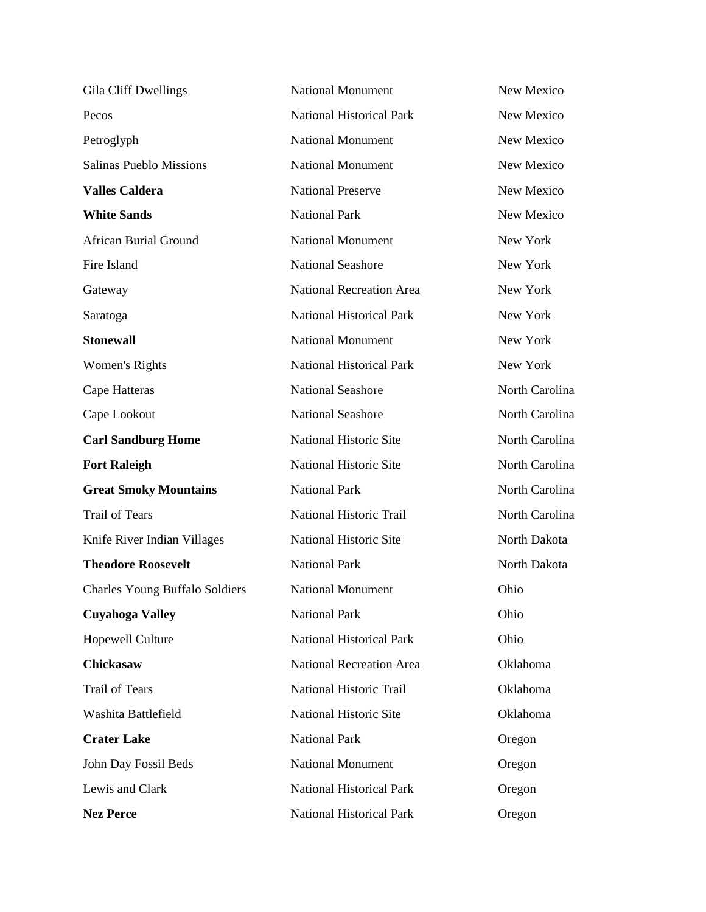| | | |
|---|---|---|
| Gila Cliff Dwellings | National Monument | New Mexico |
| Pecos | National Historical Park | New Mexico |
| Petroglyph | National Monument | New Mexico |
| Salinas Pueblo Missions | National Monument | New Mexico |
| **Valles Caldera** | National Preserve | New Mexico |
| **White Sands** | National Park | New Mexico |
| African Burial Ground | National Monument | New York |
| Fire Island | National Seashore | New York |
| Gateway | National Recreation Area | New York |
| Saratoga | National Historical Park | New York |
| **Stonewall** | National Monument | New York |
| Women's Rights | National Historical Park | New York |
| Cape Hatteras | National Seashore | North Carolina |
| Cape Lookout | National Seashore | North Carolina |
| **Carl Sandburg Home** | National Historic Site | North Carolina |
| **Fort Raleigh** | National Historic Site | North Carolina |
| **Great Smoky Mountains** | National Park | North Carolina |
| Trail of Tears | National Historic Trail | North Carolina |
| Knife River Indian Villages | National Historic Site | North Dakota |
| **Theodore Roosevelt** | National Park | North Dakota |
| Charles Young Buffalo Soldiers | National Monument | Ohio |
| **Cuyahoga Valley** | National Park | Ohio |
| Hopewell Culture | National Historical Park | Ohio |
| **Chickasaw** | National Recreation Area | Oklahoma |
| Trail of Tears | National Historic Trail | Oklahoma |
| Washita Battlefield | National Historic Site | Oklahoma |
| **Crater Lake** | National Park | Oregon |
| John Day Fossil Beds | National Monument | Oregon |
| Lewis and Clark | National Historical Park | Oregon |
| **Nez Perce** | National Historical Park | Oregon |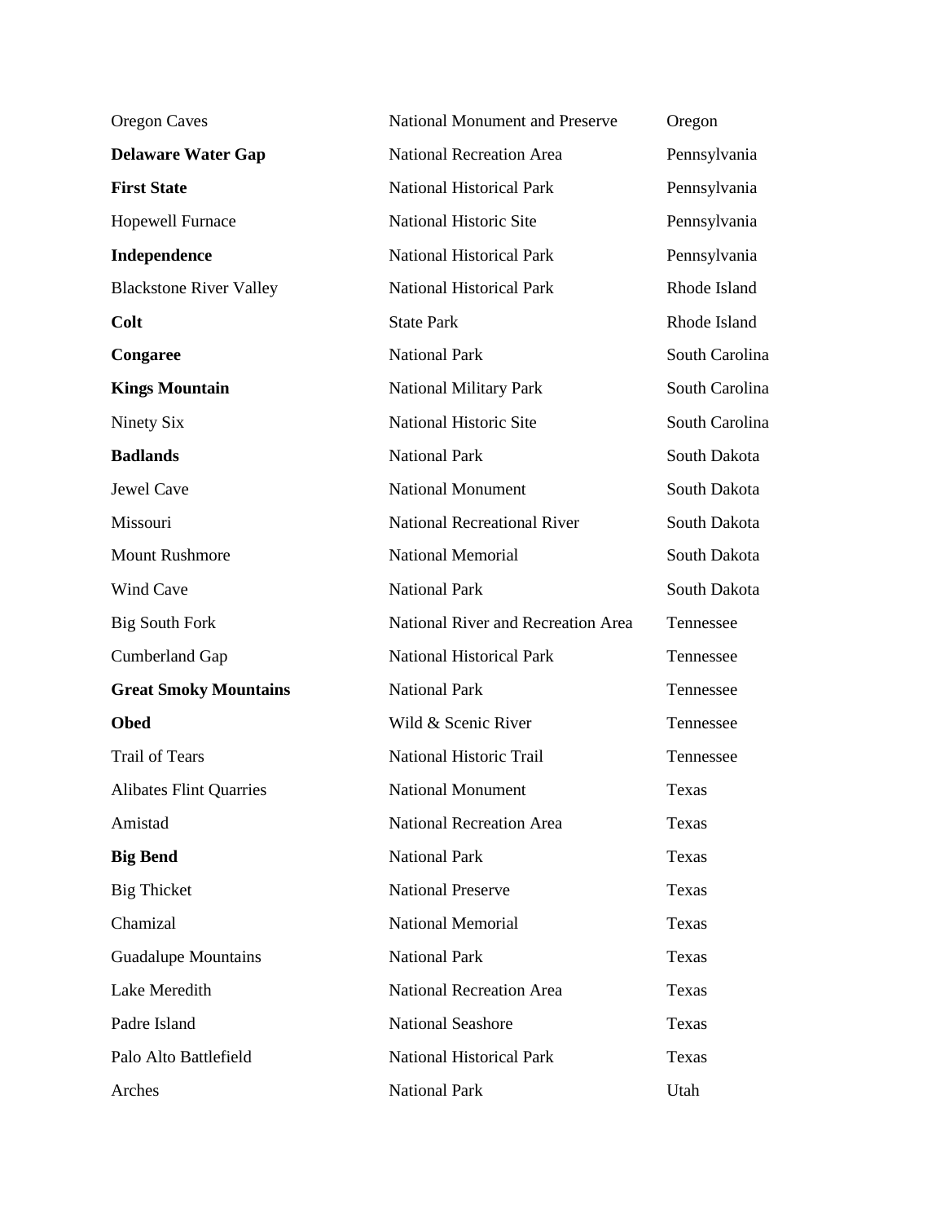| | | |
|---|---|---|
| Oregon Caves | National Monument and Preserve | Oregon |
| **Delaware Water Gap** | National Recreation Area | Pennsylvania |
| **First State** | National Historical Park | Pennsylvania |
| Hopewell Furnace | National Historic Site | Pennsylvania |
| **Independence** | National Historical Park | Pennsylvania |
| Blackstone River Valley | National Historical Park | Rhode Island |
| **Colt** | State Park | Rhode Island |
| **Congaree** | National Park | South Carolina |
| **Kings Mountain** | National Military Park | South Carolina |
| Ninety Six | National Historic Site | South Carolina |
| **Badlands** | National Park | South Dakota |
| Jewel Cave | National Monument | South Dakota |
| Missouri | National Recreational River | South Dakota |
| Mount Rushmore | National Memorial | South Dakota |
| Wind Cave | National Park | South Dakota |
| Big South Fork | National River and Recreation Area | Tennessee |
| Cumberland Gap | National Historical Park | Tennessee |
| **Great Smoky Mountains** | National Park | Tennessee |
| **Obed** | Wild & Scenic River | Tennessee |
| Trail of Tears | National Historic Trail | Tennessee |
| Alibates Flint Quarries | National Monument | Texas |
| Amistad | National Recreation Area | Texas |
| **Big Bend** | National Park | Texas |
| Big Thicket | National Preserve | Texas |
| Chamizal | National Memorial | Texas |
| Guadalupe Mountains | National Park | Texas |
| Lake Meredith | National Recreation Area | Texas |
| Padre Island | National Seashore | Texas |
| Palo Alto Battlefield | National Historical Park | Texas |
| Arches | National Park | Utah |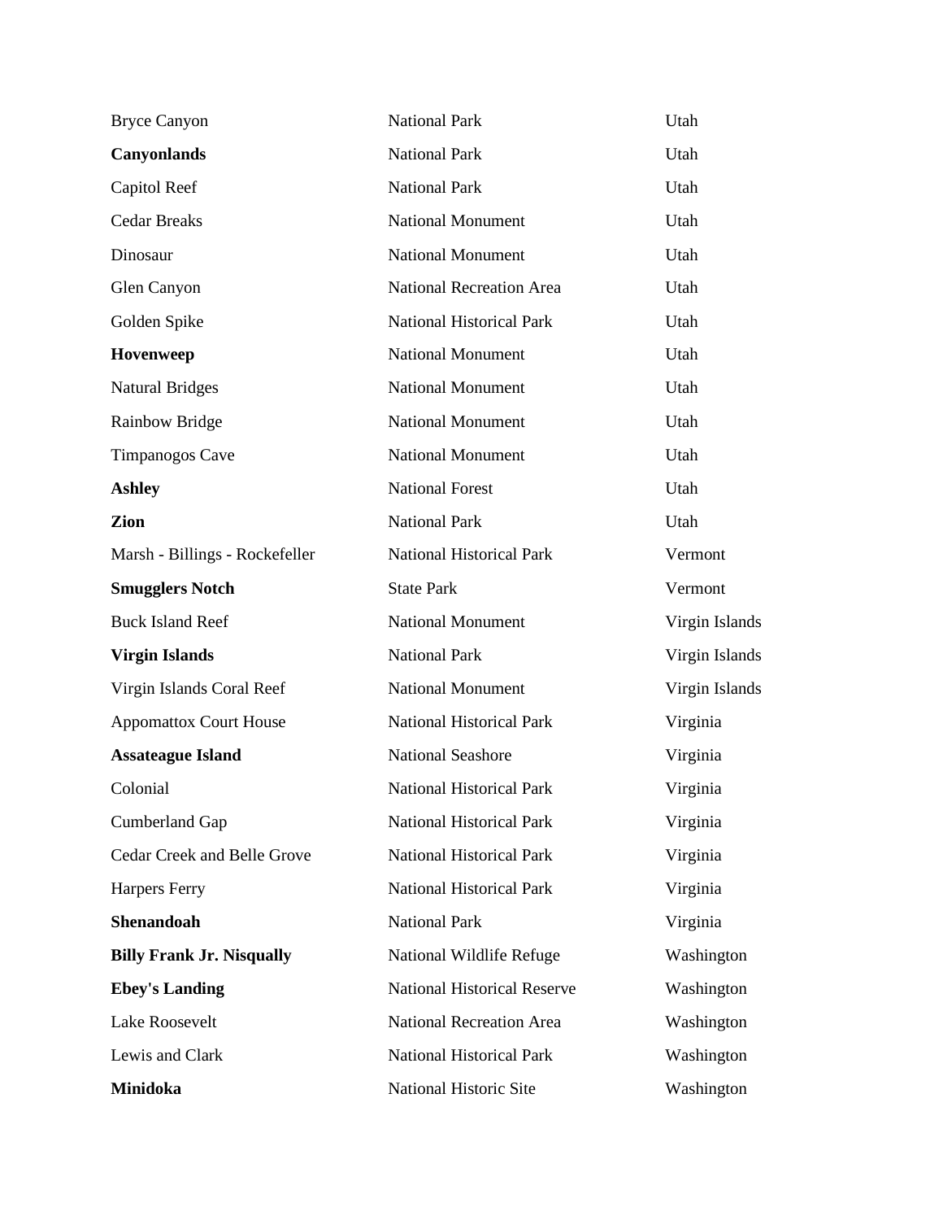| | | |
|---|---|---|
| Bryce Canyon | National Park | Utah |
| **Canyonlands** | National Park | Utah |
| Capitol Reef | National Park | Utah |
| Cedar Breaks | National Monument | Utah |
| Dinosaur | National Monument | Utah |
| Glen Canyon | National Recreation Area | Utah |
| Golden Spike | National Historical Park | Utah |
| **Hovenweep** | National Monument | Utah |
| Natural Bridges | National Monument | Utah |
| Rainbow Bridge | National Monument | Utah |
| Timpanogos Cave | National Monument | Utah |
| **Ashley** | National Forest | Utah |
| **Zion** | National Park | Utah |
| Marsh - Billings - Rockefeller | National Historical Park | Vermont |
| **Smugglers Notch** | State Park | Vermont |
| Buck Island Reef | National Monument | Virgin Islands |
| **Virgin Islands** | National Park | Virgin Islands |
| Virgin Islands Coral Reef | National Monument | Virgin Islands |
| Appomattox Court House | National Historical Park | Virginia |
| **Assateague Island** | National Seashore | Virginia |
| Colonial | National Historical Park | Virginia |
| Cumberland Gap | National Historical Park | Virginia |
| Cedar Creek and Belle Grove | National Historical Park | Virginia |
| Harpers Ferry | National Historical Park | Virginia |
| **Shenandoah** | National Park | Virginia |
| **Billy Frank Jr. Nisqually** | National Wildlife Refuge | Washington |
| **Ebey's Landing** | National Historical Reserve | Washington |
| Lake Roosevelt | National Recreation Area | Washington |
| Lewis and Clark | National Historical Park | Washington |
| **Minidoka** | National Historic Site | Washington |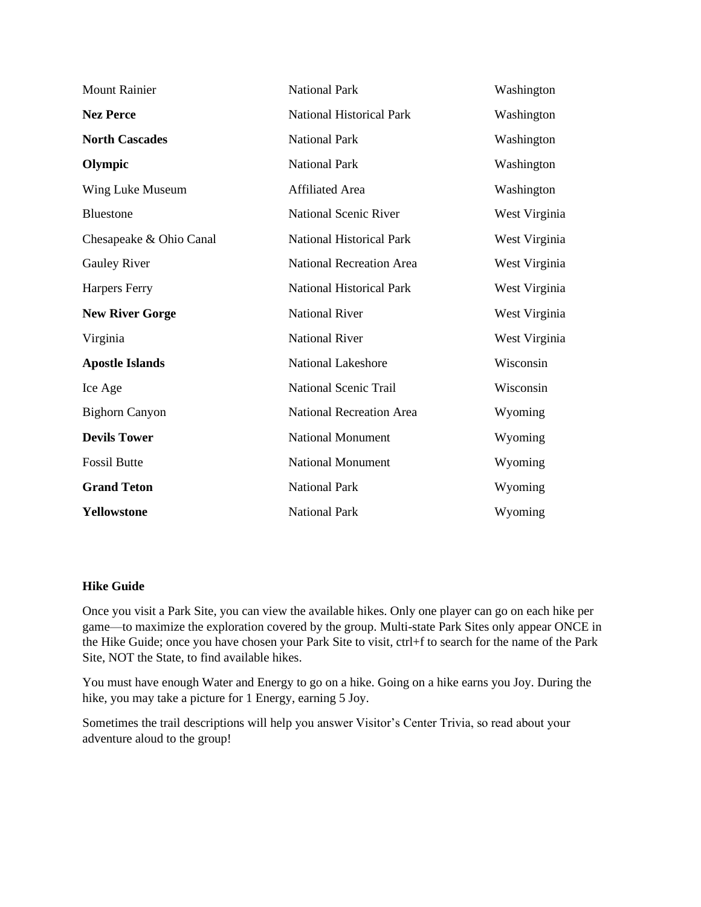| | | |
|---|---|---|
| Mount Rainier | National Park | Washington |
| **Nez Perce** | National Historical Park | Washington |
| **North Cascades** | National Park | Washington |
| **Olympic** | National Park | Washington |
| Wing Luke Museum | Affiliated Area | Washington |
| Bluestone | National Scenic River | West Virginia |
| Chesapeake & Ohio Canal | National Historical Park | West Virginia |
| Gauley River | National Recreation Area | West Virginia |
| Harpers Ferry | National Historical Park | West Virginia |
| **New River Gorge** | National River | West Virginia |
| Virginia | National River | West Virginia |
| **Apostle Islands** | National Lakeshore | Wisconsin |
| Ice Age | National Scenic Trail | Wisconsin |
| Bighorn Canyon | National Recreation Area | Wyoming |
| **Devils Tower** | National Monument | Wyoming |
| Fossil Butte | National Monument | Wyoming |
| **Grand Teton** | National Park | Wyoming |
| **Yellowstone** | National Park | Wyoming |

**Hike Guide**

Once you visit a Park Site, you can view the available hikes. Only one player can go on each hike per game—to maximize the exploration covered by the group. Multi-state Park Sites only appear ONCE in the Hike Guide; once you have chosen your Park Site to visit, ctrl+f to search for the name of the Park Site, NOT the State, to find available hikes.

You must have enough Water and Energy to go on a hike. Going on a hike earns you Joy. During the hike, you may take a picture for 1 Energy, earning 5 Joy.

Sometimes the trail descriptions will help you answer Visitor's Center Trivia, so read about your adventure aloud to the group!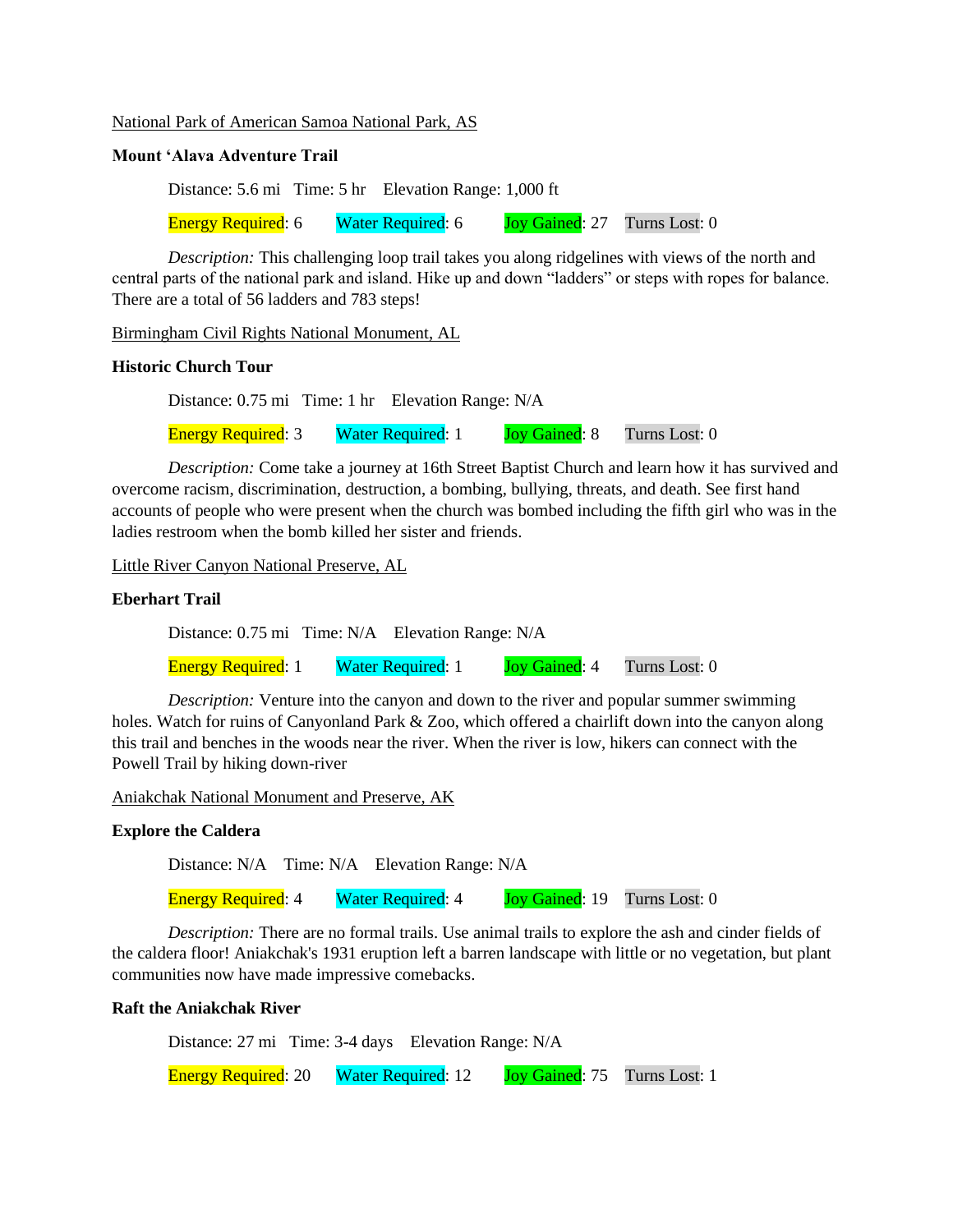<u>National Park of American Samoa National Park, AS</u>

**Mount ʻAlava Adventure Trail**

Distance: 5.6 mi   Time: 5 hr   Elevation Range: 1,000 ft

Energy Required: 6   Water Required: 6   Joy Gained: 27   Turns Lost: 0

*Description:* This challenging loop trail takes you along ridgelines with views of the north and central parts of the national park and island. Hike up and down "ladders" or steps with ropes for balance. There are a total of 56 ladders and 783 steps!

<u>Birmingham Civil Rights National Monument, AL</u>

**Historic Church Tour**

Distance: 0.75 mi   Time: 1 hr   Elevation Range: N/A

Energy Required: 3   Water Required: 1   Joy Gained: 8   Turns Lost: 0

*Description:* Come take a journey at 16th Street Baptist Church and learn how it has survived and overcome racism, discrimination, destruction, a bombing, bullying, threats, and death. See first hand accounts of people who were present when the church was bombed including the fifth girl who was in the ladies restroom when the bomb killed her sister and friends.

<u>Little River Canyon National Preserve, AL</u>

**Eberhart Trail**

Distance: 0.75 mi   Time: N/A   Elevation Range: N/A

Energy Required: 1   Water Required: 1   Joy Gained: 4   Turns Lost: 0

*Description:* Venture into the canyon and down to the river and popular summer swimming holes. Watch for ruins of Canyonland Park & Zoo, which offered a chairlift down into the canyon along this trail and benches in the woods near the river. When the river is low, hikers can connect with the Powell Trail by hiking down-river

<u>Aniakchak National Monument and Preserve, AK</u>

**Explore the Caldera**

Distance: N/A   Time: N/A   Elevation Range: N/A

Energy Required: 4   Water Required: 4   Joy Gained: 19   Turns Lost: 0

*Description:* There are no formal trails. Use animal trails to explore the ash and cinder fields of the caldera floor! Aniakchak's 1931 eruption left a barren landscape with little or no vegetation, but plant communities now have made impressive comebacks.

**Raft the Aniakchak River**

Distance: 27 mi   Time: 3-4 days   Elevation Range: N/A

Energy Required: 20   Water Required: 12   Joy Gained: 75   Turns Lost: 1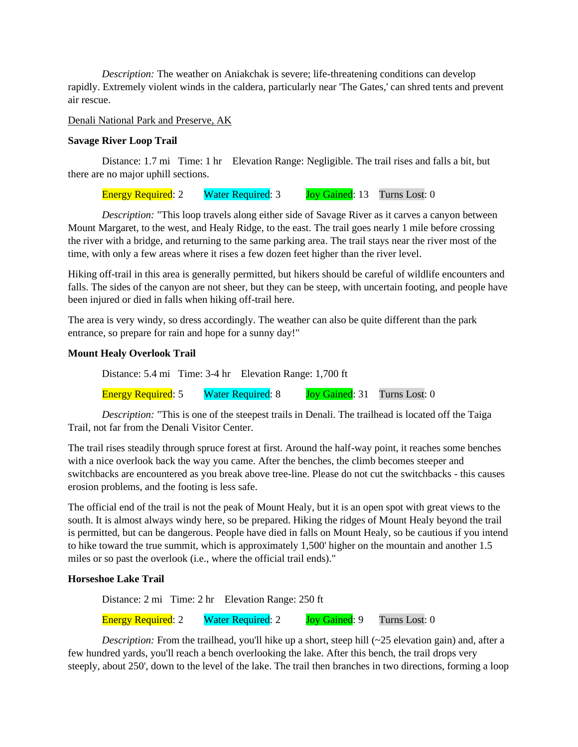*Description:* The weather on Aniakchak is severe; life-threatening conditions can develop rapidly. Extremely violent winds in the caldera, particularly near 'The Gates,' can shred tents and prevent air rescue.

Denali National Park and Preserve, AK

**Savage River Loop Trail**

Distance: 1.7 mi   Time: 1 hr   Elevation Range: Negligible. The trail rises and falls a bit, but there are no major uphill sections.

Energy Required: 2   Water Required: 3   Joy Gained: 13   Turns Lost: 0

*Description:* "This loop travels along either side of Savage River as it carves a canyon between Mount Margaret, to the west, and Healy Ridge, to the east. The trail goes nearly 1 mile before crossing the river with a bridge, and returning to the same parking area. The trail stays near the river most of the time, with only a few areas where it rises a few dozen feet higher than the river level.

Hiking off-trail in this area is generally permitted, but hikers should be careful of wildlife encounters and falls. The sides of the canyon are not sheer, but they can be steep, with uncertain footing, and people have been injured or died in falls when hiking off-trail here.

The area is very windy, so dress accordingly. The weather can also be quite different than the park entrance, so prepare for rain and hope for a sunny day!"

**Mount Healy Overlook Trail**

Distance: 5.4 mi   Time: 3-4 hr   Elevation Range: 1,700 ft

Energy Required: 5   Water Required: 8   Joy Gained: 31   Turns Lost: 0

*Description:* "This is one of the steepest trails in Denali. The trailhead is located off the Taiga Trail, not far from the Denali Visitor Center.

The trail rises steadily through spruce forest at first. Around the half-way point, it reaches some benches with a nice overlook back the way you came. After the benches, the climb becomes steeper and switchbacks are encountered as you break above tree-line. Please do not cut the switchbacks - this causes erosion problems, and the footing is less safe.

The official end of the trail is not the peak of Mount Healy, but it is an open spot with great views to the south. It is almost always windy here, so be prepared. Hiking the ridges of Mount Healy beyond the trail is permitted, but can be dangerous. People have died in falls on Mount Healy, so be cautious if you intend to hike toward the true summit, which is approximately 1,500' higher on the mountain and another 1.5 miles or so past the overlook (i.e., where the official trail ends)."

**Horseshoe Lake Trail**

Distance: 2 mi   Time: 2 hr   Elevation Range: 250 ft

Energy Required: 2   Water Required: 2   Joy Gained: 9   Turns Lost: 0

*Description:* From the trailhead, you'll hike up a short, steep hill (~25 elevation gain) and, after a few hundred yards, you'll reach a bench overlooking the lake. After this bench, the trail drops very steeply, about 250', down to the level of the lake. The trail then branches in two directions, forming a loop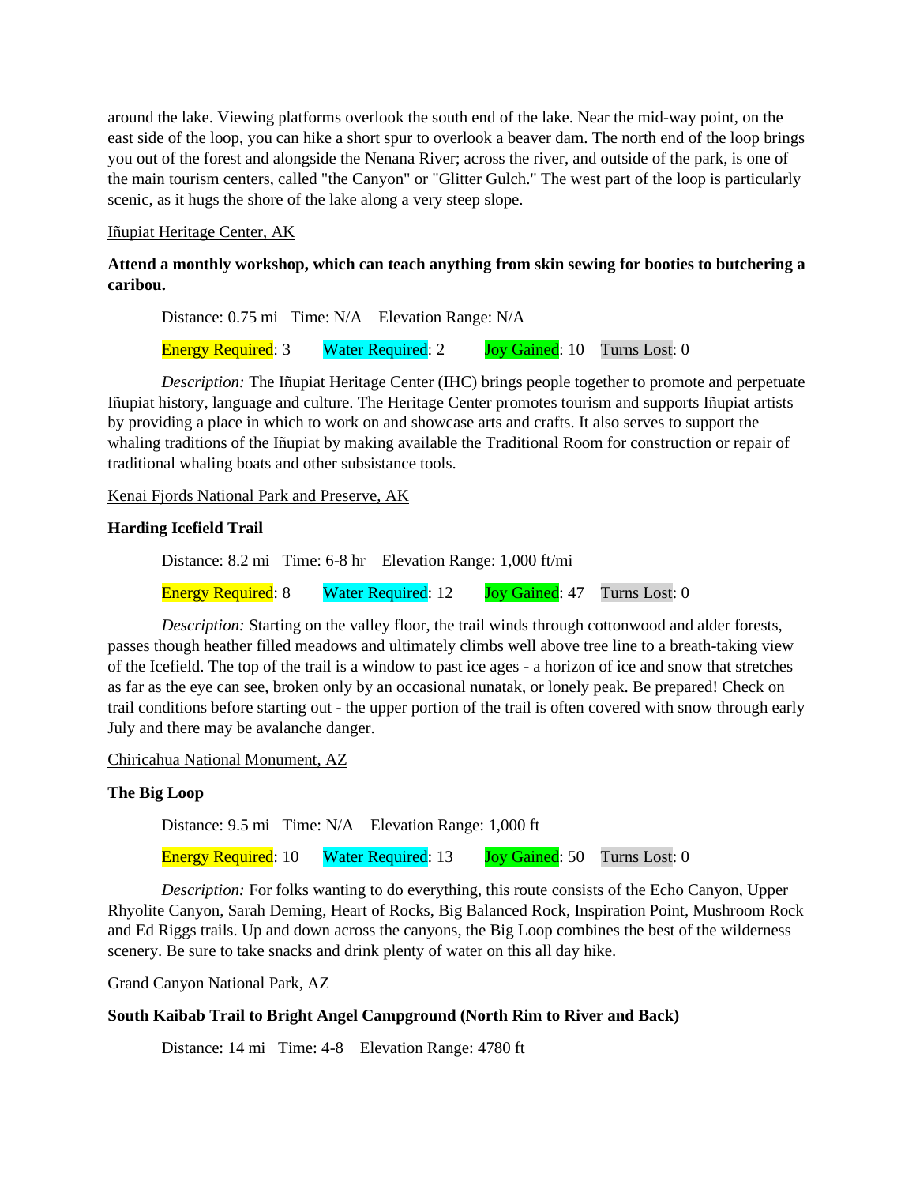around the lake. Viewing platforms overlook the south end of the lake. Near the mid-way point, on the east side of the loop, you can hike a short spur to overlook a beaver dam. The north end of the loop brings you out of the forest and alongside the Nenana River; across the river, and outside of the park, is one of the main tourism centers, called "the Canyon" or "Glitter Gulch." The west part of the loop is particularly scenic, as it hugs the shore of the lake along a very steep slope.

Iñupiat Heritage Center, AK

**Attend a monthly workshop, which can teach anything from skin sewing for booties to butchering a caribou.**

Distance: 0.75 mi   Time: N/A   Elevation Range: N/A

Energy Required: 3   Water Required: 2   Joy Gained: 10   Turns Lost: 0

*Description:* The Iñupiat Heritage Center (IHC) brings people together to promote and perpetuate Iñupiat history, language and culture. The Heritage Center promotes tourism and supports Iñupiat artists by providing a place in which to work on and showcase arts and crafts. It also serves to support the whaling traditions of the Iñupiat by making available the Traditional Room for construction or repair of traditional whaling boats and other subsistance tools.

Kenai Fjords National Park and Preserve, AK

**Harding Icefield Trail**

Distance: 8.2 mi   Time: 6-8 hr   Elevation Range: 1,000 ft/mi

Energy Required: 8   Water Required: 12   Joy Gained: 47   Turns Lost: 0

*Description:* Starting on the valley floor, the trail winds through cottonwood and alder forests, passes though heather filled meadows and ultimately climbs well above tree line to a breath-taking view of the Icefield. The top of the trail is a window to past ice ages - a horizon of ice and snow that stretches as far as the eye can see, broken only by an occasional nunatak, or lonely peak. Be prepared! Check on trail conditions before starting out - the upper portion of the trail is often covered with snow through early July and there may be avalanche danger.

Chiricahua National Monument, AZ

**The Big Loop**

Distance: 9.5 mi   Time: N/A   Elevation Range: 1,000 ft

Energy Required: 10   Water Required: 13   Joy Gained: 50   Turns Lost: 0

*Description:* For folks wanting to do everything, this route consists of the Echo Canyon, Upper Rhyolite Canyon, Sarah Deming, Heart of Rocks, Big Balanced Rock, Inspiration Point, Mushroom Rock and Ed Riggs trails. Up and down across the canyons, the Big Loop combines the best of the wilderness scenery. Be sure to take snacks and drink plenty of water on this all day hike.

Grand Canyon National Park, AZ

**South Kaibab Trail to Bright Angel Campground (North Rim to River and Back)**

Distance: 14 mi   Time: 4-8   Elevation Range: 4780 ft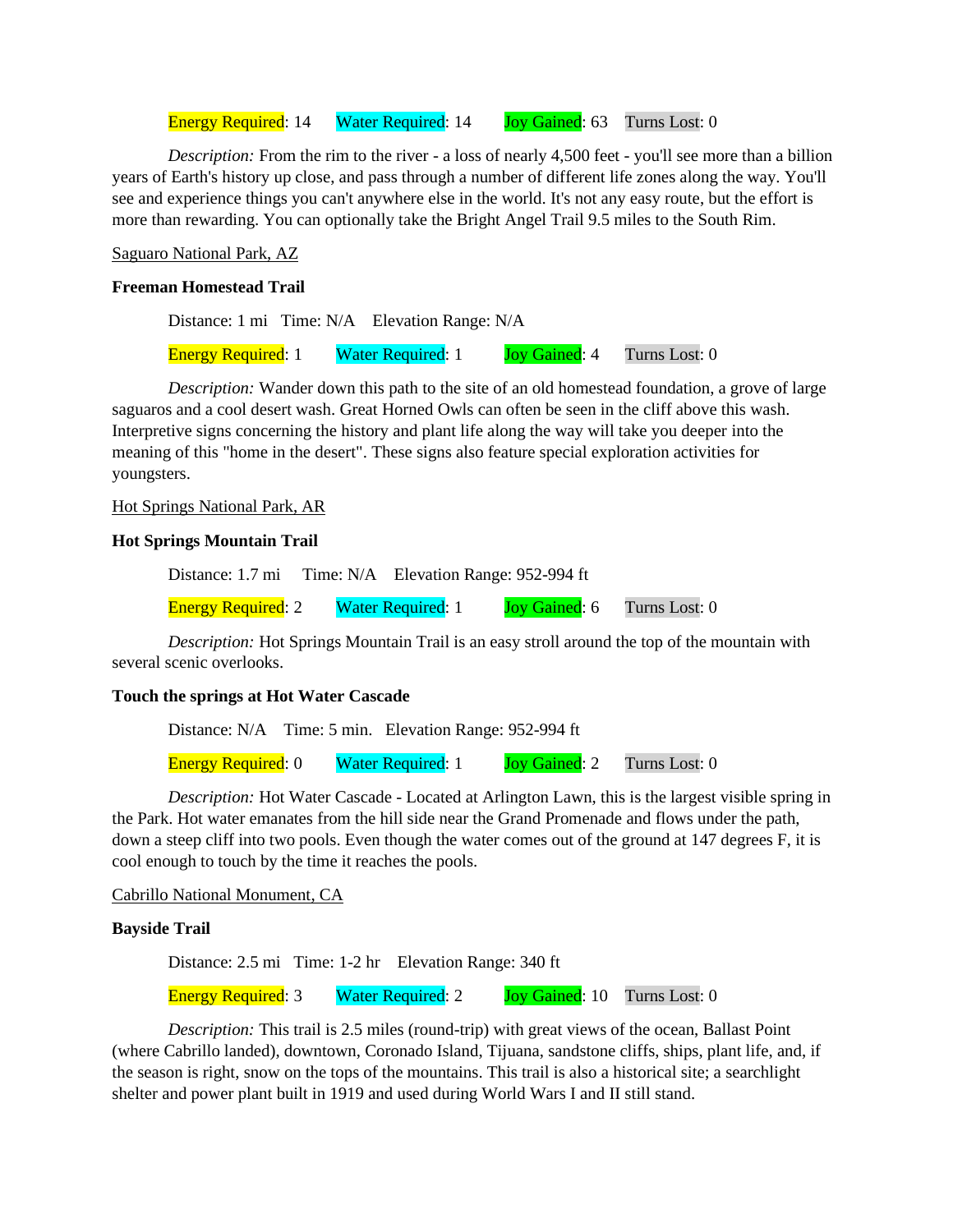Energy Required: 14 Water Required: 14 Joy Gained: 63 Turns Lost: 0

*Description:* From the rim to the river - a loss of nearly 4,500 feet - you'll see more than a billion years of Earth's history up close, and pass through a number of different life zones along the way. You'll see and experience things you can't anywhere else in the world. It's not any easy route, but the effort is more than rewarding. You can optionally take the Bright Angel Trail 9.5 miles to the South Rim.

Saguaro National Park, AZ

**Freeman Homestead Trail**

Distance: 1 mi Time: N/A Elevation Range: N/A

Energy Required: 1 Water Required: 1 Joy Gained: 4 Turns Lost: 0

*Description:* Wander down this path to the site of an old homestead foundation, a grove of large saguaros and a cool desert wash. Great Horned Owls can often be seen in the cliff above this wash. Interpretive signs concerning the history and plant life along the way will take you deeper into the meaning of this "home in the desert". These signs also feature special exploration activities for youngsters.

Hot Springs National Park, AR

**Hot Springs Mountain Trail**

Distance: 1.7 mi Time: N/A Elevation Range: 952-994 ft

Energy Required: 2 Water Required: 1 Joy Gained: 6 Turns Lost: 0

*Description:* Hot Springs Mountain Trail is an easy stroll around the top of the mountain with several scenic overlooks.

**Touch the springs at Hot Water Cascade**

Distance: N/A Time: 5 min. Elevation Range: 952-994 ft

Energy Required: 0 Water Required: 1 Joy Gained: 2 Turns Lost: 0

*Description:* Hot Water Cascade - Located at Arlington Lawn, this is the largest visible spring in the Park. Hot water emanates from the hill side near the Grand Promenade and flows under the path, down a steep cliff into two pools. Even though the water comes out of the ground at 147 degrees F, it is cool enough to touch by the time it reaches the pools.

Cabrillo National Monument, CA

**Bayside Trail**

Distance: 2.5 mi Time: 1-2 hr Elevation Range: 340 ft

Energy Required: 3 Water Required: 2 Joy Gained: 10 Turns Lost: 0

*Description:* This trail is 2.5 miles (round-trip) with great views of the ocean, Ballast Point (where Cabrillo landed), downtown, Coronado Island, Tijuana, sandstone cliffs, ships, plant life, and, if the season is right, snow on the tops of the mountains. This trail is also a historical site; a searchlight shelter and power plant built in 1919 and used during World Wars I and II still stand.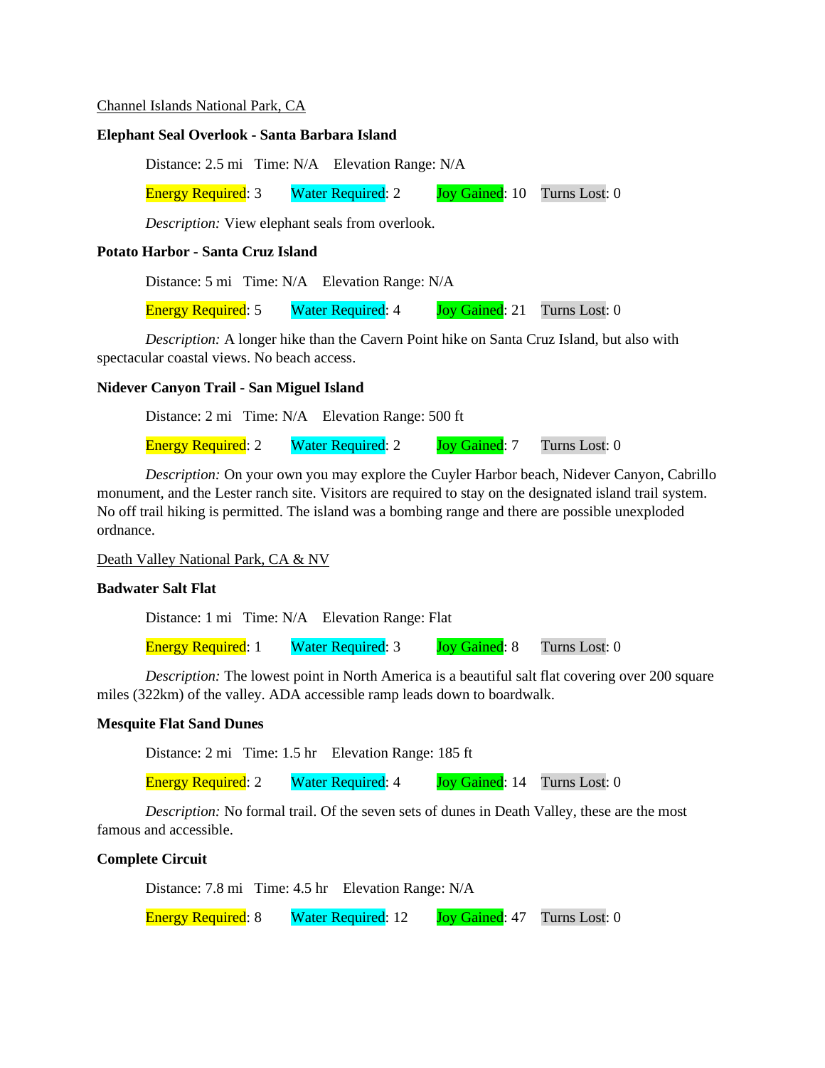Channel Islands National Park, CA

**Elephant Seal Overlook - Santa Barbara Island**

Distance: 2.5 mi Time: N/A Elevation Range: N/A

Energy Required: 3 Water Required: 2 Joy Gained: 10 Turns Lost: 0

*Description:* View elephant seals from overlook.

**Potato Harbor - Santa Cruz Island**

Distance: 5 mi Time: N/A Elevation Range: N/A

Energy Required: 5 Water Required: 4 Joy Gained: 21 Turns Lost: 0

*Description:* A longer hike than the Cavern Point hike on Santa Cruz Island, but also with spectacular coastal views. No beach access.

**Nidever Canyon Trail - San Miguel Island**

Distance: 2 mi Time: N/A Elevation Range: 500 ft

Energy Required: 2 Water Required: 2 Joy Gained: 7 Turns Lost: 0

*Description:* On your own you may explore the Cuyler Harbor beach, Nidever Canyon, Cabrillo monument, and the Lester ranch site. Visitors are required to stay on the designated island trail system. No off trail hiking is permitted. The island was a bombing range and there are possible unexploded ordnance.

Death Valley National Park, CA & NV

**Badwater Salt Flat**

Distance: 1 mi Time: N/A Elevation Range: Flat

Energy Required: 1 Water Required: 3 Joy Gained: 8 Turns Lost: 0

*Description:* The lowest point in North America is a beautiful salt flat covering over 200 square miles (322km) of the valley. ADA accessible ramp leads down to boardwalk.

**Mesquite Flat Sand Dunes**

Distance: 2 mi Time: 1.5 hr Elevation Range: 185 ft

Energy Required: 2 Water Required: 4 Joy Gained: 14 Turns Lost: 0

*Description:* No formal trail. Of the seven sets of dunes in Death Valley, these are the most famous and accessible.

**Complete Circuit**

Distance: 7.8 mi Time: 4.5 hr Elevation Range: N/A

Energy Required: 8 Water Required: 12 Joy Gained: 47 Turns Lost: 0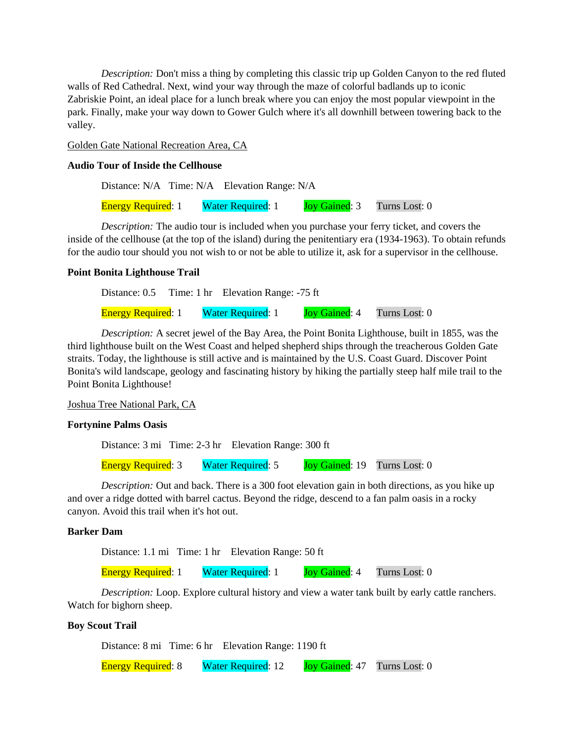*Description:* Don't miss a thing by completing this classic trip up Golden Canyon to the red fluted walls of Red Cathedral. Next, wind your way through the maze of colorful badlands up to iconic Zabriskie Point, an ideal place for a lunch break where you can enjoy the most popular viewpoint in the park. Finally, make your way down to Gower Gulch where it's all downhill between towering back to the valley.

<u>Golden Gate National Recreation Area, CA</u>

**Audio Tour of Inside the Cellhouse**

Distance: N/A   Time: N/A   Elevation Range: N/A

Energy Required: 1   Water Required: 1   Joy Gained: 3   Turns Lost: 0

*Description:* The audio tour is included when you purchase your ferry ticket, and covers the inside of the cellhouse (at the top of the island) during the penitentiary era (1934-1963). To obtain refunds for the audio tour should you not wish to or not be able to utilize it, ask for a supervisor in the cellhouse.

**Point Bonita Lighthouse Trail**

Distance: 0.5   Time: 1 hr   Elevation Range: -75 ft

Energy Required: 1   Water Required: 1   Joy Gained: 4   Turns Lost: 0

*Description:* A secret jewel of the Bay Area, the Point Bonita Lighthouse, built in 1855, was the third lighthouse built on the West Coast and helped shepherd ships through the treacherous Golden Gate straits. Today, the lighthouse is still active and is maintained by the U.S. Coast Guard. Discover Point Bonita's wild landscape, geology and fascinating history by hiking the partially steep half mile trail to the Point Bonita Lighthouse!

<u>Joshua Tree National Park, CA</u>

**Fortynine Palms Oasis**

Distance: 3 mi   Time: 2-3 hr   Elevation Range: 300 ft

Energy Required: 3   Water Required: 5   Joy Gained: 19   Turns Lost: 0

*Description:* Out and back. There is a 300 foot elevation gain in both directions, as you hike up and over a ridge dotted with barrel cactus. Beyond the ridge, descend to a fan palm oasis in a rocky canyon. Avoid this trail when it's hot out.

**Barker Dam**

Distance: 1.1 mi   Time: 1 hr   Elevation Range: 50 ft

Energy Required: 1   Water Required: 1   Joy Gained: 4   Turns Lost: 0

*Description:* Loop. Explore cultural history and view a water tank built by early cattle ranchers. Watch for bighorn sheep.

**Boy Scout Trail**

Distance: 8 mi   Time: 6 hr   Elevation Range: 1190 ft

Energy Required: 8   Water Required: 12   Joy Gained: 47   Turns Lost: 0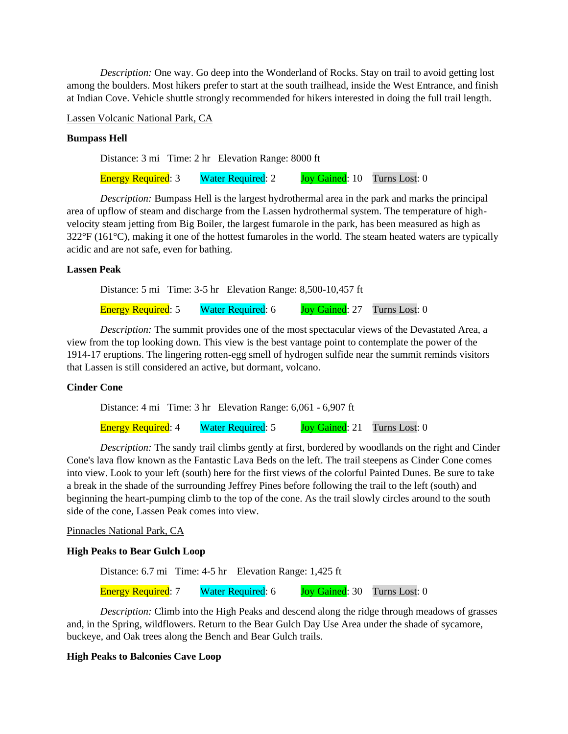*Description:* One way. Go deep into the Wonderland of Rocks. Stay on trail to avoid getting lost among the boulders. Most hikers prefer to start at the south trailhead, inside the West Entrance, and finish at Indian Cove. Vehicle shuttle strongly recommended for hikers interested in doing the full trail length.

Lassen Volcanic National Park, CA

**Bumpass Hell**

Distance: 3 mi   Time: 2 hr   Elevation Range: 8000 ft

Energy Required: 3   Water Required: 2   Joy Gained: 10   Turns Lost: 0

*Description:* Bumpass Hell is the largest hydrothermal area in the park and marks the principal area of upflow of steam and discharge from the Lassen hydrothermal system. The temperature of high-velocity steam jetting from Big Boiler, the largest fumarole in the park, has been measured as high as 322°F (161°C), making it one of the hottest fumaroles in the world. The steam heated waters are typically acidic and are not safe, even for bathing.

**Lassen Peak**

Distance: 5 mi   Time: 3-5 hr   Elevation Range: 8,500-10,457 ft

Energy Required: 5   Water Required: 6   Joy Gained: 27   Turns Lost: 0

*Description:* The summit provides one of the most spectacular views of the Devastated Area, a view from the top looking down. This view is the best vantage point to contemplate the power of the 1914-17 eruptions. The lingering rotten-egg smell of hydrogen sulfide near the summit reminds visitors that Lassen is still considered an active, but dormant, volcano.

**Cinder Cone**

Distance: 4 mi   Time: 3 hr   Elevation Range: 6,061 - 6,907 ft

Energy Required: 4   Water Required: 5   Joy Gained: 21   Turns Lost: 0

*Description:* The sandy trail climbs gently at first, bordered by woodlands on the right and Cinder Cone's lava flow known as the Fantastic Lava Beds on the left. The trail steepens as Cinder Cone comes into view. Look to your left (south) here for the first views of the colorful Painted Dunes. Be sure to take a break in the shade of the surrounding Jeffrey Pines before following the trail to the left (south) and beginning the heart-pumping climb to the top of the cone. As the trail slowly circles around to the south side of the cone, Lassen Peak comes into view.

Pinnacles National Park, CA

**High Peaks to Bear Gulch Loop**

Distance: 6.7 mi   Time: 4-5 hr   Elevation Range: 1,425 ft

Energy Required: 7   Water Required: 6   Joy Gained: 30   Turns Lost: 0

*Description:* Climb into the High Peaks and descend along the ridge through meadows of grasses and, in the Spring, wildflowers. Return to the Bear Gulch Day Use Area under the shade of sycamore, buckeye, and Oak trees along the Bench and Bear Gulch trails.

**High Peaks to Balconies Cave Loop**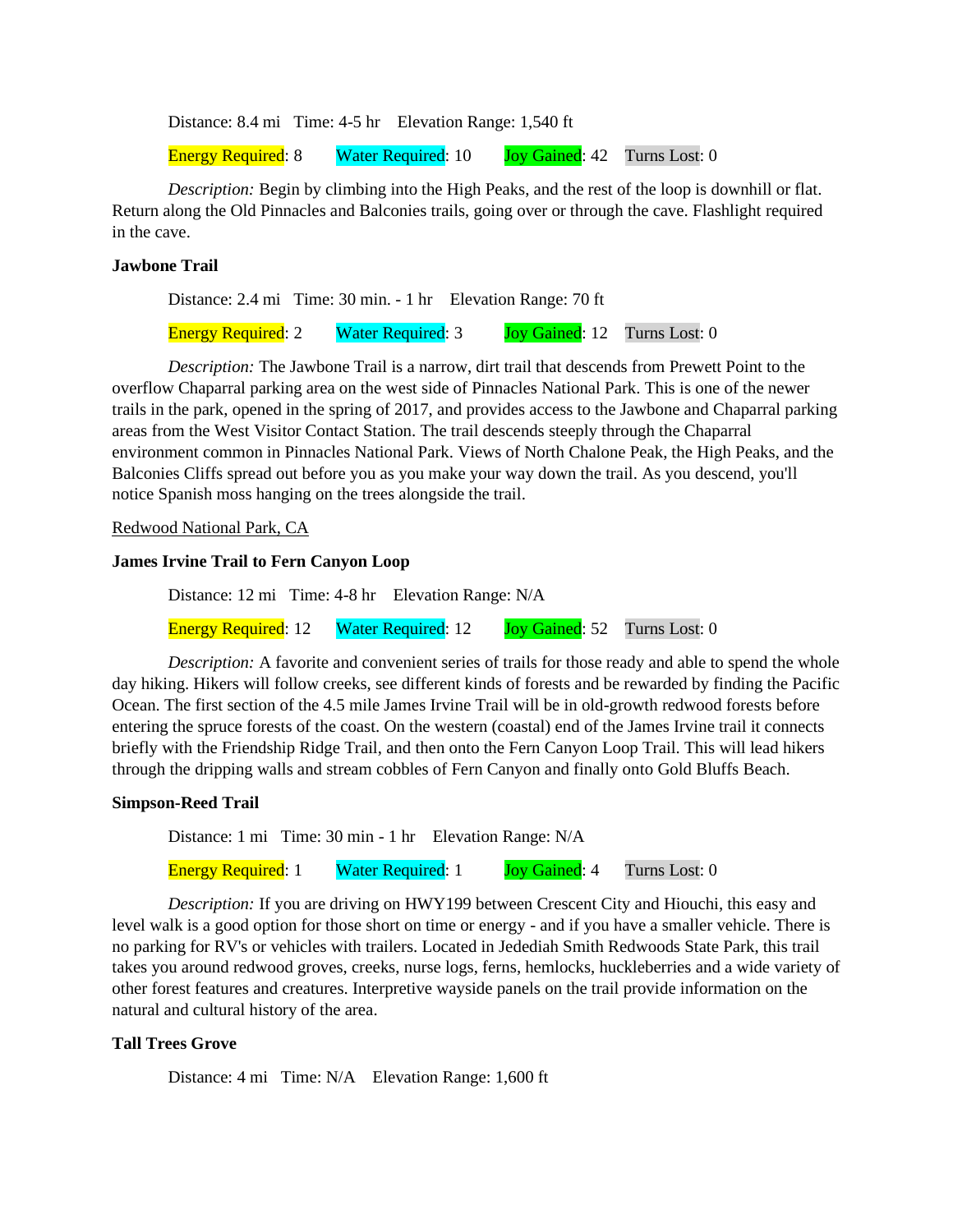Distance: 8.4 mi   Time: 4-5 hr   Elevation Range: 1,540 ft

Energy Required: 8   Water Required: 10   Joy Gained: 42   Turns Lost: 0

*Description:* Begin by climbing into the High Peaks, and the rest of the loop is downhill or flat. Return along the Old Pinnacles and Balconies trails, going over or through the cave. Flashlight required in the cave.

**Jawbone Trail**

Distance: 2.4 mi   Time: 30 min. - 1 hr   Elevation Range: 70 ft

Energy Required: 2   Water Required: 3   Joy Gained: 12   Turns Lost: 0

*Description:* The Jawbone Trail is a narrow, dirt trail that descends from Prewett Point to the overflow Chaparral parking area on the west side of Pinnacles National Park. This is one of the newer trails in the park, opened in the spring of 2017, and provides access to the Jawbone and Chaparral parking areas from the West Visitor Contact Station. The trail descends steeply through the Chaparral environment common in Pinnacles National Park. Views of North Chalone Peak, the High Peaks, and the Balconies Cliffs spread out before you as you make your way down the trail. As you descend, you'll notice Spanish moss hanging on the trees alongside the trail.

Redwood National Park, CA

**James Irvine Trail to Fern Canyon Loop**

Distance: 12 mi   Time: 4-8 hr   Elevation Range: N/A

Energy Required: 12   Water Required: 12   Joy Gained: 52   Turns Lost: 0

*Description:* A favorite and convenient series of trails for those ready and able to spend the whole day hiking. Hikers will follow creeks, see different kinds of forests and be rewarded by finding the Pacific Ocean. The first section of the 4.5 mile James Irvine Trail will be in old-growth redwood forests before entering the spruce forests of the coast. On the western (coastal) end of the James Irvine trail it connects briefly with the Friendship Ridge Trail, and then onto the Fern Canyon Loop Trail. This will lead hikers through the dripping walls and stream cobbles of Fern Canyon and finally onto Gold Bluffs Beach.

**Simpson-Reed Trail**

Distance: 1 mi   Time: 30 min - 1 hr   Elevation Range: N/A

Energy Required: 1   Water Required: 1   Joy Gained: 4   Turns Lost: 0

*Description:* If you are driving on HWY199 between Crescent City and Hiouchi, this easy and level walk is a good option for those short on time or energy - and if you have a smaller vehicle. There is no parking for RV's or vehicles with trailers. Located in Jedediah Smith Redwoods State Park, this trail takes you around redwood groves, creeks, nurse logs, ferns, hemlocks, huckleberries and a wide variety of other forest features and creatures. Interpretive wayside panels on the trail provide information on the natural and cultural history of the area.

**Tall Trees Grove**

Distance: 4 mi   Time: N/A   Elevation Range: 1,600 ft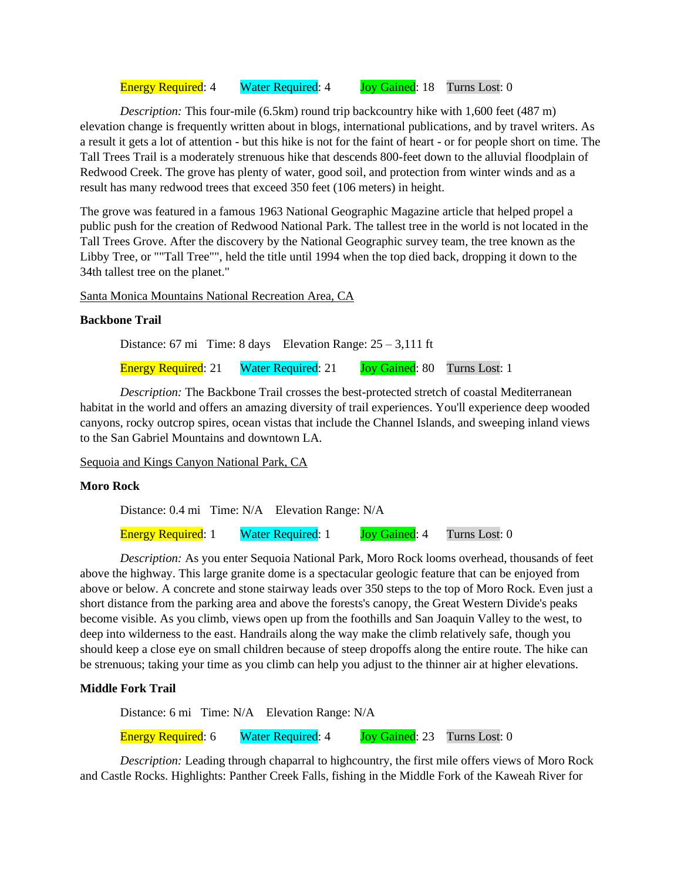Energy Required: 4 Water Required: 4 Joy Gained: 18 Turns Lost: 0

*Description:* This four-mile (6.5km) round trip backcountry hike with 1,600 feet (487 m) elevation change is frequently written about in blogs, international publications, and by travel writers. As a result it gets a lot of attention - but this hike is not for the faint of heart - or for people short on time. The Tall Trees Trail is a moderately strenuous hike that descends 800-feet down to the alluvial floodplain of Redwood Creek. The grove has plenty of water, good soil, and protection from winter winds and as a result has many redwood trees that exceed 350 feet (106 meters) in height.

The grove was featured in a famous 1963 National Geographic Magazine article that helped propel a public push for the creation of Redwood National Park. The tallest tree in the world is not located in the Tall Trees Grove. After the discovery by the National Geographic survey team, the tree known as the Libby Tree, or ""Tall Tree"", held the title until 1994 when the top died back, dropping it down to the 34th tallest tree on the planet."

Santa Monica Mountains National Recreation Area, CA

**Backbone Trail**

Distance: 67 mi Time: 8 days Elevation Range: 25 – 3,111 ft

Energy Required: 21 Water Required: 21 Joy Gained: 80 Turns Lost: 1

*Description:* The Backbone Trail crosses the best-protected stretch of coastal Mediterranean habitat in the world and offers an amazing diversity of trail experiences. You'll experience deep wooded canyons, rocky outcrop spires, ocean vistas that include the Channel Islands, and sweeping inland views to the San Gabriel Mountains and downtown LA.

Sequoia and Kings Canyon National Park, CA

**Moro Rock**

Distance: 0.4 mi Time: N/A Elevation Range: N/A

Energy Required: 1 Water Required: 1 Joy Gained: 4 Turns Lost: 0

*Description:* As you enter Sequoia National Park, Moro Rock looms overhead, thousands of feet above the highway. This large granite dome is a spectacular geologic feature that can be enjoyed from above or below. A concrete and stone stairway leads over 350 steps to the top of Moro Rock. Even just a short distance from the parking area and above the forests's canopy, the Great Western Divide's peaks become visible. As you climb, views open up from the foothills and San Joaquin Valley to the west, to deep into wilderness to the east. Handrails along the way make the climb relatively safe, though you should keep a close eye on small children because of steep dropoffs along the entire route. The hike can be strenuous; taking your time as you climb can help you adjust to the thinner air at higher elevations.

**Middle Fork Trail**

Distance: 6 mi Time: N/A Elevation Range: N/A

Energy Required: 6 Water Required: 4 Joy Gained: 23 Turns Lost: 0

*Description:* Leading through chaparral to highcountry, the first mile offers views of Moro Rock and Castle Rocks. Highlights: Panther Creek Falls, fishing in the Middle Fork of the Kaweah River for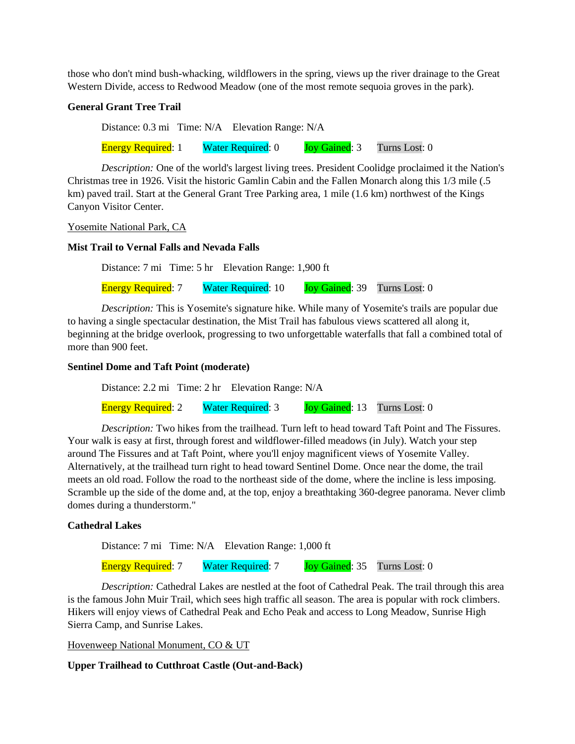those who don't mind bush-whacking, wildflowers in the spring, views up the river drainage to the Great Western Divide, access to Redwood Meadow (one of the most remote sequoia groves in the park).

**General Grant Tree Trail**

Distance: 0.3 mi   Time: N/A   Elevation Range: N/A

Energy Required: 1   Water Required: 0   Joy Gained: 3   Turns Lost: 0

*Description:* One of the world's largest living trees. President Coolidge proclaimed it the Nation's Christmas tree in 1926. Visit the historic Gamlin Cabin and the Fallen Monarch along this 1/3 mile (.5 km) paved trail. Start at the General Grant Tree Parking area, 1 mile (1.6 km) northwest of the Kings Canyon Visitor Center.

Yosemite National Park, CA

**Mist Trail to Vernal Falls and Nevada Falls**

Distance: 7 mi   Time: 5 hr   Elevation Range: 1,900 ft

Energy Required: 7   Water Required: 10   Joy Gained: 39   Turns Lost: 0

*Description:* This is Yosemite's signature hike. While many of Yosemite's trails are popular due to having a single spectacular destination, the Mist Trail has fabulous views scattered all along it, beginning at the bridge overlook, progressing to two unforgettable waterfalls that fall a combined total of more than 900 feet.

**Sentinel Dome and Taft Point (moderate)**

Distance: 2.2 mi   Time: 2 hr   Elevation Range: N/A

Energy Required: 2   Water Required: 3   Joy Gained: 13   Turns Lost: 0

*Description:* Two hikes from the trailhead. Turn left to head toward Taft Point and The Fissures. Your walk is easy at first, through forest and wildflower-filled meadows (in July). Watch your step around The Fissures and at Taft Point, where you'll enjoy magnificent views of Yosemite Valley. Alternatively, at the trailhead turn right to head toward Sentinel Dome. Once near the dome, the trail meets an old road. Follow the road to the northeast side of the dome, where the incline is less imposing. Scramble up the side of the dome and, at the top, enjoy a breathtaking 360-degree panorama. Never climb domes during a thunderstorm."

**Cathedral Lakes**

Distance: 7 mi   Time: N/A   Elevation Range: 1,000 ft

Energy Required: 7   Water Required: 7   Joy Gained: 35   Turns Lost: 0

*Description:* Cathedral Lakes are nestled at the foot of Cathedral Peak. The trail through this area is the famous John Muir Trail, which sees high traffic all season. The area is popular with rock climbers. Hikers will enjoy views of Cathedral Peak and Echo Peak and access to Long Meadow, Sunrise High Sierra Camp, and Sunrise Lakes.

Hovenweep National Monument, CO & UT

**Upper Trailhead to Cutthroat Castle (Out-and-Back)**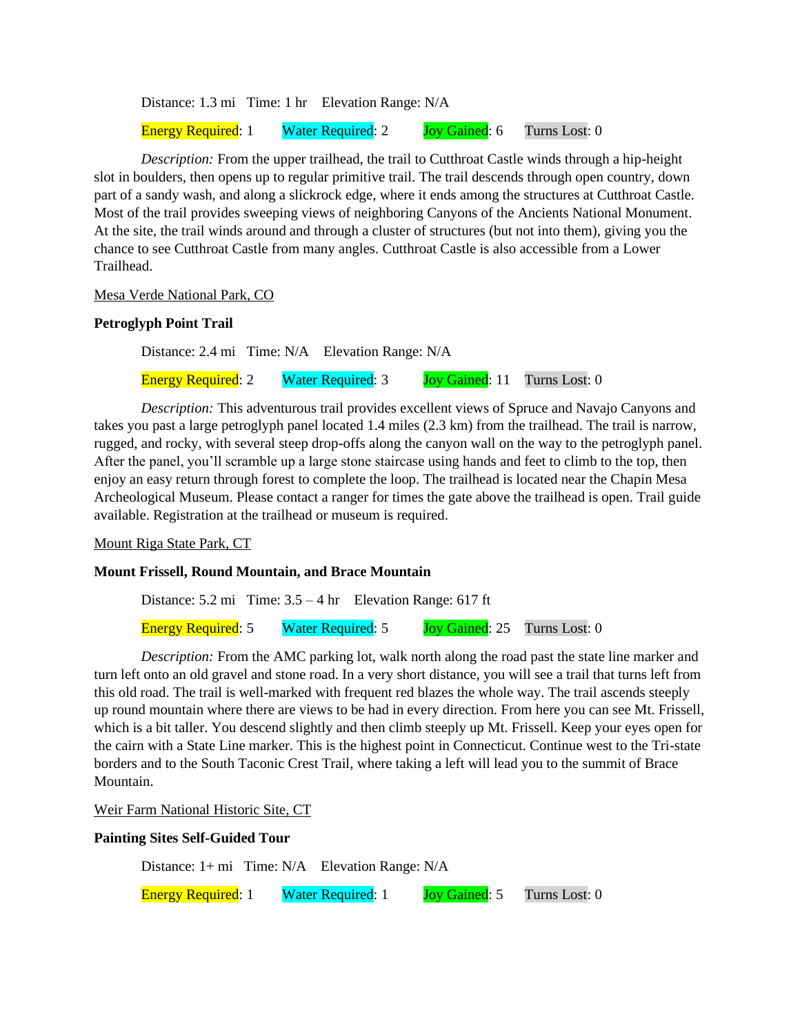Distance: 1.3 mi   Time: 1 hr   Elevation Range: N/A

Energy Required: 1   Water Required: 2   Joy Gained: 6   Turns Lost: 0

*Description:* From the upper trailhead, the trail to Cutthroat Castle winds through a hip-height slot in boulders, then opens up to regular primitive trail. The trail descends through open country, down part of a sandy wash, and along a slickrock edge, where it ends among the structures at Cutthroat Castle. Most of the trail provides sweeping views of neighboring Canyons of the Ancients National Monument. At the site, the trail winds around and through a cluster of structures (but not into them), giving you the chance to see Cutthroat Castle from many angles. Cutthroat Castle is also accessible from a Lower Trailhead.

<u>Mesa Verde National Park, CO</u>

**Petroglyph Point Trail**

Distance: 2.4 mi   Time: N/A   Elevation Range: N/A

Energy Required: 2   Water Required: 3   Joy Gained: 11   Turns Lost: 0

*Description:* This adventurous trail provides excellent views of Spruce and Navajo Canyons and takes you past a large petroglyph panel located 1.4 miles (2.3 km) from the trailhead. The trail is narrow, rugged, and rocky, with several steep drop-offs along the canyon wall on the way to the petroglyph panel. After the panel, you'll scramble up a large stone staircase using hands and feet to climb to the top, then enjoy an easy return through forest to complete the loop. The trailhead is located near the Chapin Mesa Archeological Museum. Please contact a ranger for times the gate above the trailhead is open. Trail guide available. Registration at the trailhead or museum is required.

<u>Mount Riga State Park, CT</u>

**Mount Frissell, Round Mountain, and Brace Mountain**

Distance: 5.2 mi   Time: 3.5 – 4 hr   Elevation Range: 617 ft

Energy Required: 5   Water Required: 5   Joy Gained: 25   Turns Lost: 0

*Description:* From the AMC parking lot, walk north along the road past the state line marker and turn left onto an old gravel and stone road. In a very short distance, you will see a trail that turns left from this old road. The trail is well-marked with frequent red blazes the whole way. The trail ascends steeply up round mountain where there are views to be had in every direction. From here you can see Mt. Frissell, which is a bit taller. You descend slightly and then climb steeply up Mt. Frissell. Keep your eyes open for the cairn with a State Line marker. This is the highest point in Connecticut. Continue west to the Tri-state borders and to the South Taconic Crest Trail, where taking a left will lead you to the summit of Brace Mountain.

<u>Weir Farm National Historic Site, CT</u>

**Painting Sites Self-Guided Tour**

Distance: 1+ mi   Time: N/A   Elevation Range: N/A

Energy Required: 1   Water Required: 1   Joy Gained: 5   Turns Lost: 0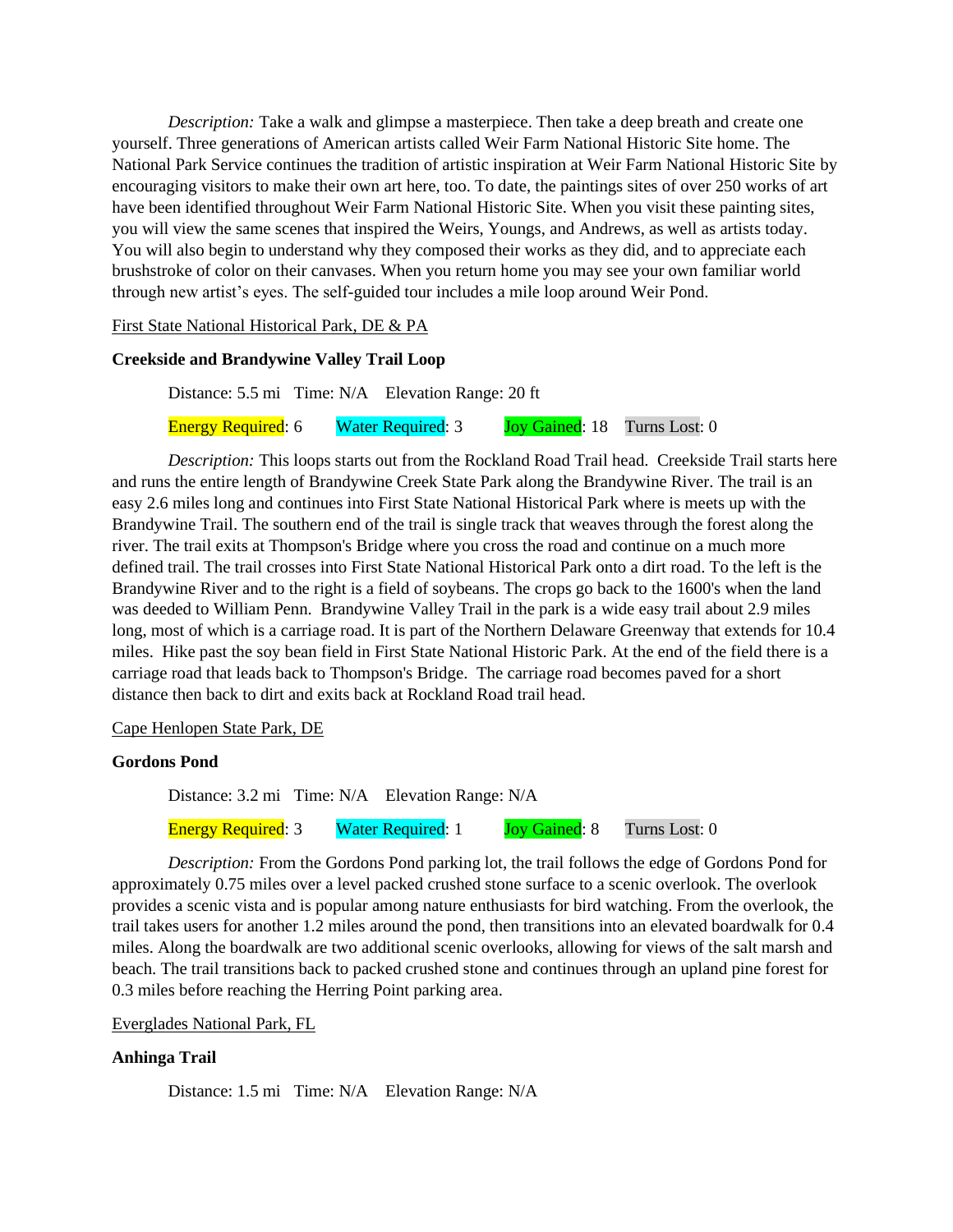*Description:* Take a walk and glimpse a masterpiece. Then take a deep breath and create one yourself. Three generations of American artists called Weir Farm National Historic Site home. The National Park Service continues the tradition of artistic inspiration at Weir Farm National Historic Site by encouraging visitors to make their own art here, too. To date, the paintings sites of over 250 works of art have been identified throughout Weir Farm National Historic Site. When you visit these painting sites, you will view the same scenes that inspired the Weirs, Youngs, and Andrews, as well as artists today. You will also begin to understand why they composed their works as they did, and to appreciate each brushstroke of color on their canvases. When you return home you may see your own familiar world through new artist's eyes. The self-guided tour includes a mile loop around Weir Pond.

<u>First State National Historical Park, DE & PA</u>

**Creekside and Brandywine Valley Trail Loop**

Distance: 5.5 mi Time: N/A Elevation Range: 20 ft

Energy Required: 6 Water Required: 3 Joy Gained: 18 Turns Lost: 0

*Description:* This loops starts out from the Rockland Road Trail head. Creekside Trail starts here and runs the entire length of Brandywine Creek State Park along the Brandywine River. The trail is an easy 2.6 miles long and continues into First State National Historical Park where is meets up with the Brandywine Trail. The southern end of the trail is single track that weaves through the forest along the river. The trail exits at Thompson's Bridge where you cross the road and continue on a much more defined trail. The trail crosses into First State National Historical Park onto a dirt road. To the left is the Brandywine River and to the right is a field of soybeans. The crops go back to the 1600's when the land was deeded to William Penn. Brandywine Valley Trail in the park is a wide easy trail about 2.9 miles long, most of which is a carriage road. It is part of the Northern Delaware Greenway that extends for 10.4 miles. Hike past the soy bean field in First State National Historic Park. At the end of the field there is a carriage road that leads back to Thompson's Bridge. The carriage road becomes paved for a short distance then back to dirt and exits back at Rockland Road trail head.

<u>Cape Henlopen State Park, DE</u>

**Gordons Pond**

Distance: 3.2 mi Time: N/A Elevation Range: N/A

Energy Required: 3 Water Required: 1 Joy Gained: 8 Turns Lost: 0

*Description:* From the Gordons Pond parking lot, the trail follows the edge of Gordons Pond for approximately 0.75 miles over a level packed crushed stone surface to a scenic overlook. The overlook provides a scenic vista and is popular among nature enthusiasts for bird watching. From the overlook, the trail takes users for another 1.2 miles around the pond, then transitions into an elevated boardwalk for 0.4 miles. Along the boardwalk are two additional scenic overlooks, allowing for views of the salt marsh and beach. The trail transitions back to packed crushed stone and continues through an upland pine forest for 0.3 miles before reaching the Herring Point parking area.

<u>Everglades National Park, FL</u>

**Anhinga Trail**

Distance: 1.5 mi Time: N/A Elevation Range: N/A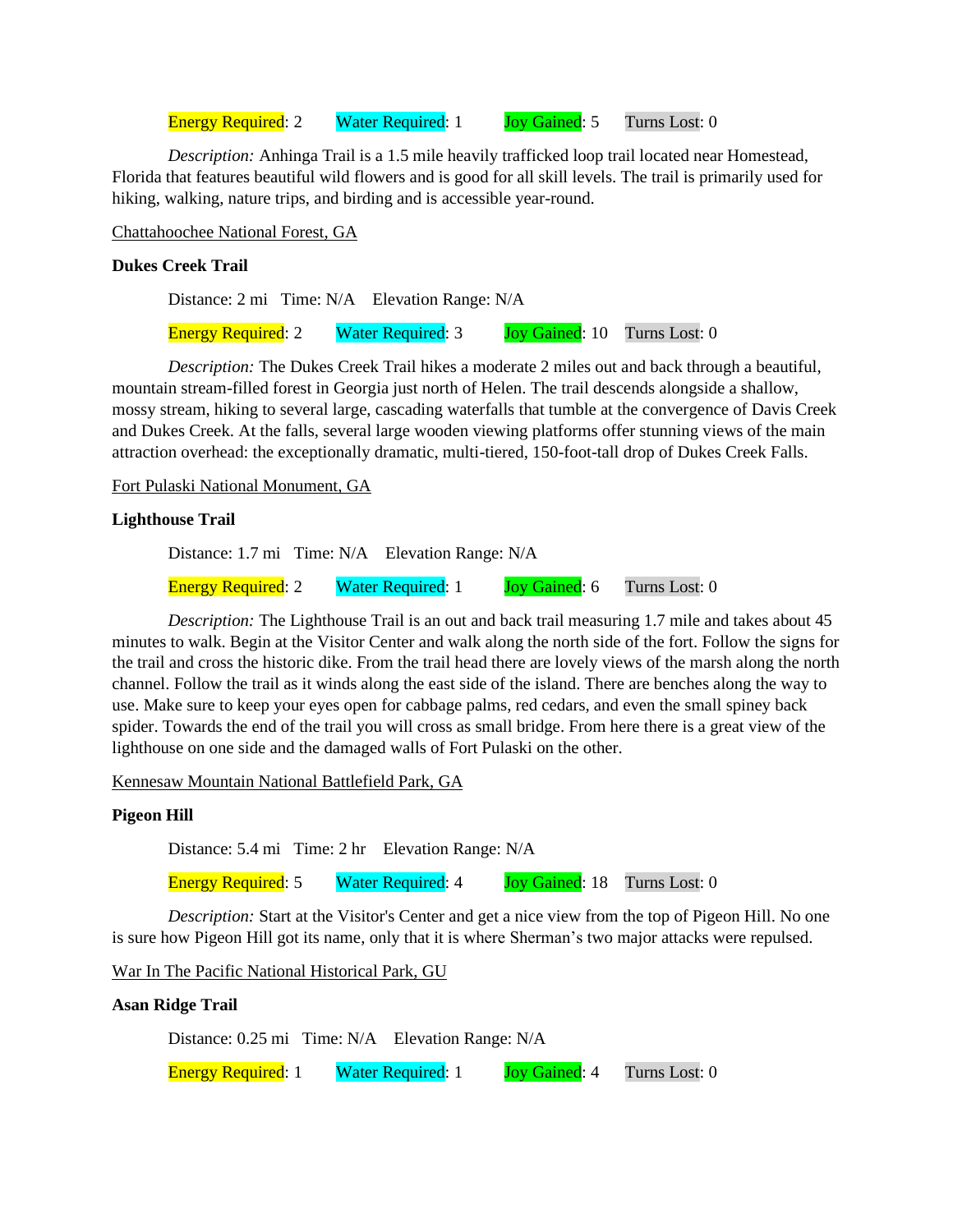Energy Required: 2    Water Required: 1    Joy Gained: 5    Turns Lost: 0

*Description:* Anhinga Trail is a 1.5 mile heavily trafficked loop trail located near Homestead, Florida that features beautiful wild flowers and is good for all skill levels. The trail is primarily used for hiking, walking, nature trips, and birding and is accessible year-round.

<u>Chattahoochee National Forest, GA</u>

**Dukes Creek Trail**

Distance: 2 mi   Time: N/A   Elevation Range: N/A

Energy Required: 2    Water Required: 3    Joy Gained: 10    Turns Lost: 0

*Description:* The Dukes Creek Trail hikes a moderate 2 miles out and back through a beautiful, mountain stream-filled forest in Georgia just north of Helen. The trail descends alongside a shallow, mossy stream, hiking to several large, cascading waterfalls that tumble at the convergence of Davis Creek and Dukes Creek. At the falls, several large wooden viewing platforms offer stunning views of the main attraction overhead: the exceptionally dramatic, multi-tiered, 150-foot-tall drop of Dukes Creek Falls.

<u>Fort Pulaski National Monument, GA</u>

**Lighthouse Trail**

Distance: 1.7 mi   Time: N/A   Elevation Range: N/A

Energy Required: 2    Water Required: 1    Joy Gained: 6    Turns Lost: 0

*Description:* The Lighthouse Trail is an out and back trail measuring 1.7 mile and takes about 45 minutes to walk. Begin at the Visitor Center and walk along the north side of the fort. Follow the signs for the trail and cross the historic dike. From the trail head there are lovely views of the marsh along the north channel. Follow the trail as it winds along the east side of the island. There are benches along the way to use. Make sure to keep your eyes open for cabbage palms, red cedars, and even the small spiney back spider. Towards the end of the trail you will cross as small bridge. From here there is a great view of the lighthouse on one side and the damaged walls of Fort Pulaski on the other.

<u>Kennesaw Mountain National Battlefield Park, GA</u>

**Pigeon Hill**

Distance: 5.4 mi   Time: 2 hr   Elevation Range: N/A

Energy Required: 5    Water Required: 4    Joy Gained: 18    Turns Lost: 0

*Description:* Start at the Visitor's Center and get a nice view from the top of Pigeon Hill. No one is sure how Pigeon Hill got its name, only that it is where Sherman's two major attacks were repulsed.

<u>War In The Pacific National Historical Park, GU</u>

**Asan Ridge Trail**

Distance: 0.25 mi   Time: N/A   Elevation Range: N/A

Energy Required: 1    Water Required: 1    Joy Gained: 4    Turns Lost: 0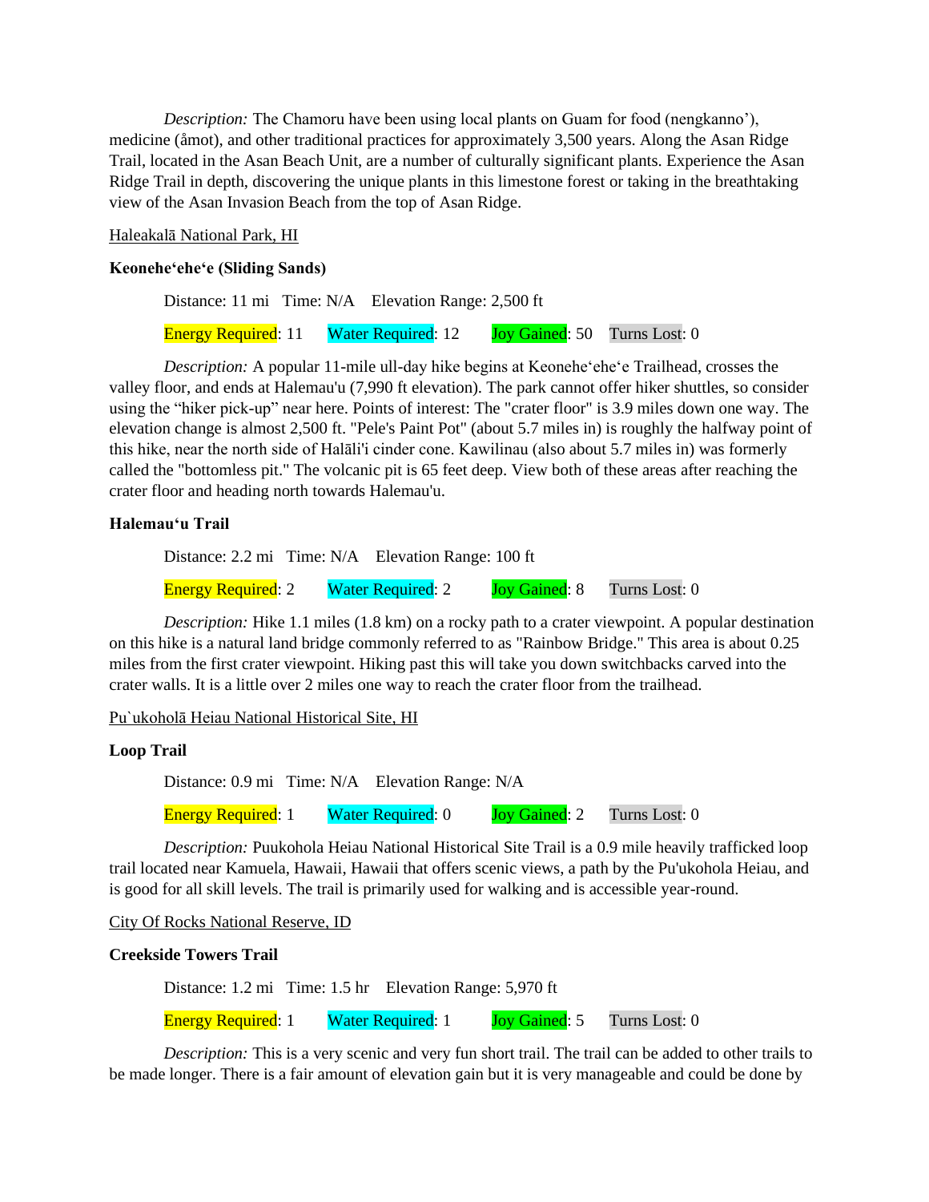*Description:* The Chamoru have been using local plants on Guam for food (nengkanno'), medicine (åmot), and other traditional practices for approximately 3,500 years. Along the Asan Ridge Trail, located in the Asan Beach Unit, are a number of culturally significant plants. Experience the Asan Ridge Trail in depth, discovering the unique plants in this limestone forest or taking in the breathtaking view of the Asan Invasion Beach from the top of Asan Ridge.

Haleakalā National Park, HI

**Keonehe'ehe'e (Sliding Sands)**

Distance: 11 mi   Time: N/A   Elevation Range: 2,500 ft

Energy Required: 11   Water Required: 12   Joy Gained: 50   Turns Lost: 0

*Description:* A popular 11-mile ull-day hike begins at Keonehe'ehe'e Trailhead, crosses the valley floor, and ends at Halemau'u (7,990 ft elevation). The park cannot offer hiker shuttles, so consider using the "hiker pick-up" near here. Points of interest: The "crater floor" is 3.9 miles down one way. The elevation change is almost 2,500 ft. "Pele's Paint Pot" (about 5.7 miles in) is roughly the halfway point of this hike, near the north side of Halāli'i cinder cone. Kawilinau (also about 5.7 miles in) was formerly called the "bottomless pit." The volcanic pit is 65 feet deep. View both of these areas after reaching the crater floor and heading north towards Halemau'u.

**Halemau'u Trail**

Distance: 2.2 mi   Time: N/A   Elevation Range: 100 ft

Energy Required: 2   Water Required: 2   Joy Gained: 8   Turns Lost: 0

*Description:* Hike 1.1 miles (1.8 km) on a rocky path to a crater viewpoint. A popular destination on this hike is a natural land bridge commonly referred to as "Rainbow Bridge." This area is about 0.25 miles from the first crater viewpoint. Hiking past this will take you down switchbacks carved into the crater walls. It is a little over 2 miles one way to reach the crater floor from the trailhead.

Pu`ukoholā Heiau National Historical Site, HI

**Loop Trail**

Distance: 0.9 mi   Time: N/A   Elevation Range: N/A

Energy Required: 1   Water Required: 0   Joy Gained: 2   Turns Lost: 0

*Description:* Puukohola Heiau National Historical Site Trail is a 0.9 mile heavily trafficked loop trail located near Kamuela, Hawaii, Hawaii that offers scenic views, a path by the Pu'ukohola Heiau, and is good for all skill levels. The trail is primarily used for walking and is accessible year-round.

City Of Rocks National Reserve, ID

**Creekside Towers Trail**

Distance: 1.2 mi   Time: 1.5 hr   Elevation Range: 5,970 ft

Energy Required: 1   Water Required: 1   Joy Gained: 5   Turns Lost: 0

*Description:* This is a very scenic and very fun short trail. The trail can be added to other trails to be made longer. There is a fair amount of elevation gain but it is very manageable and could be done by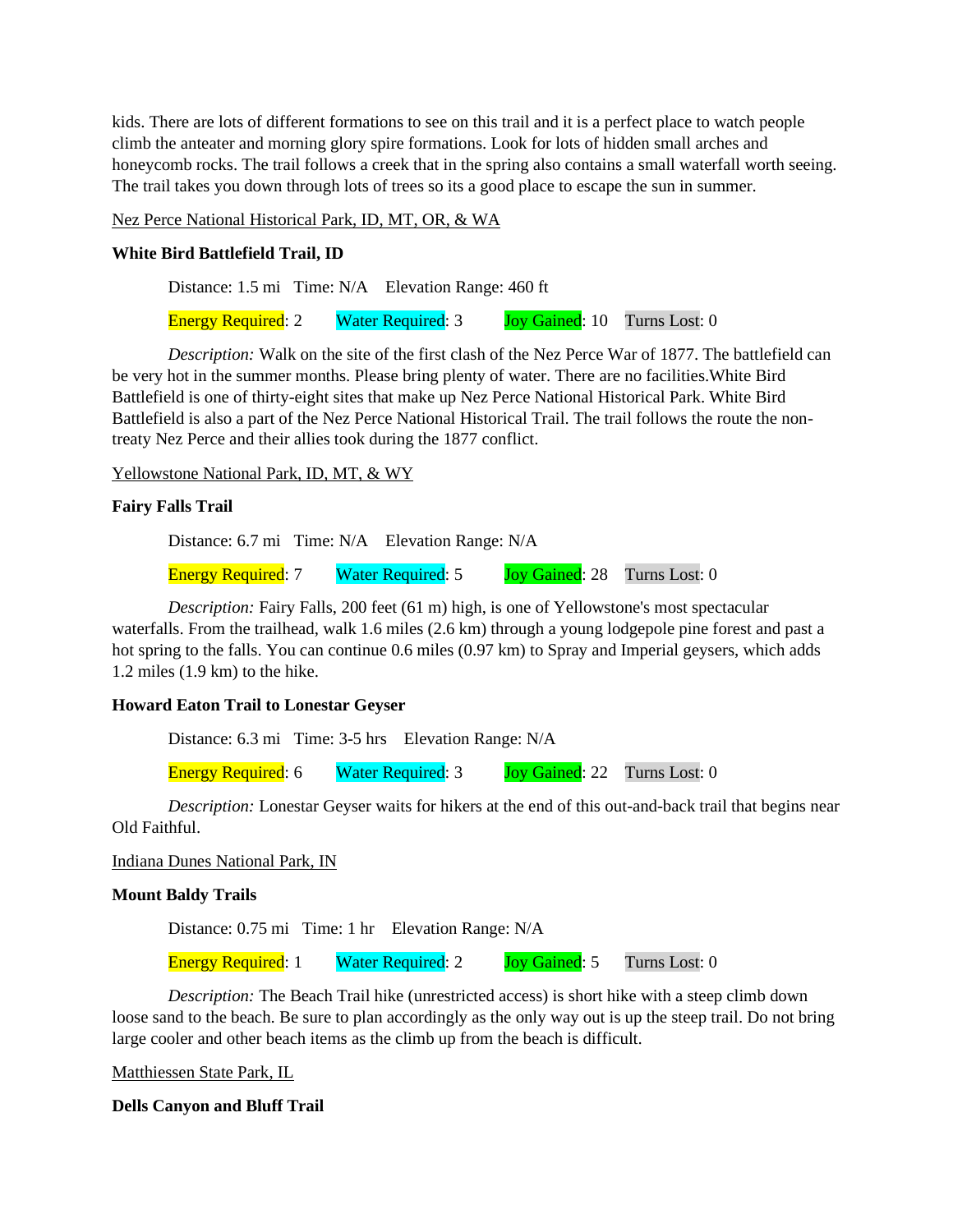kids. There are lots of different formations to see on this trail and it is a perfect place to watch people climb the anteater and morning glory spire formations. Look for lots of hidden small arches and honeycomb rocks. The trail follows a creek that in the spring also contains a small waterfall worth seeing. The trail takes you down through lots of trees so its a good place to escape the sun in summer.

Nez Perce National Historical Park, ID, MT, OR, & WA

**White Bird Battlefield Trail, ID**

Distance: 1.5 mi   Time: N/A   Elevation Range: 460 ft

Energy Required: 2   Water Required: 3   Joy Gained: 10   Turns Lost: 0

*Description:* Walk on the site of the first clash of the Nez Perce War of 1877. The battlefield can be very hot in the summer months. Please bring plenty of water. There are no facilities.White Bird Battlefield is one of thirty-eight sites that make up Nez Perce National Historical Park. White Bird Battlefield is also a part of the Nez Perce National Historical Trail. The trail follows the route the non-treaty Nez Perce and their allies took during the 1877 conflict.

Yellowstone National Park, ID, MT, & WY

**Fairy Falls Trail**

Distance: 6.7 mi   Time: N/A   Elevation Range: N/A

Energy Required: 7   Water Required: 5   Joy Gained: 28   Turns Lost: 0

*Description:* Fairy Falls, 200 feet (61 m) high, is one of Yellowstone's most spectacular waterfalls. From the trailhead, walk 1.6 miles (2.6 km) through a young lodgepole pine forest and past a hot spring to the falls. You can continue 0.6 miles (0.97 km) to Spray and Imperial geysers, which adds 1.2 miles (1.9 km) to the hike.

**Howard Eaton Trail to Lonestar Geyser**

Distance: 6.3 mi   Time: 3-5 hrs   Elevation Range: N/A

Energy Required: 6   Water Required: 3   Joy Gained: 22   Turns Lost: 0

*Description:* Lonestar Geyser waits for hikers at the end of this out-and-back trail that begins near Old Faithful.

Indiana Dunes National Park, IN

**Mount Baldy Trails**

Distance: 0.75 mi   Time: 1 hr   Elevation Range: N/A

Energy Required: 1   Water Required: 2   Joy Gained: 5   Turns Lost: 0

*Description:* The Beach Trail hike (unrestricted access) is short hike with a steep climb down loose sand to the beach. Be sure to plan accordingly as the only way out is up the steep trail. Do not bring large cooler and other beach items as the climb up from the beach is difficult.

Matthiessen State Park, IL

**Dells Canyon and Bluff Trail**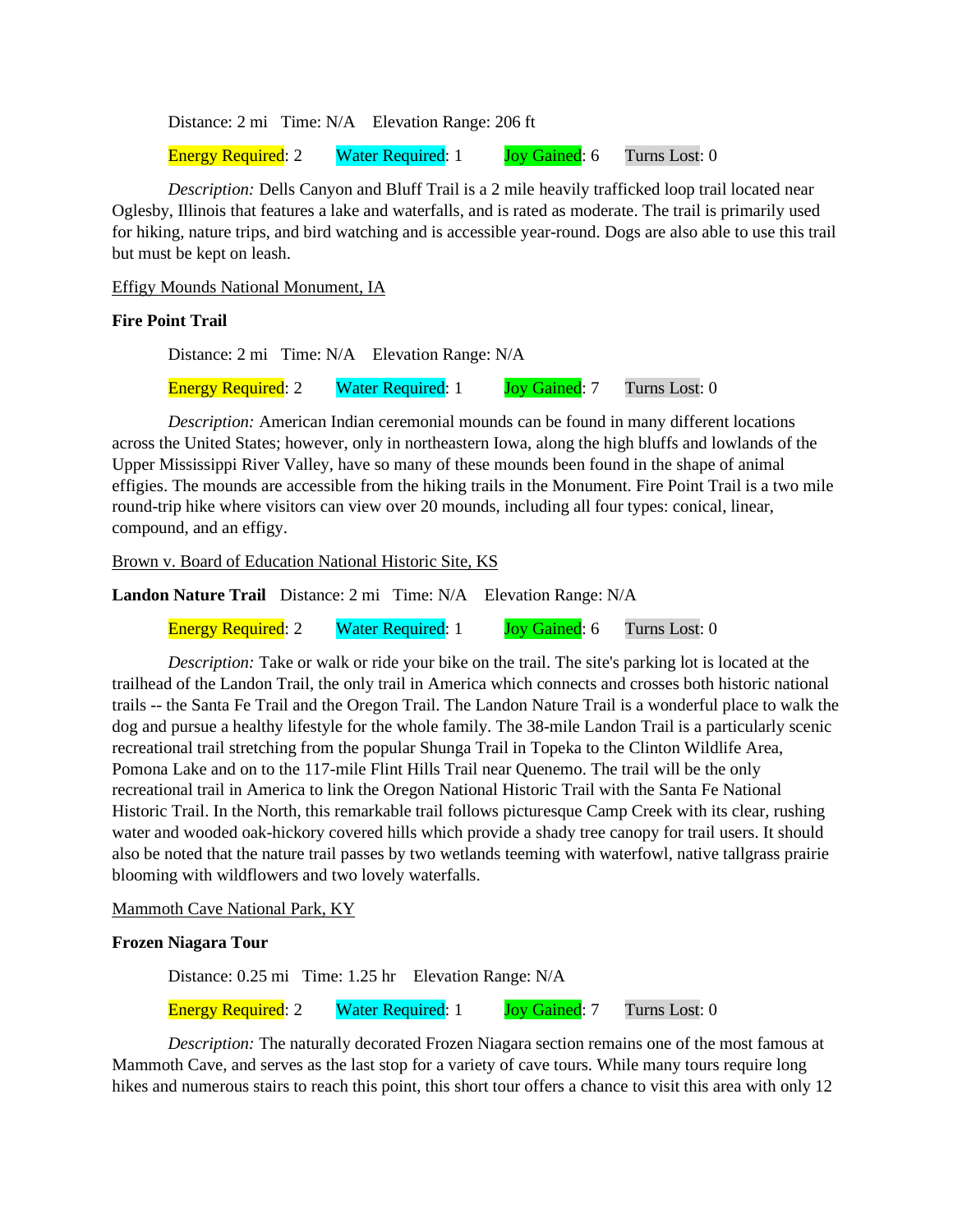Distance: 2 mi   Time: N/A   Elevation Range: 206 ft

Energy Required: 2   Water Required: 1   Joy Gained: 6   Turns Lost: 0

*Description:* Dells Canyon and Bluff Trail is a 2 mile heavily trafficked loop trail located near Oglesby, Illinois that features a lake and waterfalls, and is rated as moderate. The trail is primarily used for hiking, nature trips, and bird watching and is accessible year-round. Dogs are also able to use this trail but must be kept on leash.

Effigy Mounds National Monument, IA

**Fire Point Trail**

Distance: 2 mi   Time: N/A   Elevation Range: N/A

Energy Required: 2   Water Required: 1   Joy Gained: 7   Turns Lost: 0

*Description:* American Indian ceremonial mounds can be found in many different locations across the United States; however, only in northeastern Iowa, along the high bluffs and lowlands of the Upper Mississippi River Valley, have so many of these mounds been found in the shape of animal effigies. The mounds are accessible from the hiking trails in the Monument. Fire Point Trail is a two mile round-trip hike where visitors can view over 20 mounds, including all four types: conical, linear, compound, and an effigy.

Brown v. Board of Education National Historic Site, KS

**Landon Nature Trail**   Distance: 2 mi   Time: N/A   Elevation Range: N/A

Energy Required: 2   Water Required: 1   Joy Gained: 6   Turns Lost: 0

*Description:* Take or walk or ride your bike on the trail. The site's parking lot is located at the trailhead of the Landon Trail, the only trail in America which connects and crosses both historic national trails -- the Santa Fe Trail and the Oregon Trail. The Landon Nature Trail is a wonderful place to walk the dog and pursue a healthy lifestyle for the whole family. The 38-mile Landon Trail is a particularly scenic recreational trail stretching from the popular Shunga Trail in Topeka to the Clinton Wildlife Area, Pomona Lake and on to the 117-mile Flint Hills Trail near Quenemo. The trail will be the only recreational trail in America to link the Oregon National Historic Trail with the Santa Fe National Historic Trail. In the North, this remarkable trail follows picturesque Camp Creek with its clear, rushing water and wooded oak-hickory covered hills which provide a shady tree canopy for trail users. It should also be noted that the nature trail passes by two wetlands teeming with waterfowl, native tallgrass prairie blooming with wildflowers and two lovely waterfalls.

Mammoth Cave National Park, KY

**Frozen Niagara Tour**

Distance: 0.25 mi   Time: 1.25 hr   Elevation Range: N/A

Energy Required: 2   Water Required: 1   Joy Gained: 7   Turns Lost: 0

*Description:* The naturally decorated Frozen Niagara section remains one of the most famous at Mammoth Cave, and serves as the last stop for a variety of cave tours. While many tours require long hikes and numerous stairs to reach this point, this short tour offers a chance to visit this area with only 12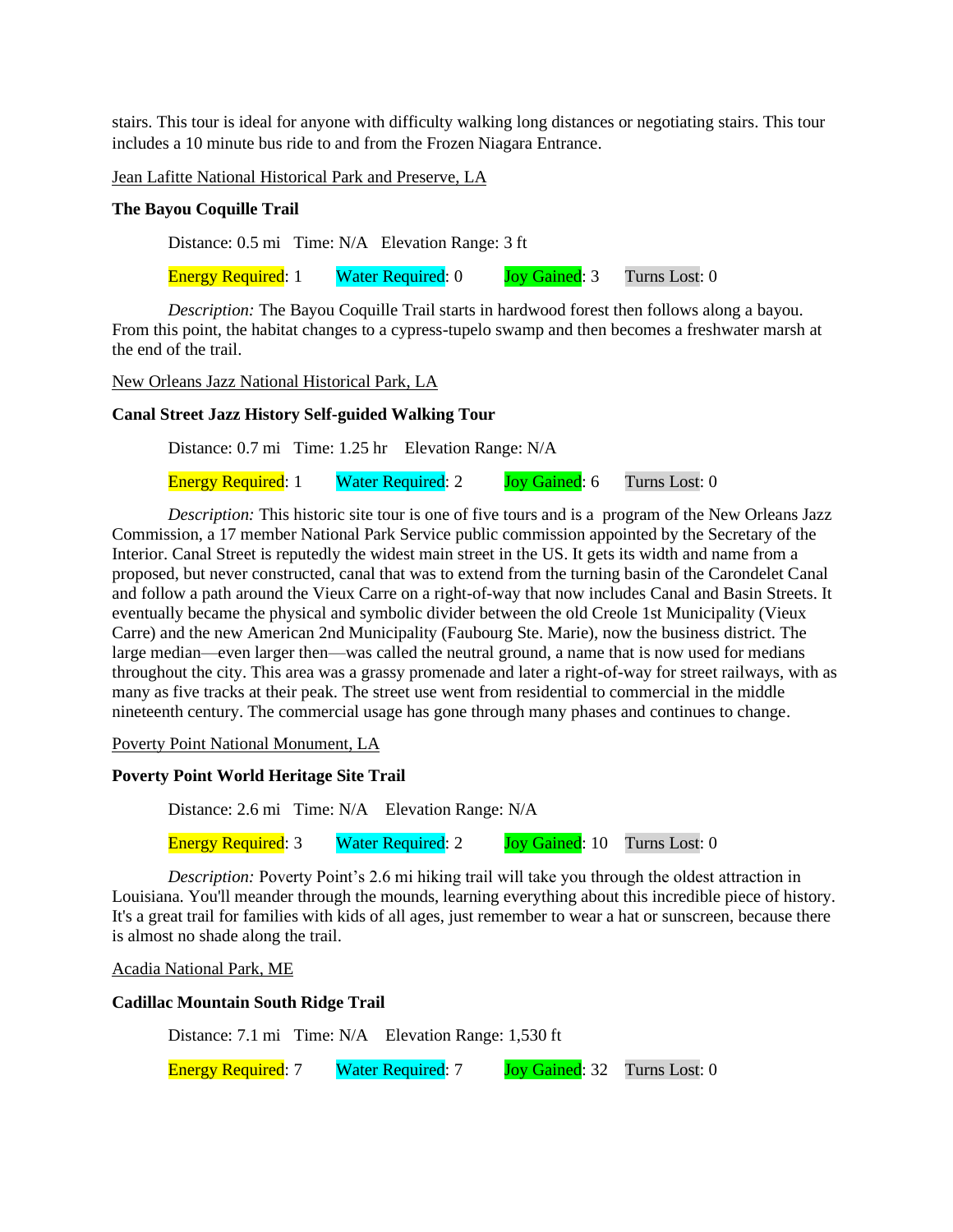stairs. This tour is ideal for anyone with difficulty walking long distances or negotiating stairs. This tour includes a 10 minute bus ride to and from the Frozen Niagara Entrance.

Jean Lafitte National Historical Park and Preserve, LA

**The Bayou Coquille Trail**

Distance: 0.5 mi   Time: N/A   Elevation Range: 3 ft

Energy Required: 1   Water Required: 0   Joy Gained: 3   Turns Lost: 0

*Description:* The Bayou Coquille Trail starts in hardwood forest then follows along a bayou. From this point, the habitat changes to a cypress-tupelo swamp and then becomes a freshwater marsh at the end of the trail.

New Orleans Jazz National Historical Park, LA

**Canal Street Jazz History Self-guided Walking Tour**

Distance: 0.7 mi   Time: 1.25 hr   Elevation Range: N/A

Energy Required: 1   Water Required: 2   Joy Gained: 6   Turns Lost: 0

*Description:* This historic site tour is one of five tours and is a program of the New Orleans Jazz Commission, a 17 member National Park Service public commission appointed by the Secretary of the Interior. Canal Street is reputedly the widest main street in the US. It gets its width and name from a proposed, but never constructed, canal that was to extend from the turning basin of the Carondelet Canal and follow a path around the Vieux Carre on a right-of-way that now includes Canal and Basin Streets. It eventually became the physical and symbolic divider between the old Creole 1st Municipality (Vieux Carre) and the new American 2nd Municipality (Faubourg Ste. Marie), now the business district. The large median—even larger then—was called the neutral ground, a name that is now used for medians throughout the city. This area was a grassy promenade and later a right-of-way for street railways, with as many as five tracks at their peak. The street use went from residential to commercial in the middle nineteenth century. The commercial usage has gone through many phases and continues to change.

Poverty Point National Monument, LA

**Poverty Point World Heritage Site Trail**

Distance: 2.6 mi   Time: N/A   Elevation Range: N/A

Energy Required: 3   Water Required: 2   Joy Gained: 10   Turns Lost: 0

*Description:* Poverty Point's 2.6 mi hiking trail will take you through the oldest attraction in Louisiana. You'll meander through the mounds, learning everything about this incredible piece of history. It's a great trail for families with kids of all ages, just remember to wear a hat or sunscreen, because there is almost no shade along the trail.

Acadia National Park, ME

**Cadillac Mountain South Ridge Trail**

Distance: 7.1 mi   Time: N/A   Elevation Range: 1,530 ft

Energy Required: 7   Water Required: 7   Joy Gained: 32   Turns Lost: 0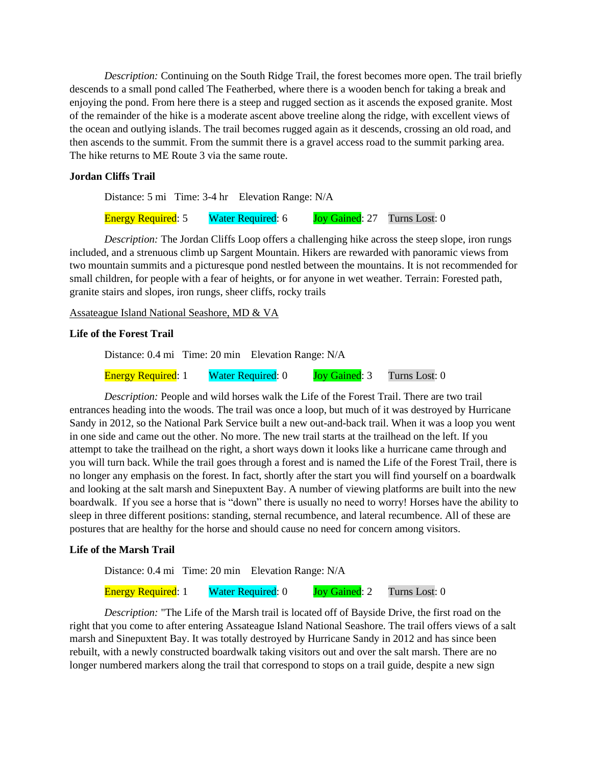*Description:* Continuing on the South Ridge Trail, the forest becomes more open. The trail briefly descends to a small pond called The Featherbed, where there is a wooden bench for taking a break and enjoying the pond. From here there is a steep and rugged section as it ascends the exposed granite. Most of the remainder of the hike is a moderate ascent above treeline along the ridge, with excellent views of the ocean and outlying islands. The trail becomes rugged again as it descends, crossing an old road, and then ascends to the summit. From the summit there is a gravel access road to the summit parking area. The hike returns to ME Route 3 via the same route.

**Jordan Cliffs Trail**

Distance: 5 mi   Time: 3-4 hr   Elevation Range: N/A

Energy Required: 5   Water Required: 6   Joy Gained: 27   Turns Lost: 0

*Description:* The Jordan Cliffs Loop offers a challenging hike across the steep slope, iron rungs included, and a strenuous climb up Sargent Mountain. Hikers are rewarded with panoramic views from two mountain summits and a picturesque pond nestled between the mountains. It is not recommended for small children, for people with a fear of heights, or for anyone in wet weather. Terrain: Forested path, granite stairs and slopes, iron rungs, sheer cliffs, rocky trails

<u>Assateague Island National Seashore, MD & VA</u>

**Life of the Forest Trail**

Distance: 0.4 mi   Time: 20 min   Elevation Range: N/A

Energy Required: 1   Water Required: 0   Joy Gained: 3   Turns Lost: 0

*Description:* People and wild horses walk the Life of the Forest Trail. There are two trail entrances heading into the woods. The trail was once a loop, but much of it was destroyed by Hurricane Sandy in 2012, so the National Park Service built a new out-and-back trail. When it was a loop you went in one side and came out the other. No more. The new trail starts at the trailhead on the left. If you attempt to take the trailhead on the right, a short ways down it looks like a hurricane came through and you will turn back. While the trail goes through a forest and is named the Life of the Forest Trail, there is no longer any emphasis on the forest. In fact, shortly after the start you will find yourself on a boardwalk and looking at the salt marsh and Sinepuxtent Bay. A number of viewing platforms are built into the new boardwalk.  If you see a horse that is "down" there is usually no need to worry! Horses have the ability to sleep in three different positions: standing, sternal recumbence, and lateral recumbence. All of these are postures that are healthy for the horse and should cause no need for concern among visitors.

**Life of the Marsh Trail**

Distance: 0.4 mi   Time: 20 min   Elevation Range: N/A

Energy Required: 1   Water Required: 0   Joy Gained: 2   Turns Lost: 0

*Description:* "The Life of the Marsh trail is located off of Bayside Drive, the first road on the right that you come to after entering Assateague Island National Seashore. The trail offers views of a salt marsh and Sinepuxtent Bay. It was totally destroyed by Hurricane Sandy in 2012 and has since been rebuilt, with a newly constructed boardwalk taking visitors out and over the salt marsh. There are no longer numbered markers along the trail that correspond to stops on a trail guide, despite a new sign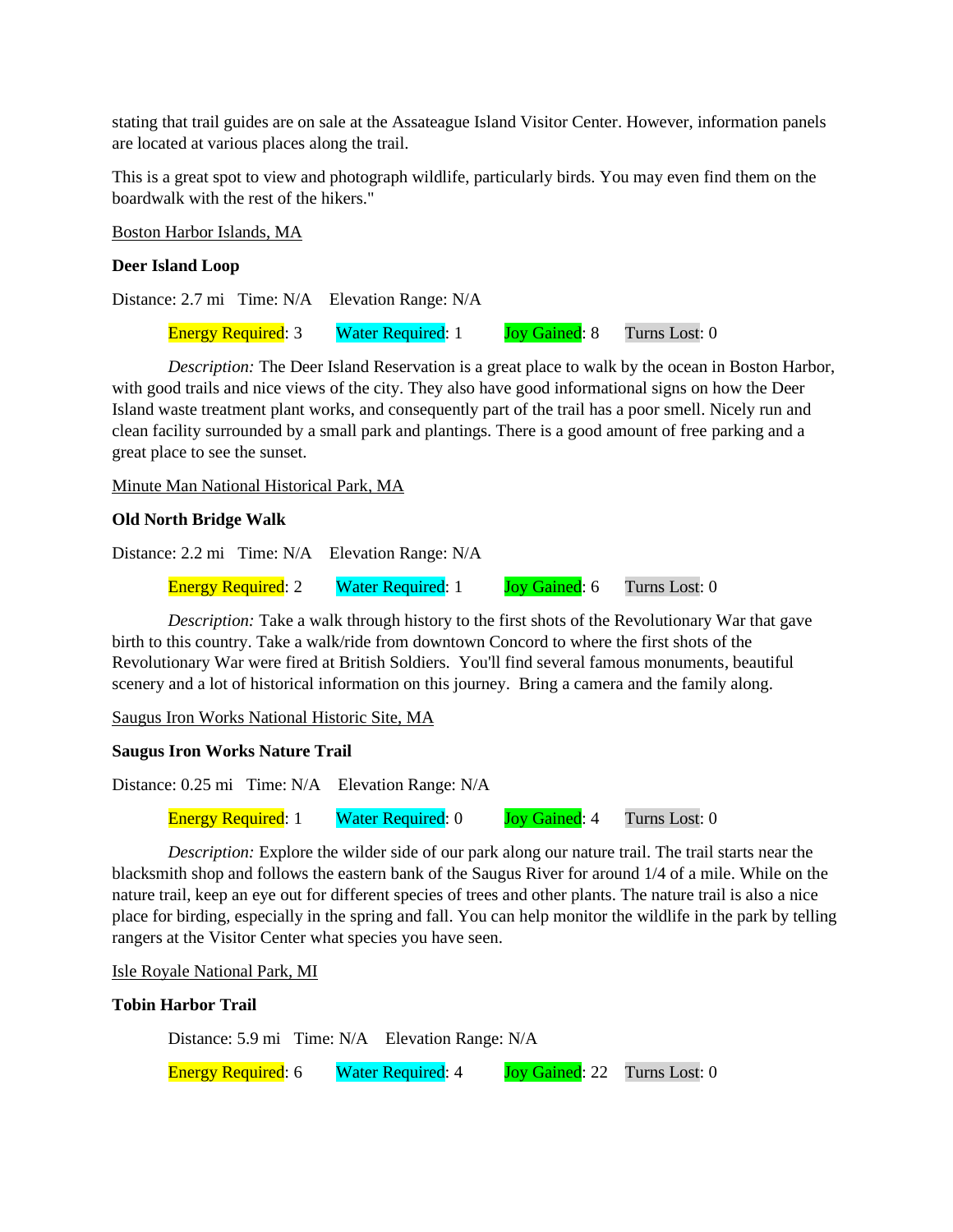stating that trail guides are on sale at the Assateague Island Visitor Center. However, information panels are located at various places along the trail.

This is a great spot to view and photograph wildlife, particularly birds. You may even find them on the boardwalk with the rest of the hikers."

Boston Harbor Islands, MA

**Deer Island Loop**

Distance: 2.7 mi   Time: N/A   Elevation Range: N/A

Energy Required: 3   Water Required: 1   Joy Gained: 8   Turns Lost: 0

*Description:* The Deer Island Reservation is a great place to walk by the ocean in Boston Harbor, with good trails and nice views of the city. They also have good informational signs on how the Deer Island waste treatment plant works, and consequently part of the trail has a poor smell. Nicely run and clean facility surrounded by a small park and plantings. There is a good amount of free parking and a great place to see the sunset.

Minute Man National Historical Park, MA

**Old North Bridge Walk**

Distance: 2.2 mi   Time: N/A   Elevation Range: N/A

Energy Required: 2   Water Required: 1   Joy Gained: 6   Turns Lost: 0

*Description:* Take a walk through history to the first shots of the Revolutionary War that gave birth to this country. Take a walk/ride from downtown Concord to where the first shots of the Revolutionary War were fired at British Soldiers.  You'll find several famous monuments, beautiful scenery and a lot of historical information on this journey.  Bring a camera and the family along.

Saugus Iron Works National Historic Site, MA

**Saugus Iron Works Nature Trail**

Distance: 0.25 mi   Time: N/A   Elevation Range: N/A

Energy Required: 1   Water Required: 0   Joy Gained: 4   Turns Lost: 0

*Description:* Explore the wilder side of our park along our nature trail. The trail starts near the blacksmith shop and follows the eastern bank of the Saugus River for around 1/4 of a mile. While on the nature trail, keep an eye out for different species of trees and other plants. The nature trail is also a nice place for birding, especially in the spring and fall. You can help monitor the wildlife in the park by telling rangers at the Visitor Center what species you have seen.

Isle Royale National Park, MI

**Tobin Harbor Trail**

Distance: 5.9 mi   Time: N/A   Elevation Range: N/A

Energy Required: 6   Water Required: 4   Joy Gained: 22   Turns Lost: 0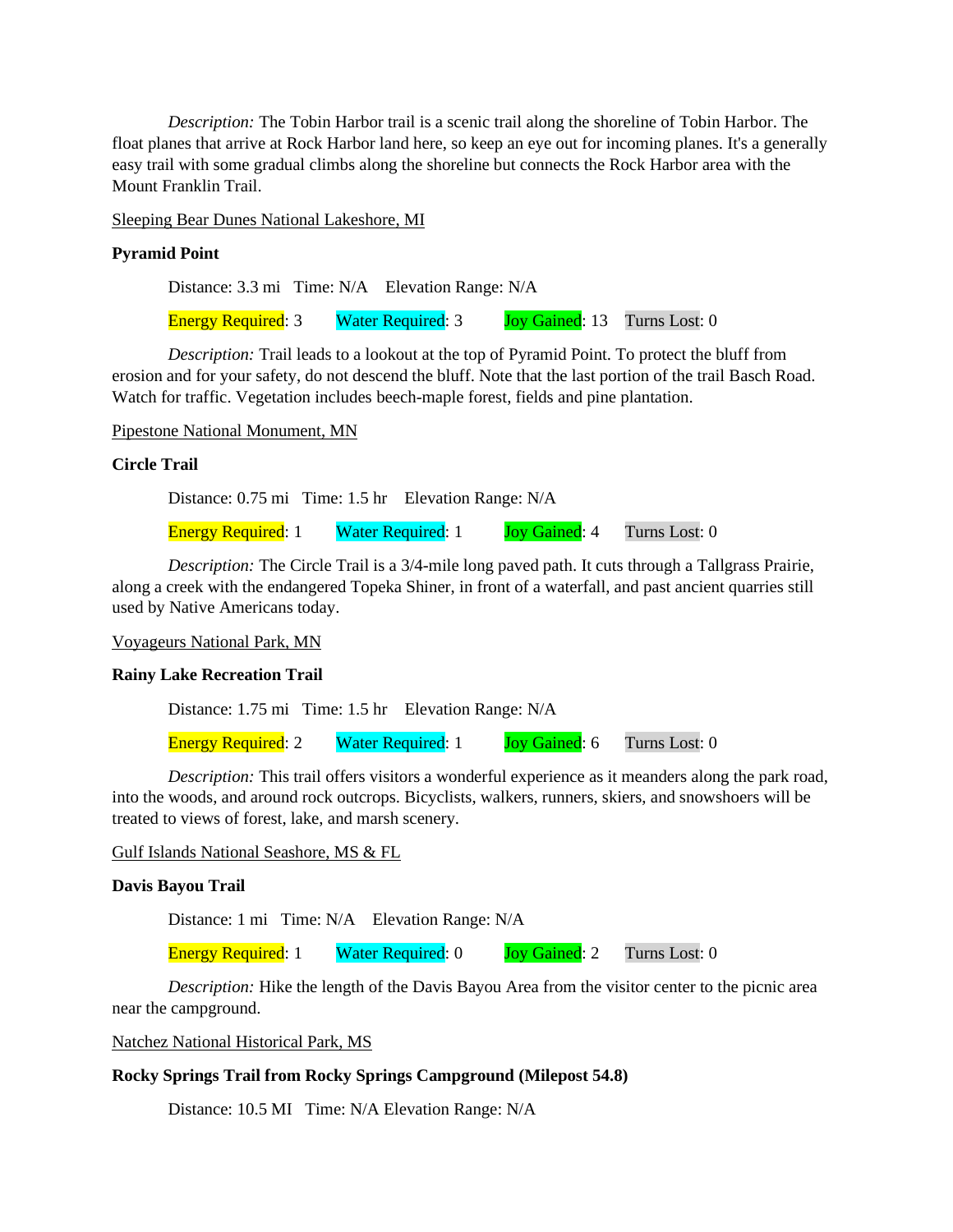*Description:* The Tobin Harbor trail is a scenic trail along the shoreline of Tobin Harbor. The float planes that arrive at Rock Harbor land here, so keep an eye out for incoming planes. It's a generally easy trail with some gradual climbs along the shoreline but connects the Rock Harbor area with the Mount Franklin Trail.

Sleeping Bear Dunes National Lakeshore, MI

**Pyramid Point**

Distance: 3.3 mi   Time: N/A   Elevation Range: N/A

Energy Required: 3   Water Required: 3   Joy Gained: 13   Turns Lost: 0

*Description:* Trail leads to a lookout at the top of Pyramid Point. To protect the bluff from erosion and for your safety, do not descend the bluff. Note that the last portion of the trail Basch Road. Watch for traffic. Vegetation includes beech-maple forest, fields and pine plantation.

Pipestone National Monument, MN

**Circle Trail**

Distance: 0.75 mi   Time: 1.5 hr   Elevation Range: N/A

Energy Required: 1   Water Required: 1   Joy Gained: 4   Turns Lost: 0

*Description:* The Circle Trail is a 3/4-mile long paved path. It cuts through a Tallgrass Prairie, along a creek with the endangered Topeka Shiner, in front of a waterfall, and past ancient quarries still used by Native Americans today.

Voyageurs National Park, MN

**Rainy Lake Recreation Trail**

Distance: 1.75 mi   Time: 1.5 hr   Elevation Range: N/A

Energy Required: 2   Water Required: 1   Joy Gained: 6   Turns Lost: 0

*Description:* This trail offers visitors a wonderful experience as it meanders along the park road, into the woods, and around rock outcrops. Bicyclists, walkers, runners, skiers, and snowshoers will be treated to views of forest, lake, and marsh scenery.

Gulf Islands National Seashore, MS & FL

**Davis Bayou Trail**

Distance: 1 mi   Time: N/A   Elevation Range: N/A

Energy Required: 1   Water Required: 0   Joy Gained: 2   Turns Lost: 0

*Description:* Hike the length of the Davis Bayou Area from the visitor center to the picnic area near the campground.

Natchez National Historical Park, MS

**Rocky Springs Trail from Rocky Springs Campground (Milepost 54.8)**

Distance: 10.5 MI   Time: N/A Elevation Range: N/A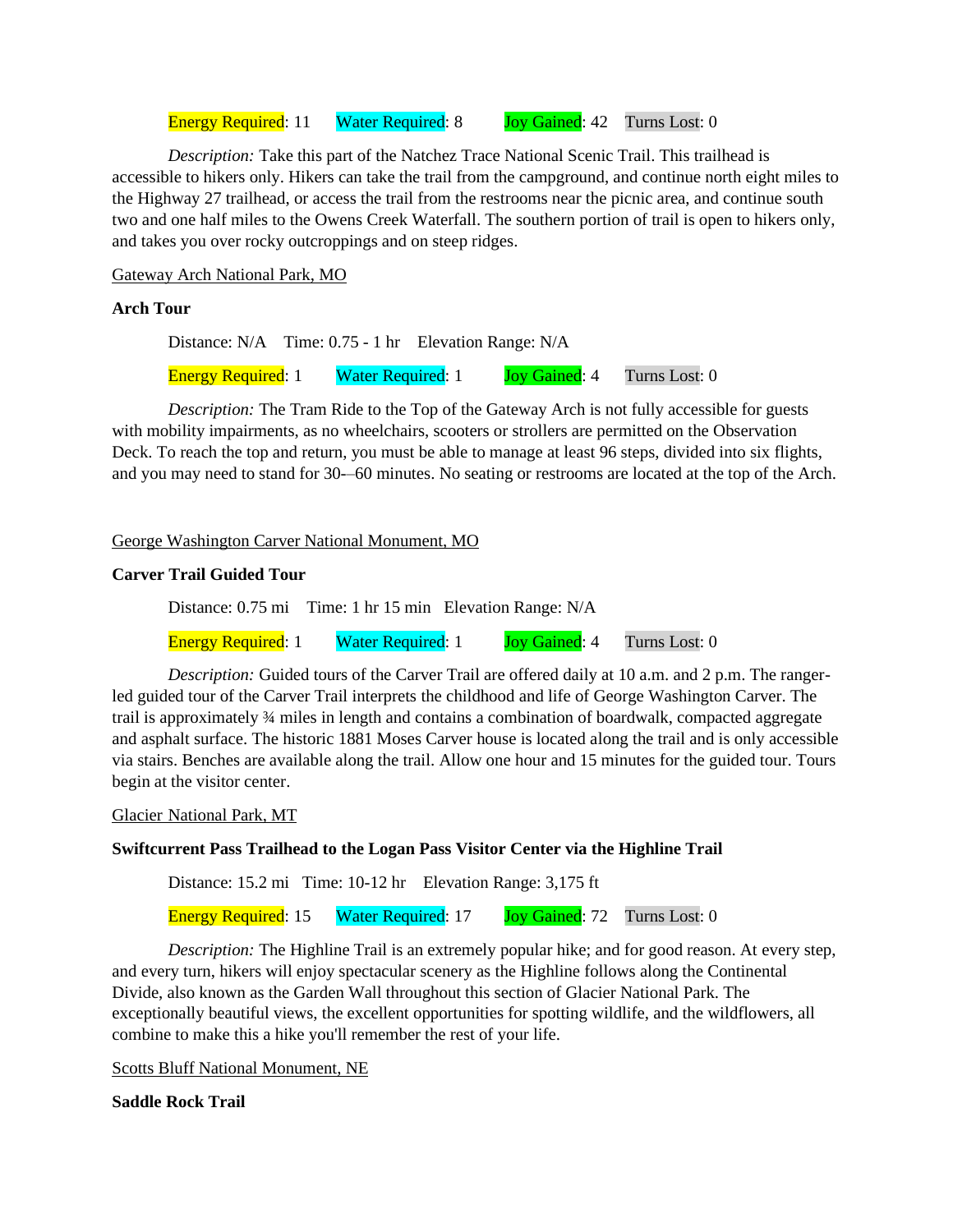Energy Required: 11 Water Required: 8 Joy Gained: 42 Turns Lost: 0

*Description:* Take this part of the Natchez Trace National Scenic Trail. This trailhead is accessible to hikers only. Hikers can take the trail from the campground, and continue north eight miles to the Highway 27 trailhead, or access the trail from the restrooms near the picnic area, and continue south two and one half miles to the Owens Creek Waterfall. The southern portion of trail is open to hikers only, and takes you over rocky outcroppings and on steep ridges.

Gateway Arch National Park, MO

**Arch Tour**

Distance: N/A Time: 0.75 - 1 hr Elevation Range: N/A

Energy Required: 1 Water Required: 1 Joy Gained: 4 Turns Lost: 0

*Description:* The Tram Ride to the Top of the Gateway Arch is not fully accessible for guests with mobility impairments, as no wheelchairs, scooters or strollers are permitted on the Observation Deck. To reach the top and return, you must be able to manage at least 96 steps, divided into six flights, and you may need to stand for 30-–60 minutes. No seating or restrooms are located at the top of the Arch.

George Washington Carver National Monument, MO

**Carver Trail Guided Tour**

Distance: 0.75 mi Time: 1 hr 15 min Elevation Range: N/A

Energy Required: 1 Water Required: 1 Joy Gained: 4 Turns Lost: 0

*Description:* Guided tours of the Carver Trail are offered daily at 10 a.m. and 2 p.m. The ranger-led guided tour of the Carver Trail interprets the childhood and life of George Washington Carver. The trail is approximately ¾ miles in length and contains a combination of boardwalk, compacted aggregate and asphalt surface. The historic 1881 Moses Carver house is located along the trail and is only accessible via stairs. Benches are available along the trail. Allow one hour and 15 minutes for the guided tour. Tours begin at the visitor center.

Glacier National Park, MT

**Swiftcurrent Pass Trailhead to the Logan Pass Visitor Center via the Highline Trail**

Distance: 15.2 mi Time: 10-12 hr Elevation Range: 3,175 ft

Energy Required: 15 Water Required: 17 Joy Gained: 72 Turns Lost: 0

*Description:* The Highline Trail is an extremely popular hike; and for good reason. At every step, and every turn, hikers will enjoy spectacular scenery as the Highline follows along the Continental Divide, also known as the Garden Wall throughout this section of Glacier National Park. The exceptionally beautiful views, the excellent opportunities for spotting wildlife, and the wildflowers, all combine to make this a hike you'll remember the rest of your life.

Scotts Bluff National Monument, NE

**Saddle Rock Trail**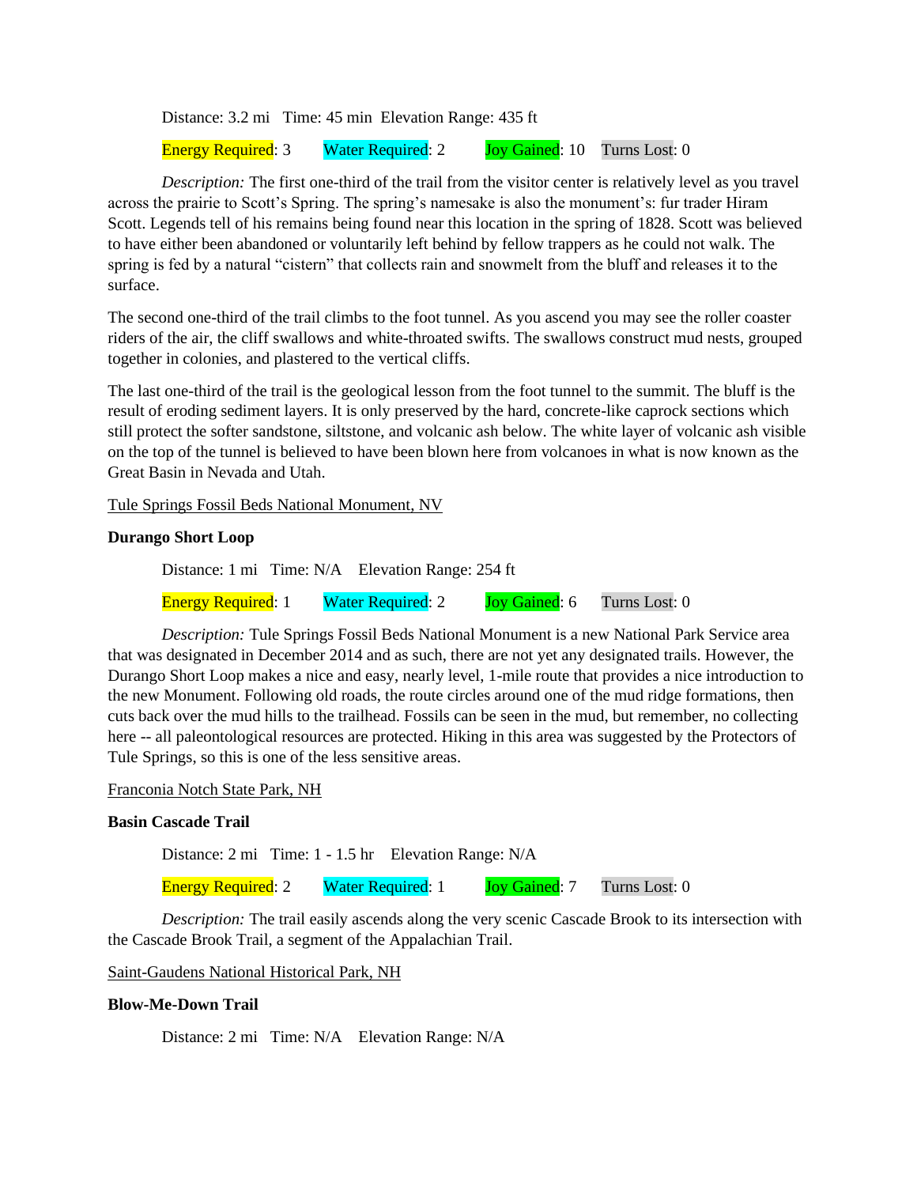Distance: 3.2 mi   Time: 45 min   Elevation Range: 435 ft

Energy Required: 3   Water Required: 2   Joy Gained: 10   Turns Lost: 0

*Description:* The first one-third of the trail from the visitor center is relatively level as you travel across the prairie to Scott's Spring. The spring's namesake is also the monument's: fur trader Hiram Scott. Legends tell of his remains being found near this location in the spring of 1828. Scott was believed to have either been abandoned or voluntarily left behind by fellow trappers as he could not walk. The spring is fed by a natural "cistern" that collects rain and snowmelt from the bluff and releases it to the surface.

The second one-third of the trail climbs to the foot tunnel. As you ascend you may see the roller coaster riders of the air, the cliff swallows and white-throated swifts. The swallows construct mud nests, grouped together in colonies, and plastered to the vertical cliffs.

The last one-third of the trail is the geological lesson from the foot tunnel to the summit. The bluff is the result of eroding sediment layers. It is only preserved by the hard, concrete-like caprock sections which still protect the softer sandstone, siltstone, and volcanic ash below. The white layer of volcanic ash visible on the top of the tunnel is believed to have been blown here from volcanoes in what is now known as the Great Basin in Nevada and Utah.

Tule Springs Fossil Beds National Monument, NV

**Durango Short Loop**

Distance: 1 mi   Time: N/A   Elevation Range: 254 ft

Energy Required: 1   Water Required: 2   Joy Gained: 6   Turns Lost: 0

*Description:* Tule Springs Fossil Beds National Monument is a new National Park Service area that was designated in December 2014 and as such, there are not yet any designated trails. However, the Durango Short Loop makes a nice and easy, nearly level, 1-mile route that provides a nice introduction to the new Monument. Following old roads, the route circles around one of the mud ridge formations, then cuts back over the mud hills to the trailhead. Fossils can be seen in the mud, but remember, no collecting here -- all paleontological resources are protected. Hiking in this area was suggested by the Protectors of Tule Springs, so this is one of the less sensitive areas.

Franconia Notch State Park, NH

**Basin Cascade Trail**

Distance: 2 mi   Time: 1 - 1.5 hr   Elevation Range: N/A

Energy Required: 2   Water Required: 1   Joy Gained: 7   Turns Lost: 0

*Description:* The trail easily ascends along the very scenic Cascade Brook to its intersection with the Cascade Brook Trail, a segment of the Appalachian Trail.

Saint-Gaudens National Historical Park, NH

**Blow-Me-Down Trail**

Distance: 2 mi   Time: N/A   Elevation Range: N/A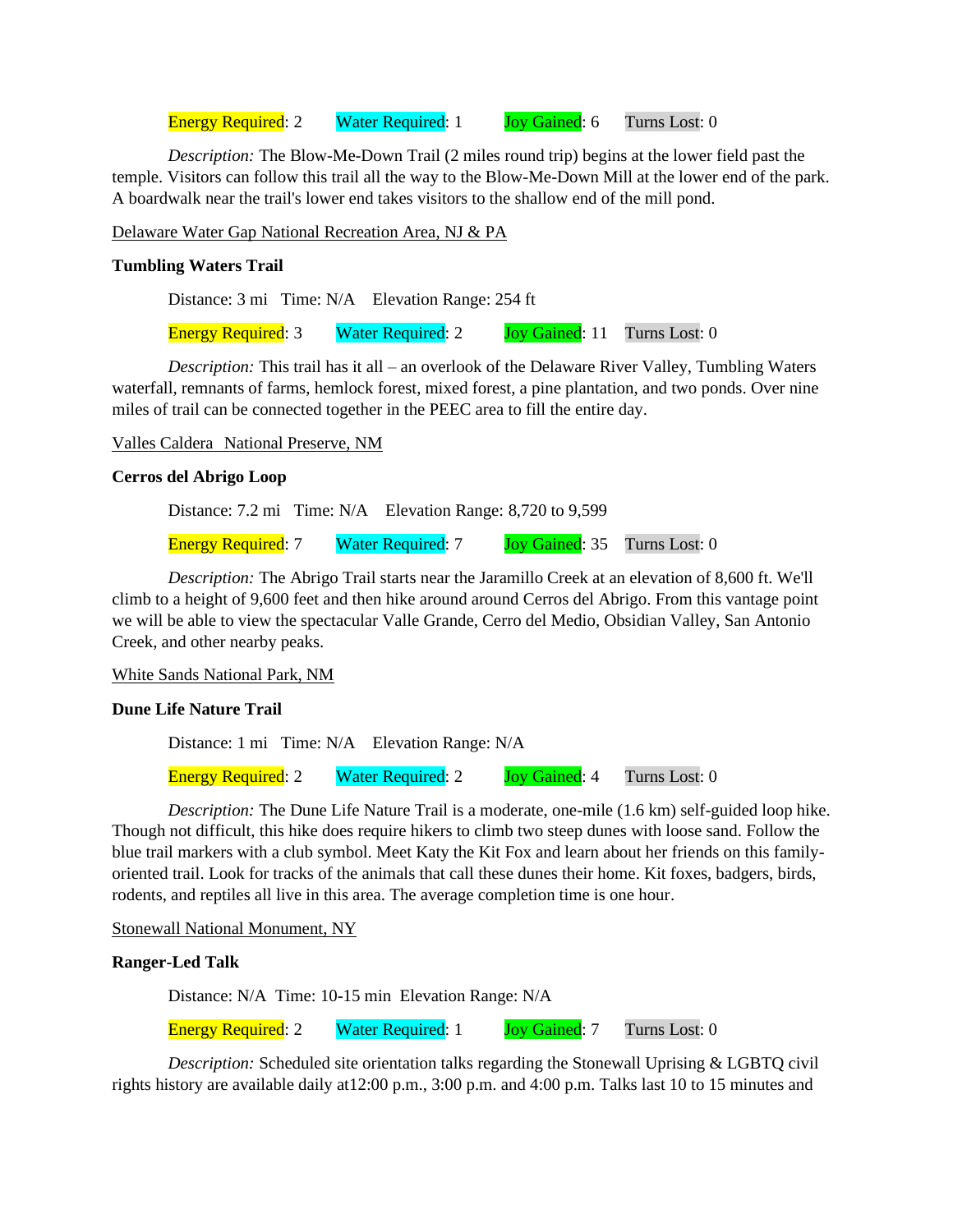Energy Required: 2 Water Required: 1 Joy Gained: 6 Turns Lost: 0

*Description:* The Blow-Me-Down Trail (2 miles round trip) begins at the lower field past the temple. Visitors can follow this trail all the way to the Blow-Me-Down Mill at the lower end of the park. A boardwalk near the trail's lower end takes visitors to the shallow end of the mill pond.

<u>Delaware Water Gap National Recreation Area, NJ & PA</u>

**Tumbling Waters Trail**

Distance: 3 mi Time: N/A Elevation Range: 254 ft

Energy Required: 3 Water Required: 2 Joy Gained: 11 Turns Lost: 0

*Description:* This trail has it all – an overlook of the Delaware River Valley, Tumbling Waters waterfall, remnants of farms, hemlock forest, mixed forest, a pine plantation, and two ponds. Over nine miles of trail can be connected together in the PEEC area to fill the entire day.

<u>Valles Caldera National Preserve, NM</u>

**Cerros del Abrigo Loop**

Distance: 7.2 mi Time: N/A Elevation Range: 8,720 to 9,599

Energy Required: 7 Water Required: 7 Joy Gained: 35 Turns Lost: 0

*Description:* The Abrigo Trail starts near the Jaramillo Creek at an elevation of 8,600 ft. We'll climb to a height of 9,600 feet and then hike around around Cerros del Abrigo. From this vantage point we will be able to view the spectacular Valle Grande, Cerro del Medio, Obsidian Valley, San Antonio Creek, and other nearby peaks.

<u>White Sands National Park, NM</u>

**Dune Life Nature Trail**

Distance: 1 mi Time: N/A Elevation Range: N/A

Energy Required: 2 Water Required: 2 Joy Gained: 4 Turns Lost: 0

*Description:* The Dune Life Nature Trail is a moderate, one-mile (1.6 km) self-guided loop hike. Though not difficult, this hike does require hikers to climb two steep dunes with loose sand. Follow the blue trail markers with a club symbol. Meet Katy the Kit Fox and learn about her friends on this family-oriented trail. Look for tracks of the animals that call these dunes their home. Kit foxes, badgers, birds, rodents, and reptiles all live in this area. The average completion time is one hour.

<u>Stonewall National Monument, NY</u>

**Ranger-Led Talk**

Distance: N/A Time: 10-15 min Elevation Range: N/A

Energy Required: 2 Water Required: 1 Joy Gained: 7 Turns Lost: 0

*Description:* Scheduled site orientation talks regarding the Stonewall Uprising & LGBTQ civil rights history are available daily at12:00 p.m., 3:00 p.m. and 4:00 p.m. Talks last 10 to 15 minutes and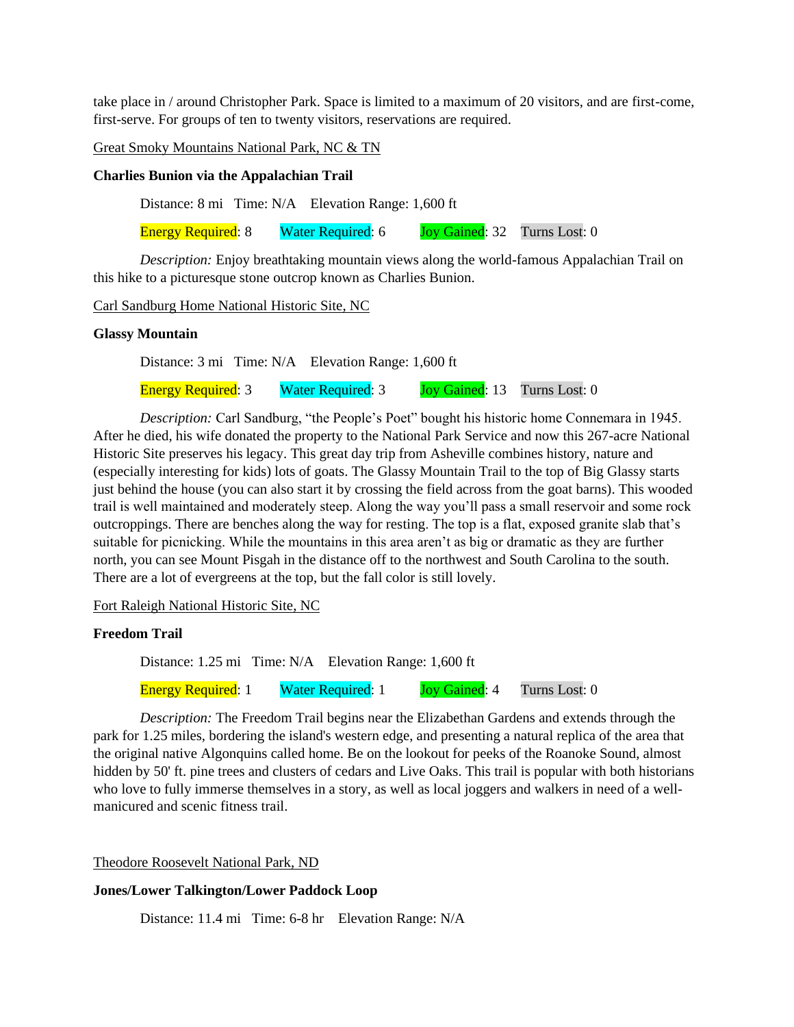take place in / around Christopher Park. Space is limited to a maximum of 20 visitors, and are first-come, first-serve. For groups of ten to twenty visitors, reservations are required.

Great Smoky Mountains National Park, NC & TN

**Charlies Bunion via the Appalachian Trail**

Distance: 8 mi   Time: N/A   Elevation Range: 1,600 ft

Energy Required: 8   Water Required: 6   Joy Gained: 32   Turns Lost: 0

*Description:* Enjoy breathtaking mountain views along the world-famous Appalachian Trail on this hike to a picturesque stone outcrop known as Charlies Bunion.

Carl Sandburg Home National Historic Site, NC

**Glassy Mountain**

Distance: 3 mi   Time: N/A   Elevation Range: 1,600 ft

Energy Required: 3   Water Required: 3   Joy Gained: 13   Turns Lost: 0

*Description:* Carl Sandburg, "the People's Poet" bought his historic home Connemara in 1945. After he died, his wife donated the property to the National Park Service and now this 267-acre National Historic Site preserves his legacy. This great day trip from Asheville combines history, nature and (especially interesting for kids) lots of goats. The Glassy Mountain Trail to the top of Big Glassy starts just behind the house (you can also start it by crossing the field across from the goat barns). This wooded trail is well maintained and moderately steep. Along the way you'll pass a small reservoir and some rock outcroppings. There are benches along the way for resting. The top is a flat, exposed granite slab that's suitable for picnicking. While the mountains in this area aren't as big or dramatic as they are further north, you can see Mount Pisgah in the distance off to the northwest and South Carolina to the south. There are a lot of evergreens at the top, but the fall color is still lovely.

Fort Raleigh National Historic Site, NC

**Freedom Trail**

Distance: 1.25 mi   Time: N/A   Elevation Range: 1,600 ft

Energy Required: 1   Water Required: 1   Joy Gained: 4   Turns Lost: 0

*Description:* The Freedom Trail begins near the Elizabethan Gardens and extends through the park for 1.25 miles, bordering the island's western edge, and presenting a natural replica of the area that the original native Algonquins called home. Be on the lookout for peeks of the Roanoke Sound, almost hidden by 50' ft. pine trees and clusters of cedars and Live Oaks. This trail is popular with both historians who love to fully immerse themselves in a story, as well as local joggers and walkers in need of a well-manicured and scenic fitness trail.

Theodore Roosevelt National Park, ND

**Jones/Lower Talkington/Lower Paddock Loop**

Distance: 11.4 mi   Time: 6-8 hr   Elevation Range: N/A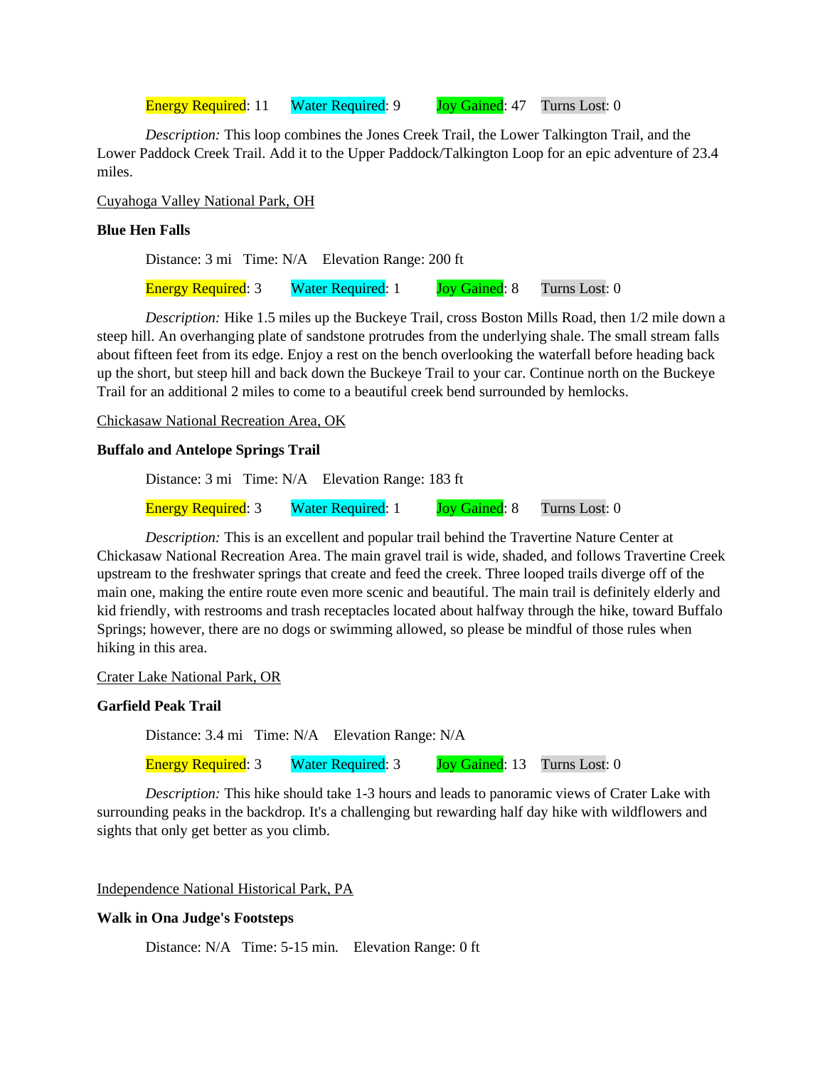Energy Required: 11 Water Required: 9 Joy Gained: 47 Turns Lost: 0

*Description:* This loop combines the Jones Creek Trail, the Lower Talkington Trail, and the Lower Paddock Creek Trail. Add it to the Upper Paddock/Talkington Loop for an epic adventure of 23.4 miles.

Cuyahoga Valley National Park, OH

**Blue Hen Falls**

Distance: 3 mi Time: N/A Elevation Range: 200 ft

Energy Required: 3 Water Required: 1 Joy Gained: 8 Turns Lost: 0

*Description:* Hike 1.5 miles up the Buckeye Trail, cross Boston Mills Road, then 1/2 mile down a steep hill. An overhanging plate of sandstone protrudes from the underlying shale. The small stream falls about fifteen feet from its edge. Enjoy a rest on the bench overlooking the waterfall before heading back up the short, but steep hill and back down the Buckeye Trail to your car. Continue north on the Buckeye Trail for an additional 2 miles to come to a beautiful creek bend surrounded by hemlocks.

Chickasaw National Recreation Area, OK

**Buffalo and Antelope Springs Trail**

Distance: 3 mi Time: N/A Elevation Range: 183 ft

Energy Required: 3 Water Required: 1 Joy Gained: 8 Turns Lost: 0

*Description:* This is an excellent and popular trail behind the Travertine Nature Center at Chickasaw National Recreation Area. The main gravel trail is wide, shaded, and follows Travertine Creek upstream to the freshwater springs that create and feed the creek. Three looped trails diverge off of the main one, making the entire route even more scenic and beautiful. The main trail is definitely elderly and kid friendly, with restrooms and trash receptacles located about halfway through the hike, toward Buffalo Springs; however, there are no dogs or swimming allowed, so please be mindful of those rules when hiking in this area.

Crater Lake National Park, OR

**Garfield Peak Trail**

Distance: 3.4 mi Time: N/A Elevation Range: N/A

Energy Required: 3 Water Required: 3 Joy Gained: 13 Turns Lost: 0

*Description:* This hike should take 1-3 hours and leads to panoramic views of Crater Lake with surrounding peaks in the backdrop. It's a challenging but rewarding half day hike with wildflowers and sights that only get better as you climb.

Independence National Historical Park, PA

**Walk in Ona Judge's Footsteps**

Distance: N/A Time: 5-15 min. Elevation Range: 0 ft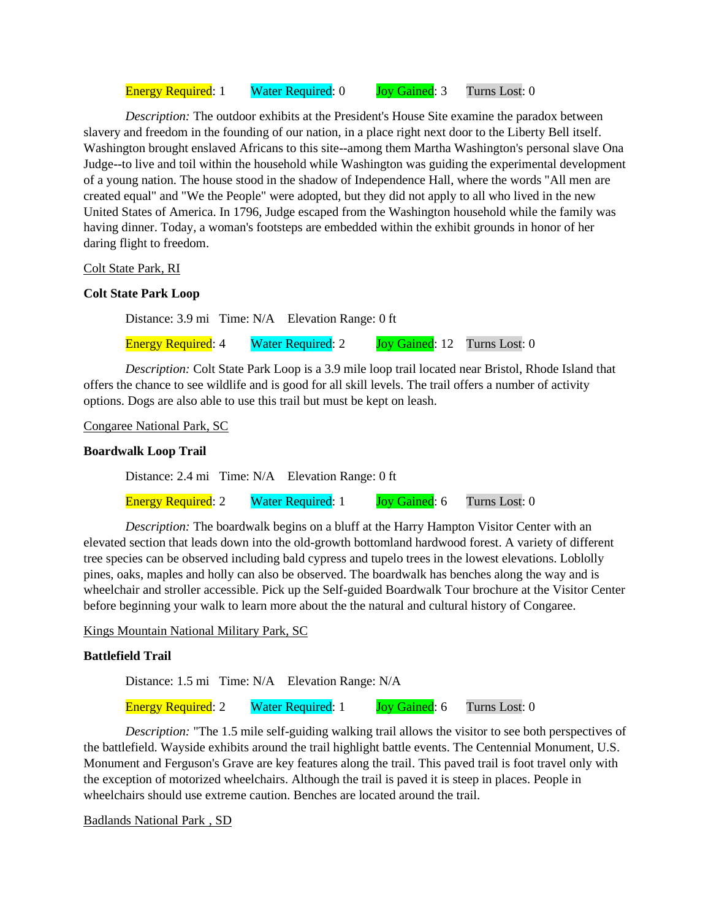Energy Required: 1    Water Required: 0    Joy Gained: 3    Turns Lost: 0

*Description:* The outdoor exhibits at the President's House Site examine the paradox between slavery and freedom in the founding of our nation, in a place right next door to the Liberty Bell itself. Washington brought enslaved Africans to this site--among them Martha Washington's personal slave Ona Judge--to live and toil within the household while Washington was guiding the experimental development of a young nation. The house stood in the shadow of Independence Hall, where the words "All men are created equal" and "We the People" were adopted, but they did not apply to all who lived in the new United States of America. In 1796, Judge escaped from the Washington household while the family was having dinner. Today, a woman's footsteps are embedded within the exhibit grounds in honor of her daring flight to freedom.

<u>Colt State Park, RI</u>

**Colt State Park Loop**

Distance: 3.9 mi    Time: N/A    Elevation Range: 0 ft

Energy Required: 4    Water Required: 2    Joy Gained: 12    Turns Lost: 0

*Description:* Colt State Park Loop is a 3.9 mile loop trail located near Bristol, Rhode Island that offers the chance to see wildlife and is good for all skill levels. The trail offers a number of activity options. Dogs are also able to use this trail but must be kept on leash.

<u>Congaree National Park, SC</u>

**Boardwalk Loop Trail**

Distance: 2.4 mi    Time: N/A    Elevation Range: 0 ft

Energy Required: 2    Water Required: 1    Joy Gained: 6    Turns Lost: 0

*Description:* The boardwalk begins on a bluff at the Harry Hampton Visitor Center with an elevated section that leads down into the old-growth bottomland hardwood forest. A variety of different tree species can be observed including bald cypress and tupelo trees in the lowest elevations. Loblolly pines, oaks, maples and holly can also be observed. The boardwalk has benches along the way and is wheelchair and stroller accessible. Pick up the Self-guided Boardwalk Tour brochure at the Visitor Center before beginning your walk to learn more about the the natural and cultural history of Congaree.

<u>Kings Mountain National Military Park, SC</u>

**Battlefield Trail**

Distance: 1.5 mi    Time: N/A    Elevation Range: N/A

Energy Required: 2    Water Required: 1    Joy Gained: 6    Turns Lost: 0

*Description:* "The 1.5 mile self-guiding walking trail allows the visitor to see both perspectives of the battlefield. Wayside exhibits around the trail highlight battle events. The Centennial Monument, U.S. Monument and Ferguson's Grave are key features along the trail. This paved trail is foot travel only with the exception of motorized wheelchairs. Although the trail is paved it is steep in places. People in wheelchairs should use extreme caution. Benches are located around the trail.

<u>Badlands National Park , SD</u>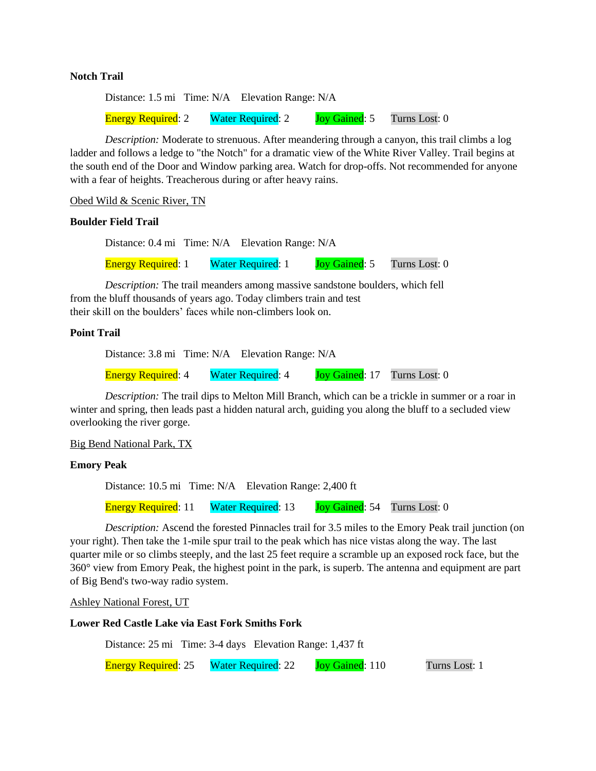**Notch Trail**

Distance: 1.5 mi   Time: N/A   Elevation Range: N/A

Energy Required: 2   Water Required: 2   Joy Gained: 5   Turns Lost: 0

*Description:* Moderate to strenuous. After meandering through a canyon, this trail climbs a log ladder and follows a ledge to "the Notch" for a dramatic view of the White River Valley. Trail begins at the south end of the Door and Window parking area. Watch for drop-offs. Not recommended for anyone with a fear of heights. Treacherous during or after heavy rains.

<u>Obed Wild & Scenic River, TN</u>

**Boulder Field Trail**

Distance: 0.4 mi   Time: N/A   Elevation Range: N/A

Energy Required: 1   Water Required: 1   Joy Gained: 5   Turns Lost: 0

*Description:* The trail meanders among massive sandstone boulders, which fell from the bluff thousands of years ago. Today climbers train and test their skill on the boulders' faces while non-climbers look on.

**Point Trail**

Distance: 3.8 mi   Time: N/A   Elevation Range: N/A

Energy Required: 4   Water Required: 4   Joy Gained: 17   Turns Lost: 0

*Description:* The trail dips to Melton Mill Branch, which can be a trickle in summer or a roar in winter and spring, then leads past a hidden natural arch, guiding you along the bluff to a secluded view overlooking the river gorge.

<u>Big Bend National Park, TX</u>

**Emory Peak**

Distance: 10.5 mi   Time: N/A   Elevation Range: 2,400 ft

Energy Required: 11   Water Required: 13   Joy Gained: 54   Turns Lost: 0

*Description:* Ascend the forested Pinnacles trail for 3.5 miles to the Emory Peak trail junction (on your right). Then take the 1-mile spur trail to the peak which has nice vistas along the way. The last quarter mile or so climbs steeply, and the last 25 feet require a scramble up an exposed rock face, but the 360° view from Emory Peak, the highest point in the park, is superb. The antenna and equipment are part of Big Bend's two-way radio system.

<u>Ashley National Forest, UT</u>

**Lower Red Castle Lake via East Fork Smiths Fork**

Distance: 25 mi   Time: 3-4 days   Elevation Range: 1,437 ft

Energy Required: 25   Water Required: 22   Joy Gained: 110   Turns Lost: 1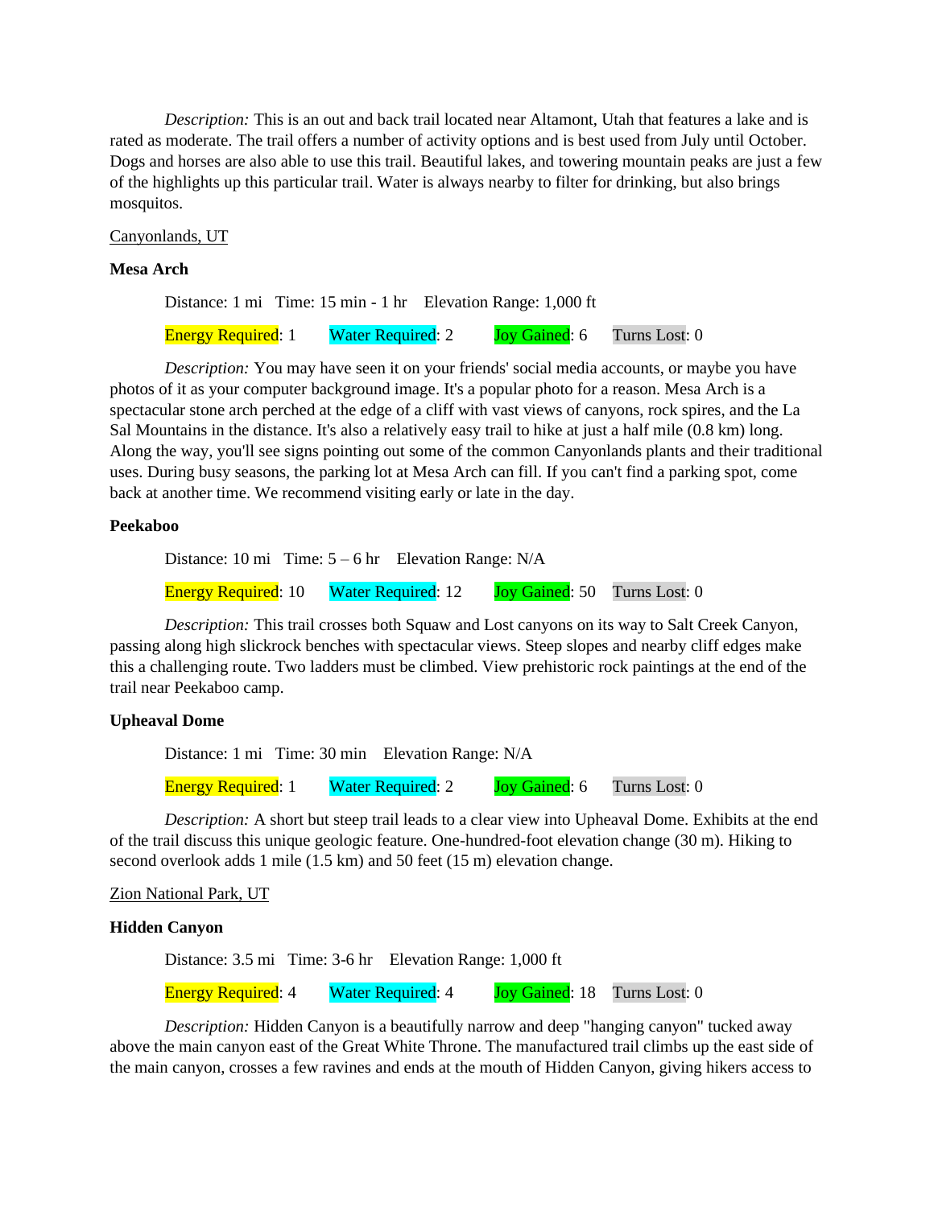*Description:* This is an out and back trail located near Altamont, Utah that features a lake and is rated as moderate. The trail offers a number of activity options and is best used from July until October. Dogs and horses are also able to use this trail. Beautiful lakes, and towering mountain peaks are just a few of the highlights up this particular trail. Water is always nearby to filter for drinking, but also brings mosquitos.

Canyonlands, UT

**Mesa Arch**

Distance: 1 mi   Time: 15 min - 1 hr   Elevation Range: 1,000 ft

Energy Required: 1   Water Required: 2   Joy Gained: 6   Turns Lost: 0

*Description:* You may have seen it on your friends' social media accounts, or maybe you have photos of it as your computer background image. It's a popular photo for a reason. Mesa Arch is a spectacular stone arch perched at the edge of a cliff with vast views of canyons, rock spires, and the La Sal Mountains in the distance. It's also a relatively easy trail to hike at just a half mile (0.8 km) long. Along the way, you'll see signs pointing out some of the common Canyonlands plants and their traditional uses. During busy seasons, the parking lot at Mesa Arch can fill. If you can't find a parking spot, come back at another time. We recommend visiting early or late in the day.

**Peekaboo**

Distance: 10 mi   Time: 5 – 6 hr   Elevation Range: N/A

Energy Required: 10   Water Required: 12   Joy Gained: 50   Turns Lost: 0

*Description:* This trail crosses both Squaw and Lost canyons on its way to Salt Creek Canyon, passing along high slickrock benches with spectacular views. Steep slopes and nearby cliff edges make this a challenging route. Two ladders must be climbed. View prehistoric rock paintings at the end of the trail near Peekaboo camp.

**Upheaval Dome**

Distance: 1 mi   Time: 30 min   Elevation Range: N/A

Energy Required: 1   Water Required: 2   Joy Gained: 6   Turns Lost: 0

*Description:* A short but steep trail leads to a clear view into Upheaval Dome. Exhibits at the end of the trail discuss this unique geologic feature. One-hundred-foot elevation change (30 m). Hiking to second overlook adds 1 mile (1.5 km) and 50 feet (15 m) elevation change.

Zion National Park, UT

**Hidden Canyon**

Distance: 3.5 mi   Time: 3-6 hr   Elevation Range: 1,000 ft

Energy Required: 4   Water Required: 4   Joy Gained: 18   Turns Lost: 0

*Description:* Hidden Canyon is a beautifully narrow and deep "hanging canyon" tucked away above the main canyon east of the Great White Throne. The manufactured trail climbs up the east side of the main canyon, crosses a few ravines and ends at the mouth of Hidden Canyon, giving hikers access to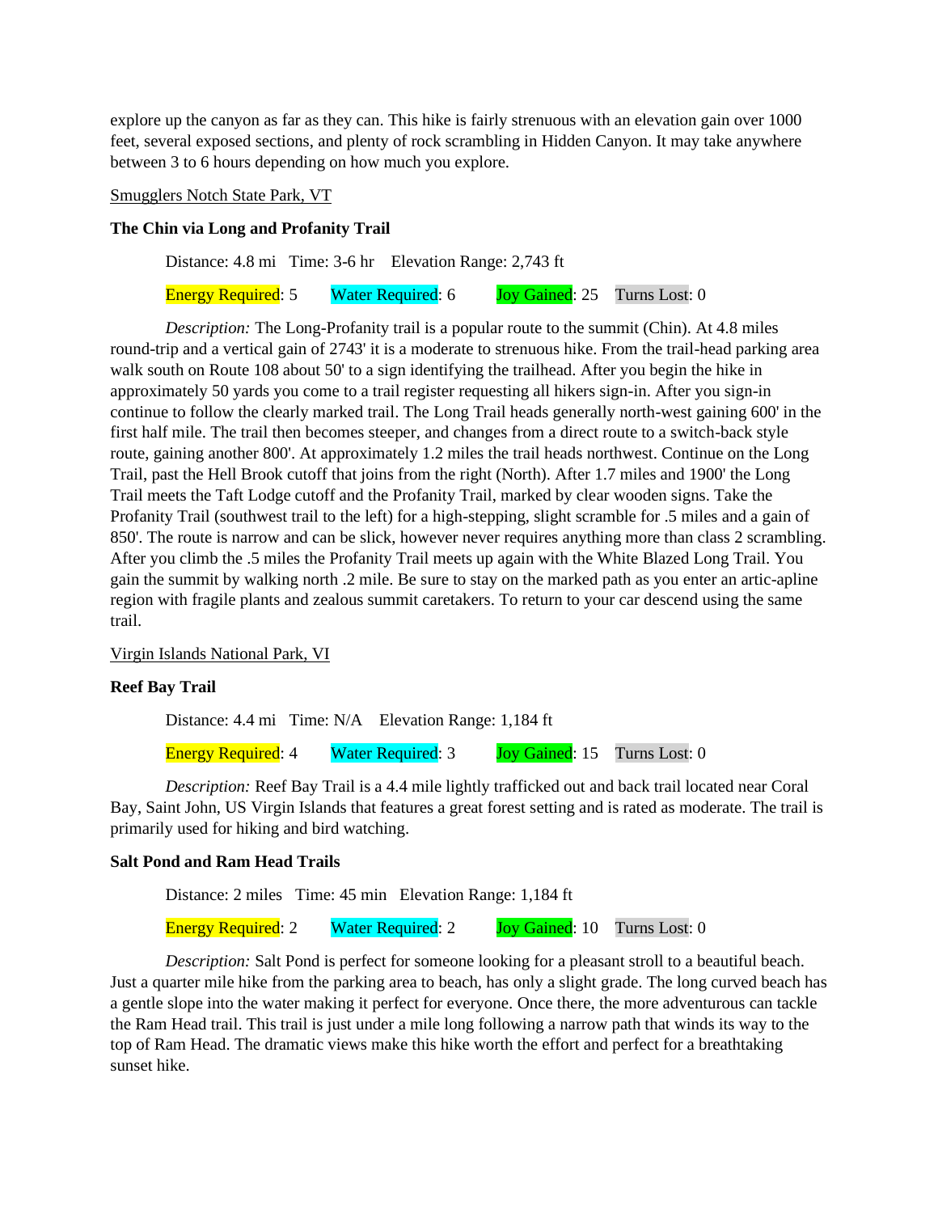explore up the canyon as far as they can. This hike is fairly strenuous with an elevation gain over 1000 feet, several exposed sections, and plenty of rock scrambling in Hidden Canyon. It may take anywhere between 3 to 6 hours depending on how much you explore.

Smugglers Notch State Park, VT

**The Chin via Long and Profanity Trail**

Distance: 4.8 mi   Time: 3-6 hr   Elevation Range: 2,743 ft

Energy Required: 5   Water Required: 6   Joy Gained: 25   Turns Lost: 0

*Description:* The Long-Profanity trail is a popular route to the summit (Chin). At 4.8 miles round-trip and a vertical gain of 2743' it is a moderate to strenuous hike. From the trail-head parking area walk south on Route 108 about 50' to a sign identifying the trailhead. After you begin the hike in approximately 50 yards you come to a trail register requesting all hikers sign-in. After you sign-in continue to follow the clearly marked trail. The Long Trail heads generally north-west gaining 600' in the first half mile. The trail then becomes steeper, and changes from a direct route to a switch-back style route, gaining another 800'. At approximately 1.2 miles the trail heads northwest. Continue on the Long Trail, past the Hell Brook cutoff that joins from the right (North). After 1.7 miles and 1900' the Long Trail meets the Taft Lodge cutoff and the Profanity Trail, marked by clear wooden signs. Take the Profanity Trail (southwest trail to the left) for a high-stepping, slight scramble for .5 miles and a gain of 850'. The route is narrow and can be slick, however never requires anything more than class 2 scrambling. After you climb the .5 miles the Profanity Trail meets up again with the White Blazed Long Trail. You gain the summit by walking north .2 mile. Be sure to stay on the marked path as you enter an artic-apline region with fragile plants and zealous summit caretakers. To return to your car descend using the same trail.

Virgin Islands National Park, VI

**Reef Bay Trail**

Distance: 4.4 mi   Time: N/A   Elevation Range: 1,184 ft

Energy Required: 4   Water Required: 3   Joy Gained: 15   Turns Lost: 0

*Description:* Reef Bay Trail is a 4.4 mile lightly trafficked out and back trail located near Coral Bay, Saint John, US Virgin Islands that features a great forest setting and is rated as moderate. The trail is primarily used for hiking and bird watching.

**Salt Pond and Ram Head Trails**

Distance: 2 miles   Time: 45 min   Elevation Range: 1,184 ft

Energy Required: 2   Water Required: 2   Joy Gained: 10   Turns Lost: 0

*Description:* Salt Pond is perfect for someone looking for a pleasant stroll to a beautiful beach. Just a quarter mile hike from the parking area to beach, has only a slight grade. The long curved beach has a gentle slope into the water making it perfect for everyone. Once there, the more adventurous can tackle the Ram Head trail. This trail is just under a mile long following a narrow path that winds its way to the top of Ram Head. The dramatic views make this hike worth the effort and perfect for a breathtaking sunset hike.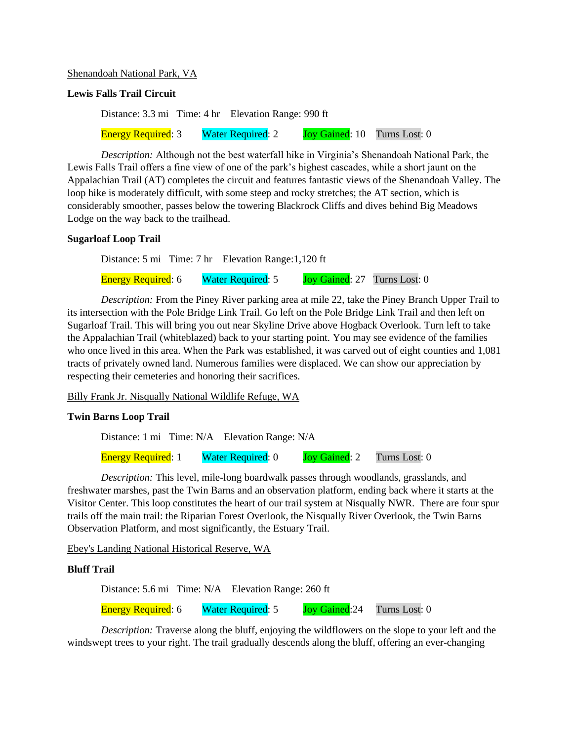Shenandoah National Park, VA

**Lewis Falls Trail Circuit**

Distance: 3.3 mi   Time: 4 hr   Elevation Range: 990 ft

Energy Required: 3   Water Required: 2   Joy Gained: 10   Turns Lost: 0

*Description:* Although not the best waterfall hike in Virginia's Shenandoah National Park, the Lewis Falls Trail offers a fine view of one of the park's highest cascades, while a short jaunt on the Appalachian Trail (AT) completes the circuit and features fantastic views of the Shenandoah Valley. The loop hike is moderately difficult, with some steep and rocky stretches; the AT section, which is considerably smoother, passes below the towering Blackrock Cliffs and dives behind Big Meadows Lodge on the way back to the trailhead.

**Sugarloaf Loop Trail**

Distance: 5 mi   Time: 7 hr   Elevation Range:1,120 ft

Energy Required: 6   Water Required: 5   Joy Gained: 27   Turns Lost: 0

*Description:* From the Piney River parking area at mile 22, take the Piney Branch Upper Trail to its intersection with the Pole Bridge Link Trail. Go left on the Pole Bridge Link Trail and then left on Sugarloaf Trail. This will bring you out near Skyline Drive above Hogback Overlook. Turn left to take the Appalachian Trail (whiteblazed) back to your starting point. You may see evidence of the families who once lived in this area. When the Park was established, it was carved out of eight counties and 1,081 tracts of privately owned land. Numerous families were displaced. We can show our appreciation by respecting their cemeteries and honoring their sacrifices.

Billy Frank Jr. Nisqually National Wildlife Refuge, WA

**Twin Barns Loop Trail**

Distance: 1 mi   Time: N/A   Elevation Range: N/A

Energy Required: 1   Water Required: 0   Joy Gained: 2   Turns Lost: 0

*Description:* This level, mile-long boardwalk passes through woodlands, grasslands, and freshwater marshes, past the Twin Barns and an observation platform, ending back where it starts at the Visitor Center. This loop constitutes the heart of our trail system at Nisqually NWR. There are four spur trails off the main trail: the Riparian Forest Overlook, the Nisqually River Overlook, the Twin Barns Observation Platform, and most significantly, the Estuary Trail.

Ebey's Landing National Historical Reserve, WA

**Bluff Trail**

Distance: 5.6 mi   Time: N/A   Elevation Range: 260 ft

Energy Required: 6   Water Required: 5   Joy Gained:24   Turns Lost: 0

*Description:* Traverse along the bluff, enjoying the wildflowers on the slope to your left and the windswept trees to your right. The trail gradually descends along the bluff, offering an ever-changing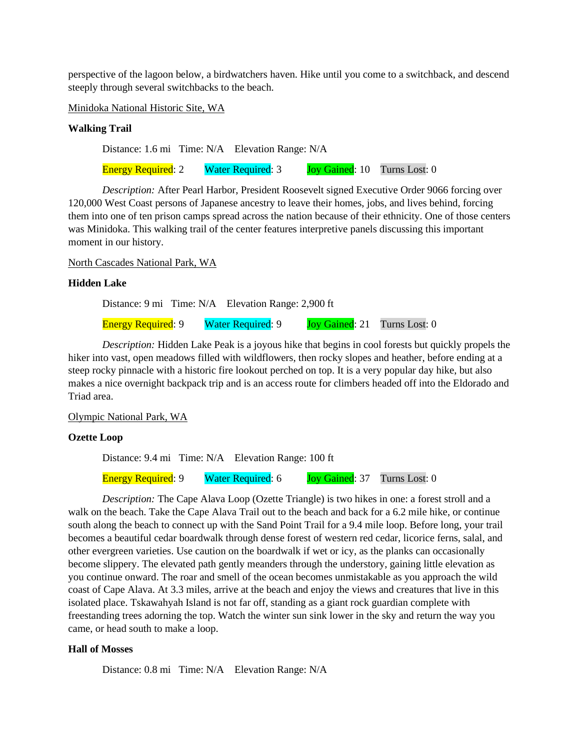perspective of the lagoon below, a birdwatchers haven. Hike until you come to a switchback, and descend steeply through several switchbacks to the beach.

Minidoka National Historic Site, WA

**Walking Trail**

Distance: 1.6 mi   Time: N/A   Elevation Range: N/A

Energy Required: 2   Water Required: 3   Joy Gained: 10   Turns Lost: 0

*Description:* After Pearl Harbor, President Roosevelt signed Executive Order 9066 forcing over 120,000 West Coast persons of Japanese ancestry to leave their homes, jobs, and lives behind, forcing them into one of ten prison camps spread across the nation because of their ethnicity. One of those centers was Minidoka. This walking trail of the center features interpretive panels discussing this important moment in our history.

North Cascades National Park, WA

**Hidden Lake**

Distance: 9 mi   Time: N/A   Elevation Range: 2,900 ft

Energy Required: 9   Water Required: 9   Joy Gained: 21   Turns Lost: 0

*Description:* Hidden Lake Peak is a joyous hike that begins in cool forests but quickly propels the hiker into vast, open meadows filled with wildflowers, then rocky slopes and heather, before ending at a steep rocky pinnacle with a historic fire lookout perched on top. It is a very popular day hike, but also makes a nice overnight backpack trip and is an access route for climbers headed off into the Eldorado and Triad area.

Olympic National Park, WA

**Ozette Loop**

Distance: 9.4 mi   Time: N/A   Elevation Range: 100 ft

Energy Required: 9   Water Required: 6   Joy Gained: 37   Turns Lost: 0

*Description:* The Cape Alava Loop (Ozette Triangle) is two hikes in one: a forest stroll and a walk on the beach. Take the Cape Alava Trail out to the beach and back for a 6.2 mile hike, or continue south along the beach to connect up with the Sand Point Trail for a 9.4 mile loop. Before long, your trail becomes a beautiful cedar boardwalk through dense forest of western red cedar, licorice ferns, salal, and other evergreen varieties. Use caution on the boardwalk if wet or icy, as the planks can occasionally become slippery. The elevated path gently meanders through the understory, gaining little elevation as you continue onward. The roar and smell of the ocean becomes unmistakable as you approach the wild coast of Cape Alava. At 3.3 miles, arrive at the beach and enjoy the views and creatures that live in this isolated place. Tskawahyah Island is not far off, standing as a giant rock guardian complete with freestanding trees adorning the top. Watch the winter sun sink lower in the sky and return the way you came, or head south to make a loop.

**Hall of Mosses**

Distance: 0.8 mi   Time: N/A   Elevation Range: N/A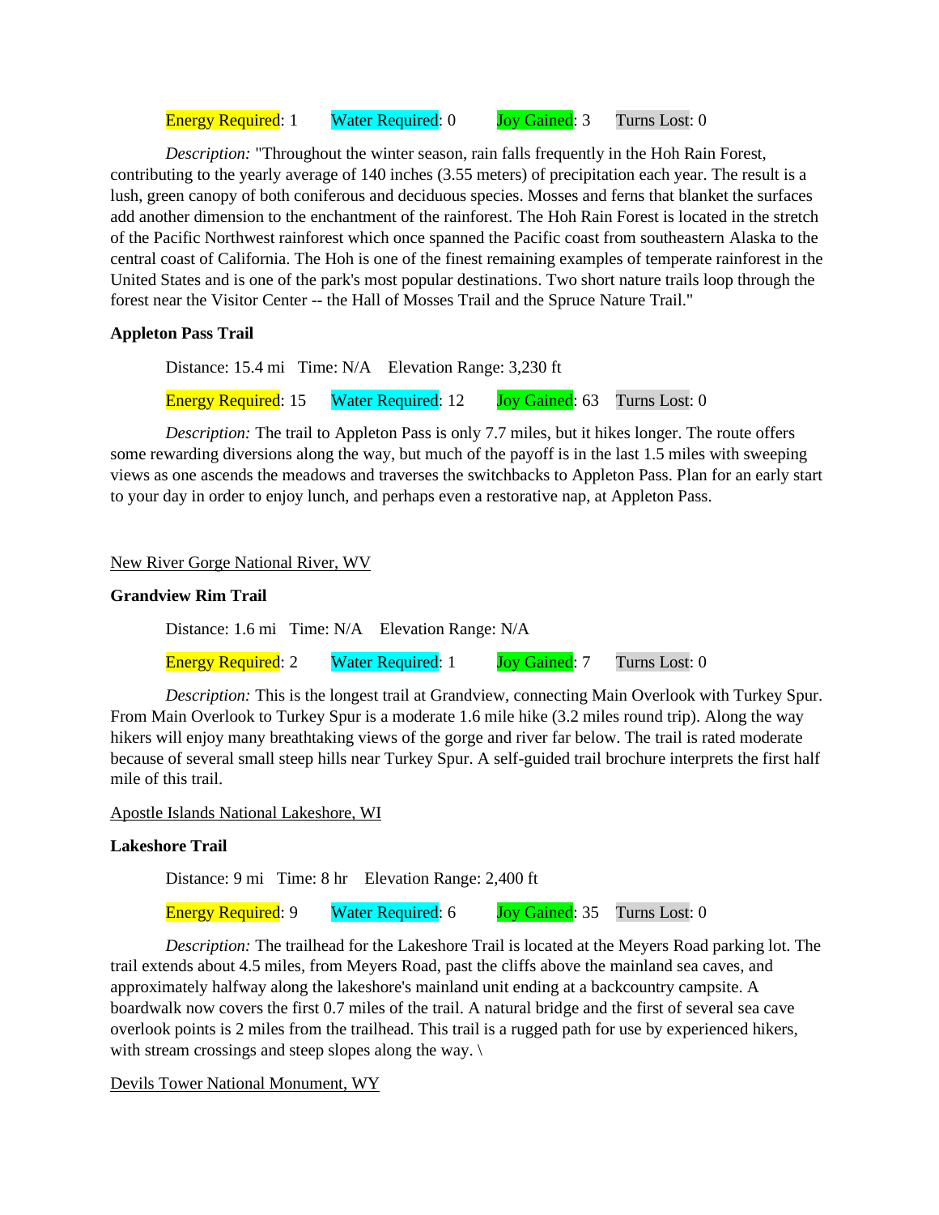Energy Required: 1    Water Required: 0    Joy Gained: 3    Turns Lost: 0

*Description:* "Throughout the winter season, rain falls frequently in the Hoh Rain Forest, contributing to the yearly average of 140 inches (3.55 meters) of precipitation each year. The result is a lush, green canopy of both coniferous and deciduous species. Mosses and ferns that blanket the surfaces add another dimension to the enchantment of the rainforest. The Hoh Rain Forest is located in the stretch of the Pacific Northwest rainforest which once spanned the Pacific coast from southeastern Alaska to the central coast of California. The Hoh is one of the finest remaining examples of temperate rainforest in the United States and is one of the park's most popular destinations. Two short nature trails loop through the forest near the Visitor Center -- the Hall of Mosses Trail and the Spruce Nature Trail."

**Appleton Pass Trail**

Distance: 15.4 mi   Time: N/A   Elevation Range: 3,230 ft

Energy Required: 15    Water Required: 12    Joy Gained: 63    Turns Lost: 0

*Description:* The trail to Appleton Pass is only 7.7 miles, but it hikes longer. The route offers some rewarding diversions along the way, but much of the payoff is in the last 1.5 miles with sweeping views as one ascends the meadows and traverses the switchbacks to Appleton Pass. Plan for an early start to your day in order to enjoy lunch, and perhaps even a restorative nap, at Appleton Pass.

<u>New River Gorge National River, WV</u>

**Grandview Rim Trail**

Distance: 1.6 mi   Time: N/A   Elevation Range: N/A

Energy Required: 2    Water Required: 1    Joy Gained: 7    Turns Lost: 0

*Description:* This is the longest trail at Grandview, connecting Main Overlook with Turkey Spur. From Main Overlook to Turkey Spur is a moderate 1.6 mile hike (3.2 miles round trip). Along the way hikers will enjoy many breathtaking views of the gorge and river far below. The trail is rated moderate because of several small steep hills near Turkey Spur. A self-guided trail brochure interprets the first half mile of this trail.

<u>Apostle Islands National Lakeshore, WI</u>

**Lakeshore Trail**

Distance: 9 mi   Time: 8 hr   Elevation Range: 2,400 ft

Energy Required: 9    Water Required: 6    Joy Gained: 35    Turns Lost: 0

*Description:* The trailhead for the Lakeshore Trail is located at the Meyers Road parking lot. The trail extends about 4.5 miles, from Meyers Road, past the cliffs above the mainland sea caves, and approximately halfway along the lakeshore's mainland unit ending at a backcountry campsite. A boardwalk now covers the first 0.7 miles of the trail. A natural bridge and the first of several sea cave overlook points is 2 miles from the trailhead. This trail is a rugged path for use by experienced hikers, with stream crossings and steep slopes along the way. \

<u>Devils Tower National Monument, WY</u>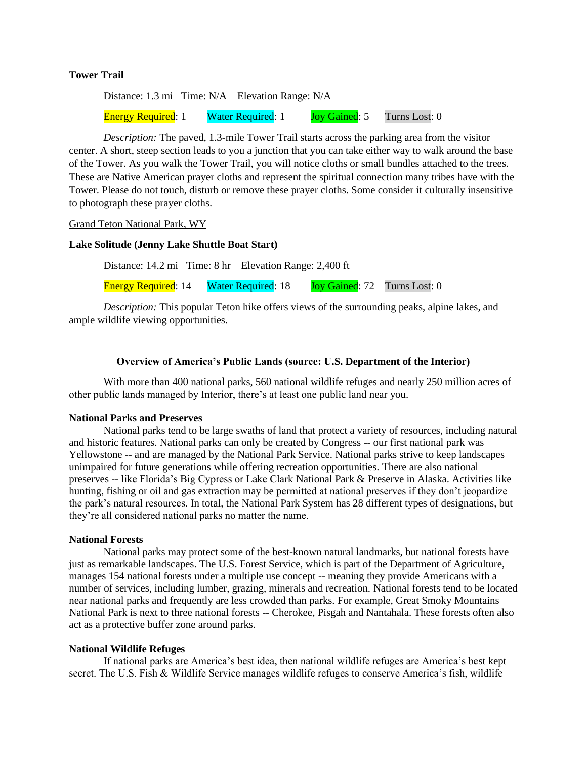**Tower Trail**

Distance: 1.3 mi   Time: N/A   Elevation Range: N/A

Energy Required: 1   Water Required: 1   Joy Gained: 5   Turns Lost: 0

*Description:* The paved, 1.3-mile Tower Trail starts across the parking area from the visitor center. A short, steep section leads to you a junction that you can take either way to walk around the base of the Tower. As you walk the Tower Trail, you will notice cloths or small bundles attached to the trees. These are Native American prayer cloths and represent the spiritual connection many tribes have with the Tower. Please do not touch, disturb or remove these prayer cloths. Some consider it culturally insensitive to photograph these prayer cloths.

<u>Grand Teton National Park, WY</u>

**Lake Solitude (Jenny Lake Shuttle Boat Start)**

Distance: 14.2 mi   Time: 8 hr   Elevation Range: 2,400 ft

Energy Required: 14   Water Required: 18   Joy Gained: 72   Turns Lost: 0

*Description:* This popular Teton hike offers views of the surrounding peaks, alpine lakes, and ample wildlife viewing opportunities.

**Overview of America's Public Lands (source: U.S. Department of the Interior)**

With more than 400 national parks, 560 national wildlife refuges and nearly 250 million acres of other public lands managed by Interior, there's at least one public land near you.

**National Parks and Preserves**

National parks tend to be large swaths of land that protect a variety of resources, including natural and historic features. National parks can only be created by Congress -- our first national park was Yellowstone -- and are managed by the National Park Service. National parks strive to keep landscapes unimpaired for future generations while offering recreation opportunities. There are also national preserves -- like Florida's Big Cypress or Lake Clark National Park & Preserve in Alaska. Activities like hunting, fishing or oil and gas extraction may be permitted at national preserves if they don't jeopardize the park's natural resources. In total, the National Park System has 28 different types of designations, but they're all considered national parks no matter the name.

**National Forests**

National parks may protect some of the best-known natural landmarks, but national forests have just as remarkable landscapes. The U.S. Forest Service, which is part of the Department of Agriculture, manages 154 national forests under a multiple use concept -- meaning they provide Americans with a number of services, including lumber, grazing, minerals and recreation. National forests tend to be located near national parks and frequently are less crowded than parks. For example, Great Smoky Mountains National Park is next to three national forests -- Cherokee, Pisgah and Nantahala. These forests often also act as a protective buffer zone around parks.

**National Wildlife Refuges**

If national parks are America's best idea, then national wildlife refuges are America's best kept secret. The U.S. Fish & Wildlife Service manages wildlife refuges to conserve America's fish, wildlife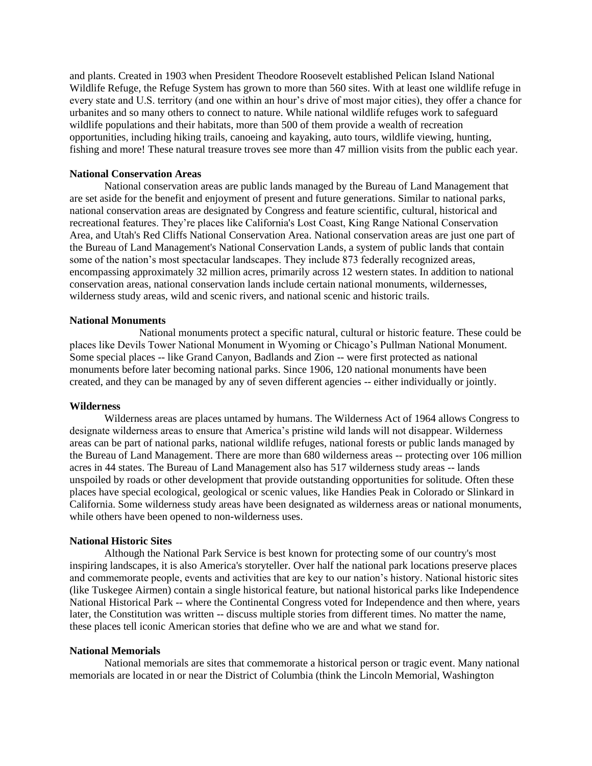and plants. Created in 1903 when President Theodore Roosevelt established Pelican Island National Wildlife Refuge, the Refuge System has grown to more than 560 sites. With at least one wildlife refuge in every state and U.S. territory (and one within an hour's drive of most major cities), they offer a chance for urbanites and so many others to connect to nature. While national wildlife refuges work to safeguard wildlife populations and their habitats, more than 500 of them provide a wealth of recreation opportunities, including hiking trails, canoeing and kayaking, auto tours, wildlife viewing, hunting, fishing and more! These natural treasure troves see more than 47 million visits from the public each year.

**National Conservation Areas**

National conservation areas are public lands managed by the Bureau of Land Management that are set aside for the benefit and enjoyment of present and future generations. Similar to national parks, national conservation areas are designated by Congress and feature scientific, cultural, historical and recreational features. They're places like California's Lost Coast, King Range National Conservation Area, and Utah's Red Cliffs National Conservation Area. National conservation areas are just one part of the Bureau of Land Management's National Conservation Lands, a system of public lands that contain some of the nation's most spectacular landscapes. They include 873 federally recognized areas, encompassing approximately 32 million acres, primarily across 12 western states. In addition to national conservation areas, national conservation lands include certain national monuments, wildernesses, wilderness study areas, wild and scenic rivers, and national scenic and historic trails.

**National Monuments**

National monuments protect a specific natural, cultural or historic feature. These could be places like Devils Tower National Monument in Wyoming or Chicago's Pullman National Monument. Some special places -- like Grand Canyon, Badlands and Zion -- were first protected as national monuments before later becoming national parks. Since 1906, 120 national monuments have been created, and they can be managed by any of seven different agencies -- either individually or jointly.

**Wilderness**

Wilderness areas are places untamed by humans. The Wilderness Act of 1964 allows Congress to designate wilderness areas to ensure that America's pristine wild lands will not disappear. Wilderness areas can be part of national parks, national wildlife refuges, national forests or public lands managed by the Bureau of Land Management. There are more than 680 wilderness areas -- protecting over 106 million acres in 44 states. The Bureau of Land Management also has 517 wilderness study areas -- lands unspoiled by roads or other development that provide outstanding opportunities for solitude. Often these places have special ecological, geological or scenic values, like Handies Peak in Colorado or Slinkard in California. Some wilderness study areas have been designated as wilderness areas or national monuments, while others have been opened to non-wilderness uses.

**National Historic Sites**

Although the National Park Service is best known for protecting some of our country's most inspiring landscapes, it is also America's storyteller. Over half the national park locations preserve places and commemorate people, events and activities that are key to our nation's history. National historic sites (like Tuskegee Airmen) contain a single historical feature, but national historical parks like Independence National Historical Park -- where the Continental Congress voted for Independence and then where, years later, the Constitution was written -- discuss multiple stories from different times. No matter the name, these places tell iconic American stories that define who we are and what we stand for.

**National Memorials**

National memorials are sites that commemorate a historical person or tragic event. Many national memorials are located in or near the District of Columbia (think the Lincoln Memorial, Washington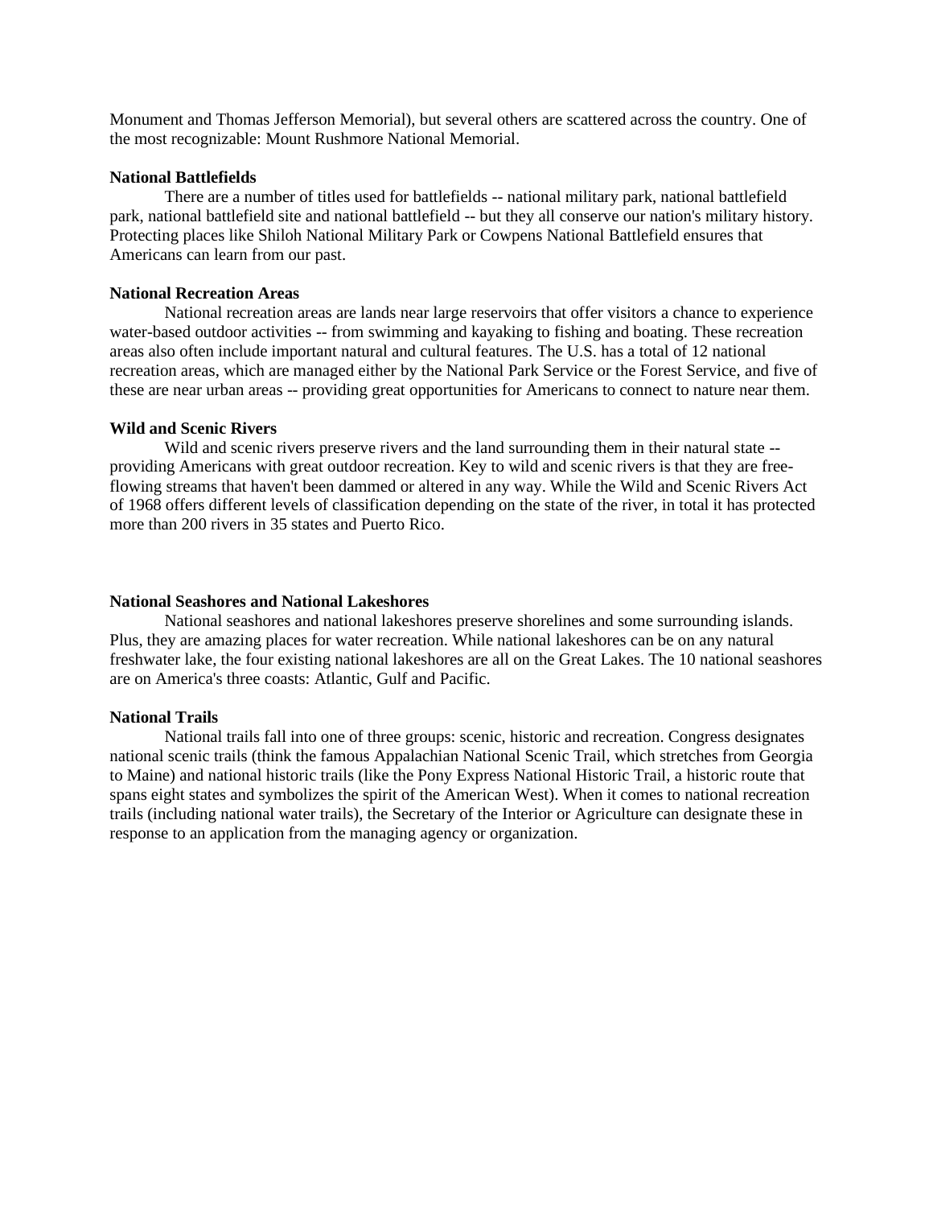Monument and Thomas Jefferson Memorial), but several others are scattered across the country. One of the most recognizable: Mount Rushmore National Memorial.

**National Battlefields**

There are a number of titles used for battlefields -- national military park, national battlefield park, national battlefield site and national battlefield -- but they all conserve our nation's military history. Protecting places like Shiloh National Military Park or Cowpens National Battlefield ensures that Americans can learn from our past.

**National Recreation Areas**

National recreation areas are lands near large reservoirs that offer visitors a chance to experience water-based outdoor activities -- from swimming and kayaking to fishing and boating. These recreation areas also often include important natural and cultural features. The U.S. has a total of 12 national recreation areas, which are managed either by the National Park Service or the Forest Service, and five of these are near urban areas -- providing great opportunities for Americans to connect to nature near them.

**Wild and Scenic Rivers**

Wild and scenic rivers preserve rivers and the land surrounding them in their natural state -- providing Americans with great outdoor recreation. Key to wild and scenic rivers is that they are free-flowing streams that haven't been dammed or altered in any way. While the Wild and Scenic Rivers Act of 1968 offers different levels of classification depending on the state of the river, in total it has protected more than 200 rivers in 35 states and Puerto Rico.

**National Seashores and National Lakeshores**

National seashores and national lakeshores preserve shorelines and some surrounding islands. Plus, they are amazing places for water recreation. While national lakeshores can be on any natural freshwater lake, the four existing national lakeshores are all on the Great Lakes. The 10 national seashores are on America's three coasts: Atlantic, Gulf and Pacific.

**National Trails**

National trails fall into one of three groups: scenic, historic and recreation. Congress designates national scenic trails (think the famous Appalachian National Scenic Trail, which stretches from Georgia to Maine) and national historic trails (like the Pony Express National Historic Trail, a historic route that spans eight states and symbolizes the spirit of the American West). When it comes to national recreation trails (including national water trails), the Secretary of the Interior or Agriculture can designate these in response to an application from the managing agency or organization.